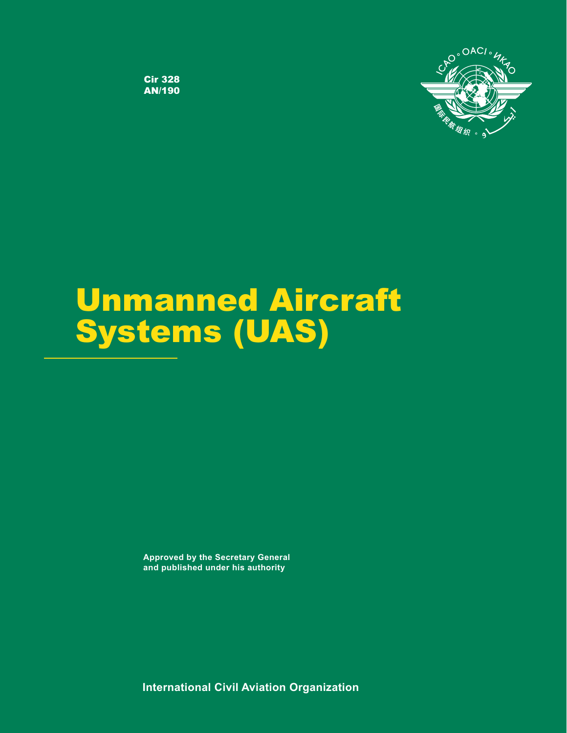Cir 328
AN/190

# Unmanned Aircraft Systems (UAS)

**Approved by the Secretary General and published under his authority**

**International Civil Aviation Organization**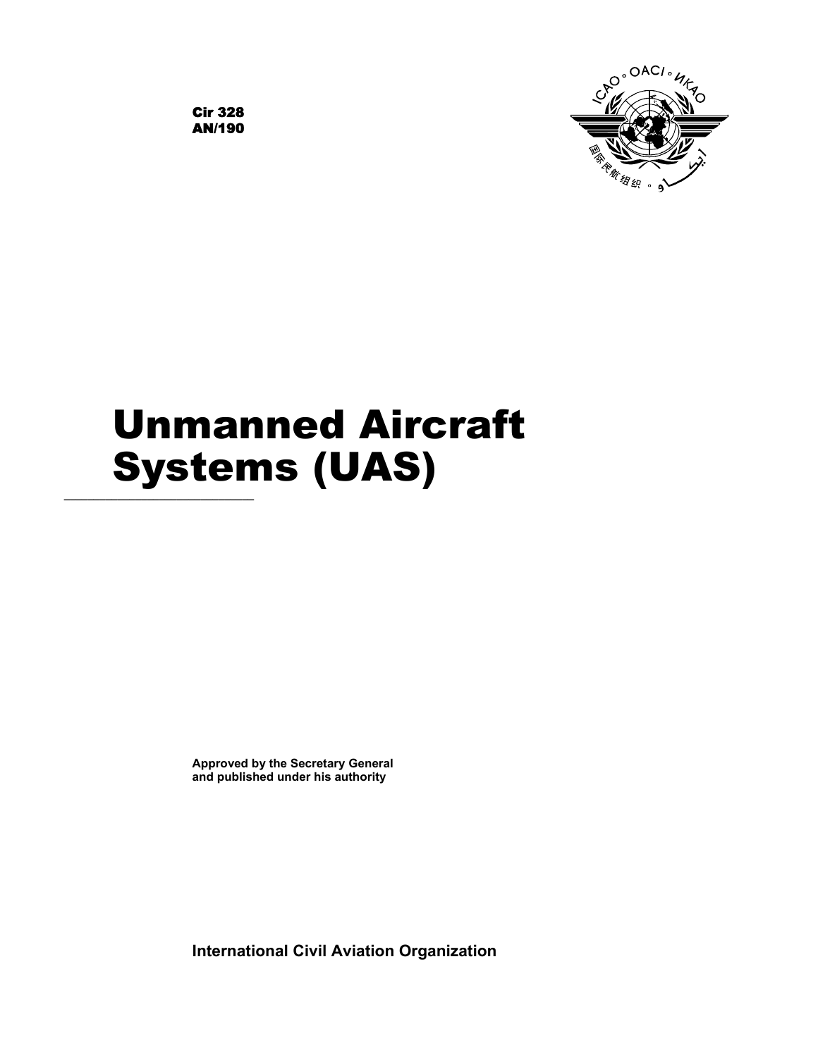Cir 328
AN/190

# Unmanned Aircraft Systems (UAS)

**Approved by the Secretary General and published under his authority**

**International Civil Aviation Organization**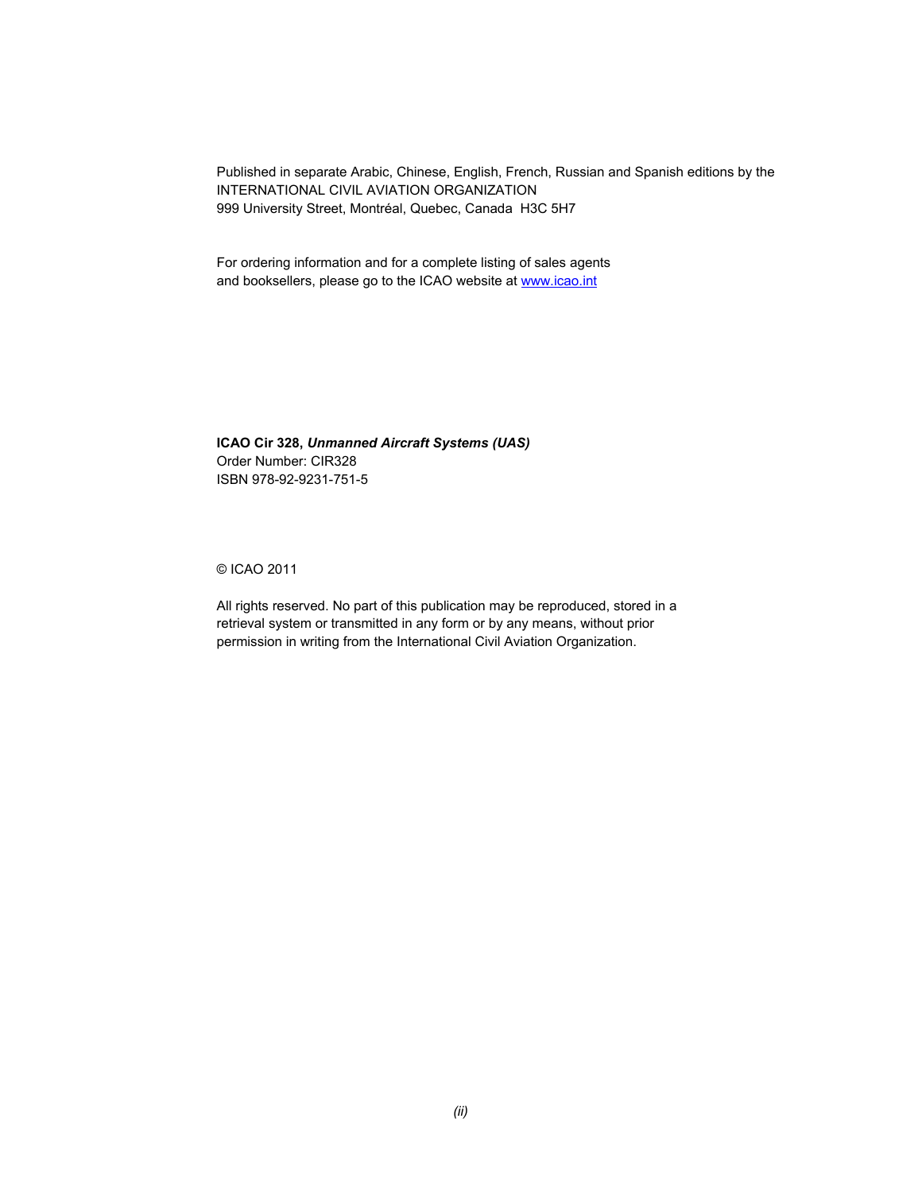Published in separate Arabic, Chinese, English, French, Russian and Spanish editions by the
INTERNATIONAL CIVIL AVIATION ORGANIZATION
999 University Street, Montréal, Quebec, Canada H3C 5H7

For ordering information and for a complete listing of sales agents
and booksellers, please go to the ICAO website at [www.icao.int](http://www.icao.int)

**ICAO Cir 328, *Unmanned Aircraft Systems (UAS)***
Order Number: CIR328
ISBN 978-92-9231-751-5

© ICAO 2011

All rights reserved. No part of this publication may be reproduced, stored in a
retrieval system or transmitted in any form or by any means, without prior
permission in writing from the International Civil Aviation Organization.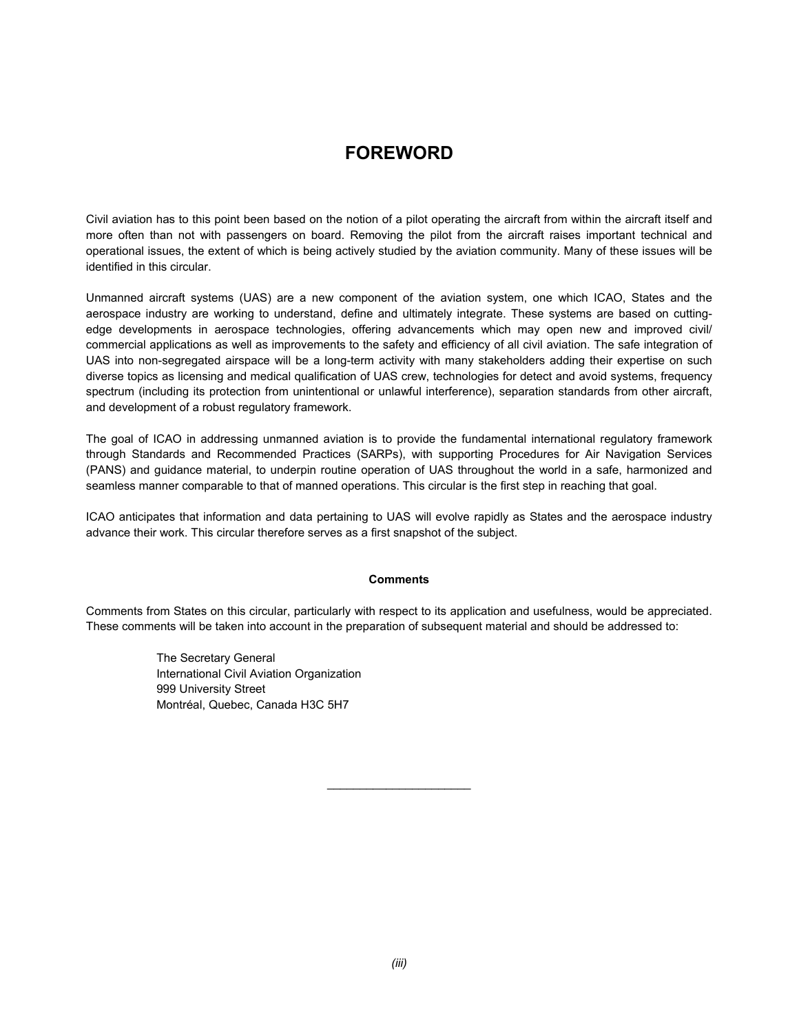# FOREWORD

Civil aviation has to this point been based on the notion of a pilot operating the aircraft from within the aircraft itself and more often than not with passengers on board. Removing the pilot from the aircraft raises important technical and operational issues, the extent of which is being actively studied by the aviation community. Many of these issues will be identified in this circular.

Unmanned aircraft systems (UAS) are a new component of the aviation system, one which ICAO, States and the aerospace industry are working to understand, define and ultimately integrate. These systems are based on cutting-edge developments in aerospace technologies, offering advancements which may open new and improved civil/ commercial applications as well as improvements to the safety and efficiency of all civil aviation. The safe integration of UAS into non-segregated airspace will be a long-term activity with many stakeholders adding their expertise on such diverse topics as licensing and medical qualification of UAS crew, technologies for detect and avoid systems, frequency spectrum (including its protection from unintentional or unlawful interference), separation standards from other aircraft, and development of a robust regulatory framework.

The goal of ICAO in addressing unmanned aviation is to provide the fundamental international regulatory framework through Standards and Recommended Practices (SARPs), with supporting Procedures for Air Navigation Services (PANS) and guidance material, to underpin routine operation of UAS throughout the world in a safe, harmonized and seamless manner comparable to that of manned operations. This circular is the first step in reaching that goal.

ICAO anticipates that information and data pertaining to UAS will evolve rapidly as States and the aerospace industry advance their work. This circular therefore serves as a first snapshot of the subject.

**Comments**

Comments from States on this circular, particularly with respect to its application and usefulness, would be appreciated. These comments will be taken into account in the preparation of subsequent material and should be addressed to:

The Secretary General
International Civil Aviation Organization
999 University Street
Montréal, Quebec, Canada H3C 5H7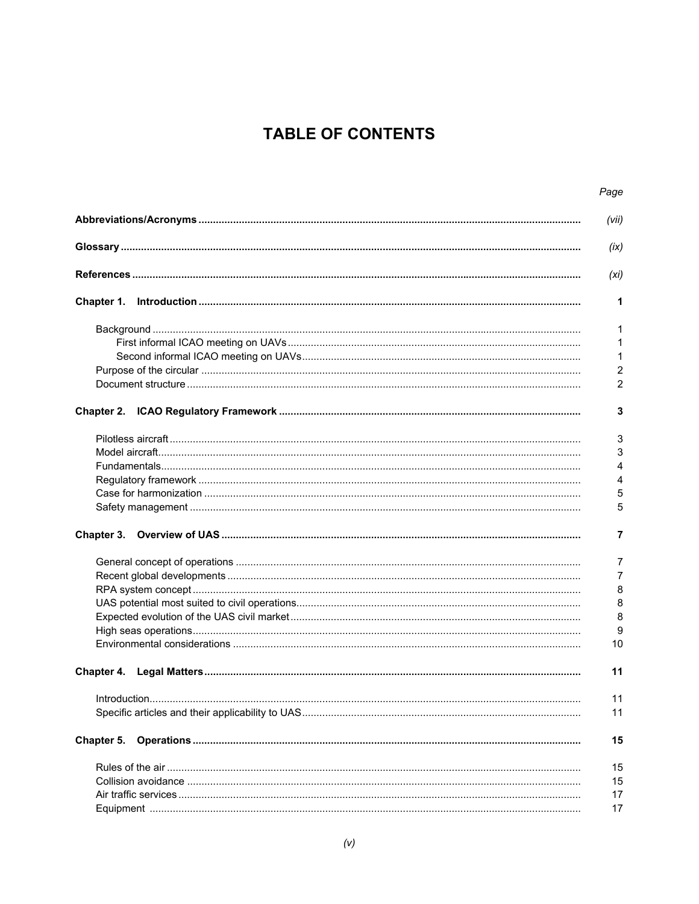# TABLE OF CONTENTS

| | Page |
|---|---|
| **Abbreviations/Acronyms** | *(vii)* |
| **Glossary** | *(ix)* |
| **References** | *(xi)* |
| **Chapter 1. Introduction** | **1** |
| Background | 1 |
| First informal ICAO meeting on UAVs | 1 |
| Second informal ICAO meeting on UAVs | 1 |
| Purpose of the circular | 2 |
| Document structure | 2 |
| **Chapter 2. ICAO Regulatory Framework** | **3** |
| Pilotless aircraft | 3 |
| Model aircraft | 3 |
| Fundamentals | 4 |
| Regulatory framework | 4 |
| Case for harmonization | 5 |
| Safety management | 5 |
| **Chapter 3. Overview of UAS** | **7** |
| General concept of operations | 7 |
| Recent global developments | 7 |
| RPA system concept | 8 |
| UAS potential most suited to civil operations | 8 |
| Expected evolution of the UAS civil market | 8 |
| High seas operations | 9 |
| Environmental considerations | 10 |
| **Chapter 4. Legal Matters** | **11** |
| Introduction | 11 |
| Specific articles and their applicability to UAS | 11 |
| **Chapter 5. Operations** | **15** |
| Rules of the air | 15 |
| Collision avoidance | 15 |
| Air traffic services | 17 |
| Equipment | 17 |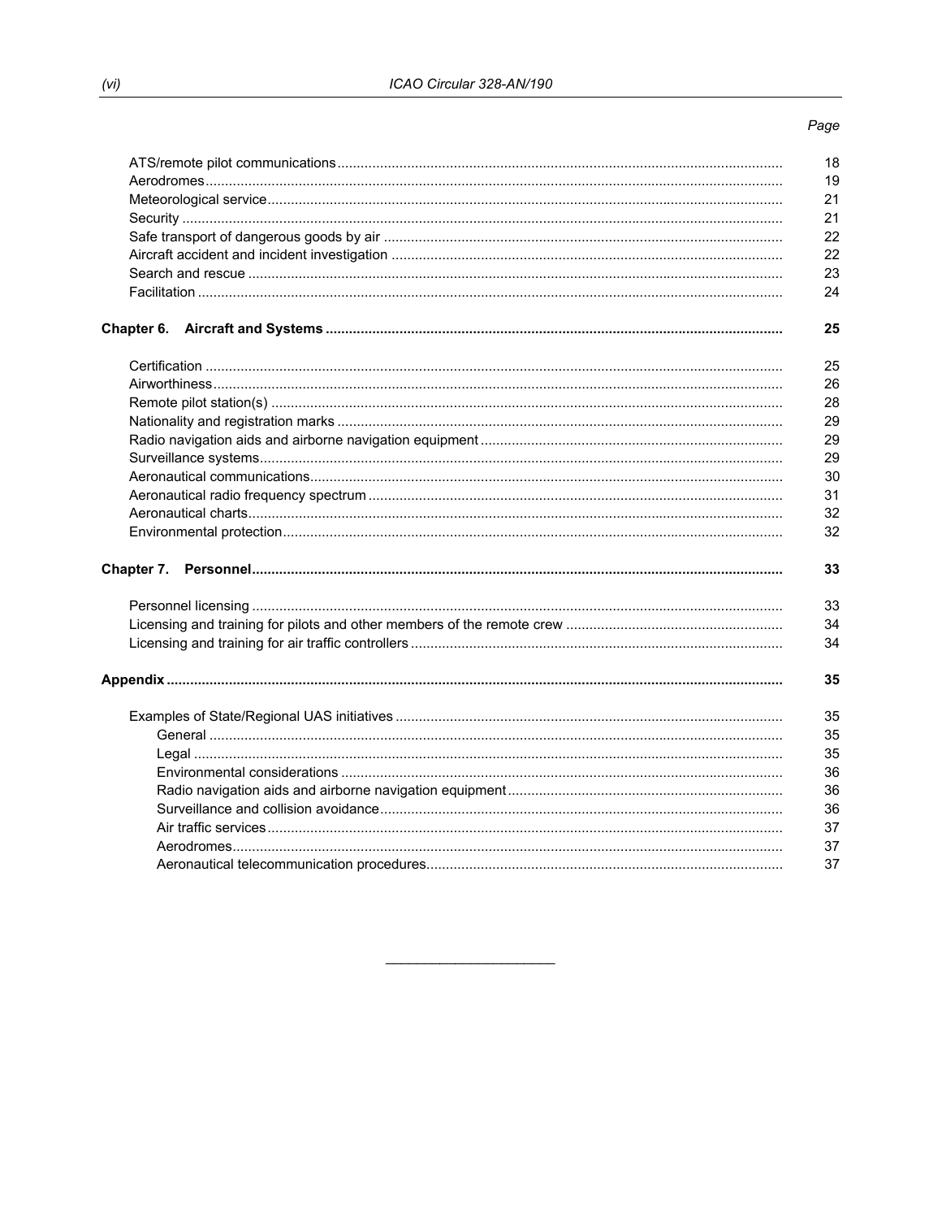| | Page |
|---|---|
| ATS/remote pilot communications | 18 |
| Aerodromes | 19 |
| Meteorological service | 21 |
| Security | 21 |
| Safe transport of dangerous goods by air | 22 |
| Aircraft accident and incident investigation | 22 |
| Search and rescue | 23 |
| Facilitation | 24 |
| **Chapter 6. Aircraft and Systems** | **25** |
| Certification | 25 |
| Airworthiness | 26 |
| Remote pilot station(s) | 28 |
| Nationality and registration marks | 29 |
| Radio navigation aids and airborne navigation equipment | 29 |
| Surveillance systems | 29 |
| Aeronautical communications | 30 |
| Aeronautical radio frequency spectrum | 31 |
| Aeronautical charts | 32 |
| Environmental protection | 32 |
| **Chapter 7. Personnel** | **33** |
| Personnel licensing | 33 |
| Licensing and training for pilots and other members of the remote crew | 34 |
| Licensing and training for air traffic controllers | 34 |
| **Appendix** | **35** |
| Examples of State/Regional UAS initiatives | 35 |
| General | 35 |
| Legal | 35 |
| Environmental considerations | 36 |
| Radio navigation aids and airborne navigation equipment | 36 |
| Surveillance and collision avoidance | 36 |
| Air traffic services | 37 |
| Aerodromes | 37 |
| Aeronautical telecommunication procedures | 37 |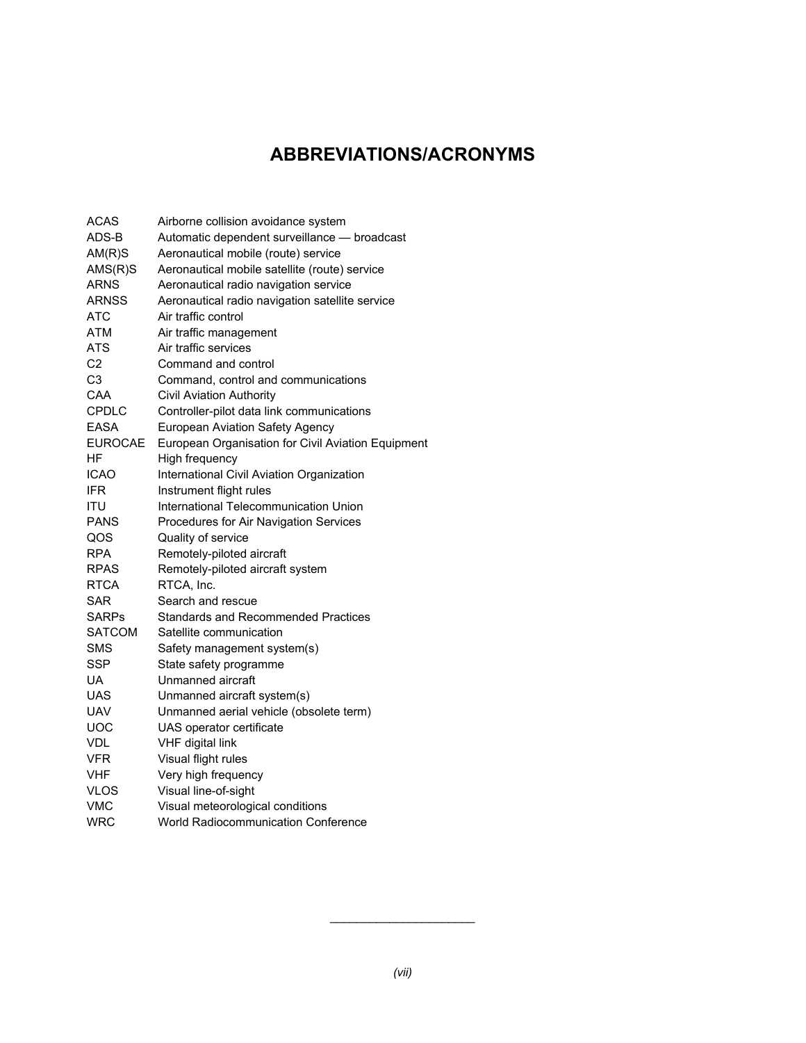# ABBREVIATIONS/ACRONYMS

| | |
|---|---|
| ACAS | Airborne collision avoidance system |
| ADS-B | Automatic dependent surveillance — broadcast |
| AM(R)S | Aeronautical mobile (route) service |
| AMS(R)S | Aeronautical mobile satellite (route) service |
| ARNS | Aeronautical radio navigation service |
| ARNSS | Aeronautical radio navigation satellite service |
| ATC | Air traffic control |
| ATM | Air traffic management |
| ATS | Air traffic services |
| C2 | Command and control |
| C3 | Command, control and communications |
| CAA | Civil Aviation Authority |
| CPDLC | Controller-pilot data link communications |
| EASA | European Aviation Safety Agency |
| EUROCAE | European Organisation for Civil Aviation Equipment |
| HF | High frequency |
| ICAO | International Civil Aviation Organization |
| IFR | Instrument flight rules |
| ITU | International Telecommunication Union |
| PANS | Procedures for Air Navigation Services |
| QOS | Quality of service |
| RPA | Remotely-piloted aircraft |
| RPAS | Remotely-piloted aircraft system |
| RTCA | RTCA, Inc. |
| SAR | Search and rescue |
| SARPs | Standards and Recommended Practices |
| SATCOM | Satellite communication |
| SMS | Safety management system(s) |
| SSP | State safety programme |
| UA | Unmanned aircraft |
| UAS | Unmanned aircraft system(s) |
| UAV | Unmanned aerial vehicle (obsolete term) |
| UOC | UAS operator certificate |
| VDL | VHF digital link |
| VFR | Visual flight rules |
| VHF | Very high frequency |
| VLOS | Visual line-of-sight |
| VMC | Visual meteorological conditions |
| WRC | World Radiocommunication Conference |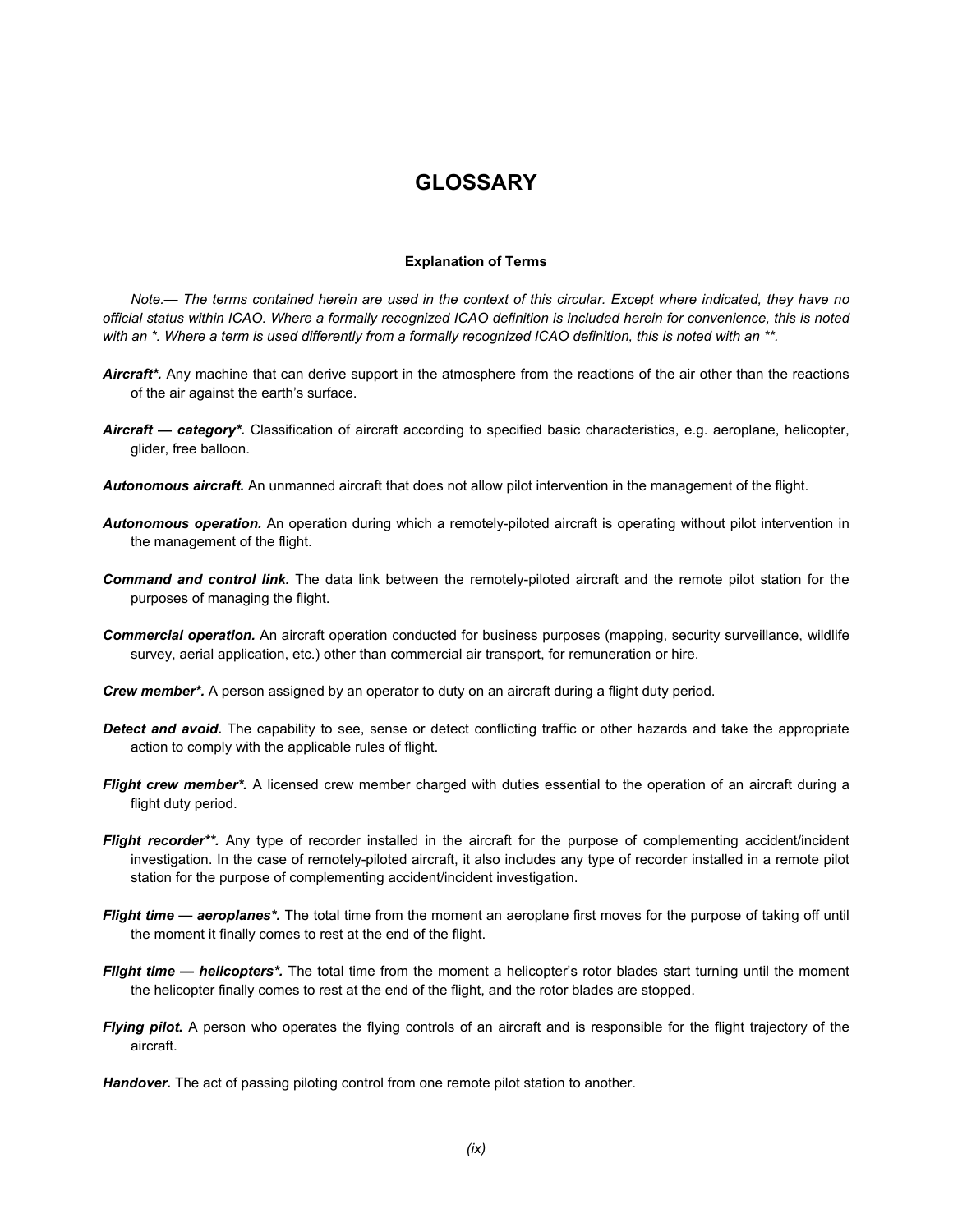# GLOSSARY

### Explanation of Terms

*Note.— The terms contained herein are used in the context of this circular. Except where indicated, they have no official status within ICAO. Where a formally recognized ICAO definition is included herein for convenience, this is noted with an *. Where a term is used differently from a formally recognized ICAO definition, this is noted with an **.*

***Aircraft*.*** Any machine that can derive support in the atmosphere from the reactions of the air other than the reactions of the air against the earth's surface.

***Aircraft — category*.*** Classification of aircraft according to specified basic characteristics, e.g. aeroplane, helicopter, glider, free balloon.

***Autonomous aircraft.*** An unmanned aircraft that does not allow pilot intervention in the management of the flight.

***Autonomous operation.*** An operation during which a remotely-piloted aircraft is operating without pilot intervention in the management of the flight.

***Command and control link.*** The data link between the remotely-piloted aircraft and the remote pilot station for the purposes of managing the flight.

***Commercial operation.*** An aircraft operation conducted for business purposes (mapping, security surveillance, wildlife survey, aerial application, etc.) other than commercial air transport, for remuneration or hire.

***Crew member*.*** A person assigned by an operator to duty on an aircraft during a flight duty period.

***Detect and avoid.*** The capability to see, sense or detect conflicting traffic or other hazards and take the appropriate action to comply with the applicable rules of flight.

***Flight crew member*.*** A licensed crew member charged with duties essential to the operation of an aircraft during a flight duty period.

***Flight recorder**.*** Any type of recorder installed in the aircraft for the purpose of complementing accident/incident investigation. In the case of remotely-piloted aircraft, it also includes any type of recorder installed in a remote pilot station for the purpose of complementing accident/incident investigation.

***Flight time — aeroplanes*.*** The total time from the moment an aeroplane first moves for the purpose of taking off until the moment it finally comes to rest at the end of the flight.

***Flight time — helicopters*.*** The total time from the moment a helicopter's rotor blades start turning until the moment the helicopter finally comes to rest at the end of the flight, and the rotor blades are stopped.

***Flying pilot.*** A person who operates the flying controls of an aircraft and is responsible for the flight trajectory of the aircraft.

***Handover.*** The act of passing piloting control from one remote pilot station to another.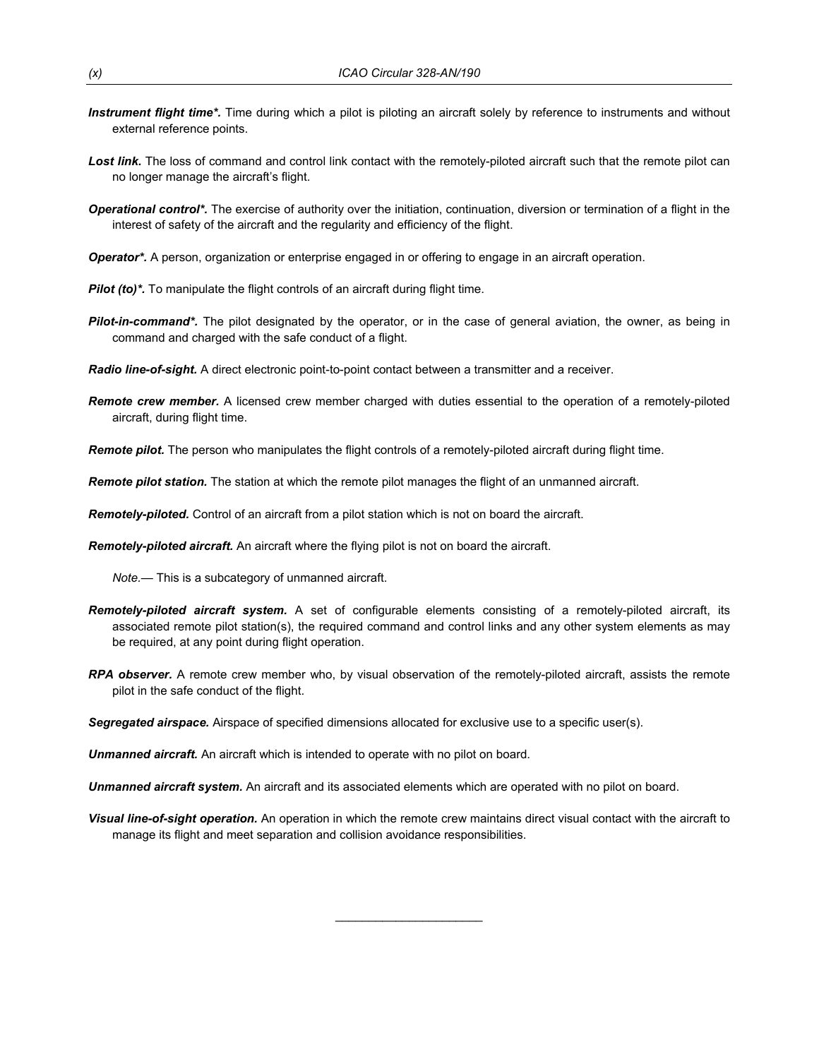***Instrument flight time\*.*** Time during which a pilot is piloting an aircraft solely by reference to instruments and without external reference points.

***Lost link.*** The loss of command and control link contact with the remotely-piloted aircraft such that the remote pilot can no longer manage the aircraft's flight.

***Operational control\*.*** The exercise of authority over the initiation, continuation, diversion or termination of a flight in the interest of safety of the aircraft and the regularity and efficiency of the flight.

***Operator\*.*** A person, organization or enterprise engaged in or offering to engage in an aircraft operation.

***Pilot (to)\*.*** To manipulate the flight controls of an aircraft during flight time.

***Pilot-in-command\*.*** The pilot designated by the operator, or in the case of general aviation, the owner, as being in command and charged with the safe conduct of a flight.

***Radio line-of-sight.*** A direct electronic point-to-point contact between a transmitter and a receiver.

***Remote crew member.*** A licensed crew member charged with duties essential to the operation of a remotely-piloted aircraft, during flight time.

***Remote pilot.*** The person who manipulates the flight controls of a remotely-piloted aircraft during flight time.

***Remote pilot station.*** The station at which the remote pilot manages the flight of an unmanned aircraft.

***Remotely-piloted.*** Control of an aircraft from a pilot station which is not on board the aircraft.

***Remotely-piloted aircraft.*** An aircraft where the flying pilot is not on board the aircraft.

*Note.*— This is a subcategory of unmanned aircraft.

***Remotely-piloted aircraft system.*** A set of configurable elements consisting of a remotely-piloted aircraft, its associated remote pilot station(s), the required command and control links and any other system elements as may be required, at any point during flight operation.

***RPA observer.*** A remote crew member who, by visual observation of the remotely-piloted aircraft, assists the remote pilot in the safe conduct of the flight.

***Segregated airspace.*** Airspace of specified dimensions allocated for exclusive use to a specific user(s).

***Unmanned aircraft.*** An aircraft which is intended to operate with no pilot on board.

***Unmanned aircraft system.*** An aircraft and its associated elements which are operated with no pilot on board.

***Visual line-of-sight operation.*** An operation in which the remote crew maintains direct visual contact with the aircraft to manage its flight and meet separation and collision avoidance responsibilities.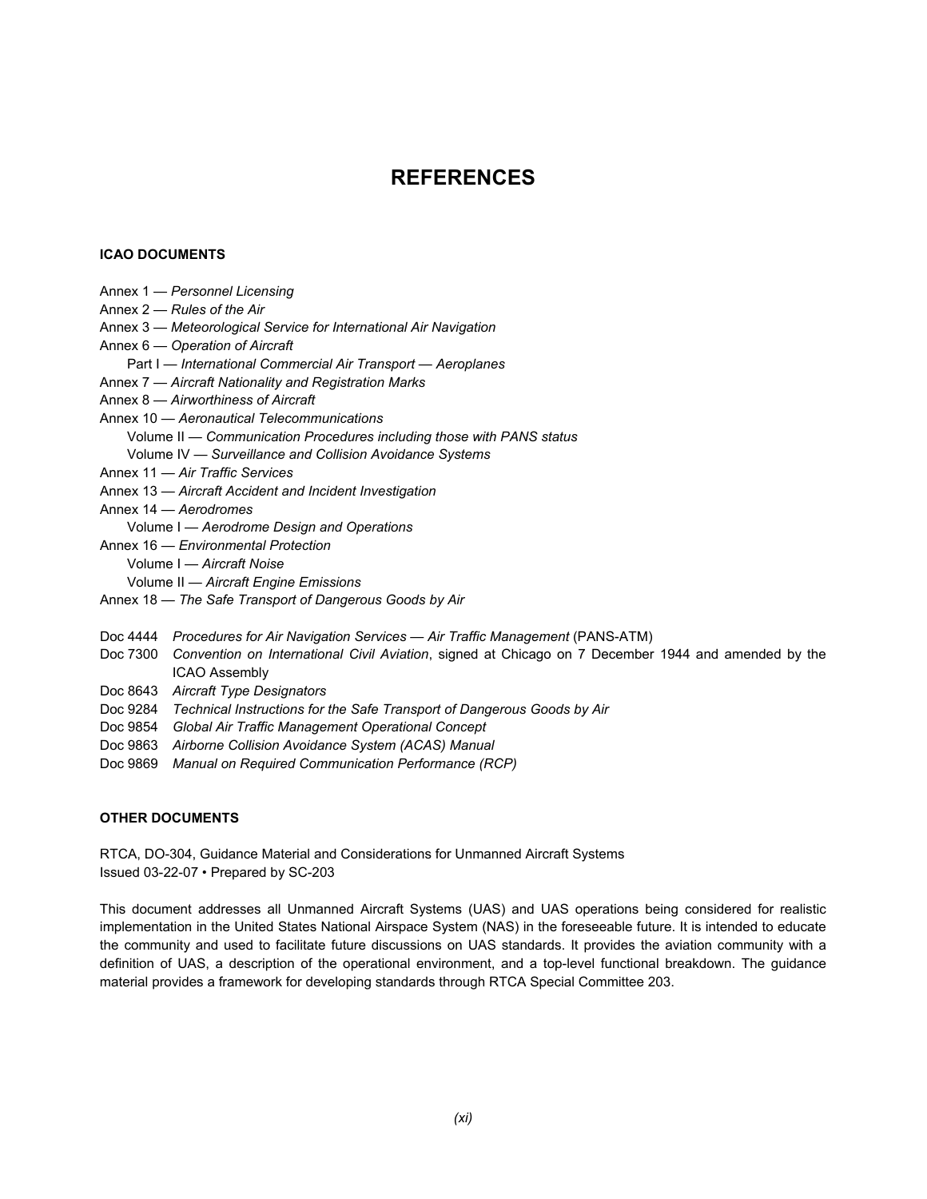# REFERENCES

**ICAO DOCUMENTS**

Annex 1 — *Personnel Licensing*
Annex 2 — *Rules of the Air*
Annex 3 — *Meteorological Service for International Air Navigation*
Annex 6 — *Operation of Aircraft*
  Part I — *International Commercial Air Transport — Aeroplanes*
Annex 7 — *Aircraft Nationality and Registration Marks*
Annex 8 — *Airworthiness of Aircraft*
Annex 10 — *Aeronautical Telecommunications*
  Volume II — *Communication Procedures including those with PANS status*
  Volume IV — *Surveillance and Collision Avoidance Systems*
Annex 11 — *Air Traffic Services*
Annex 13 — *Aircraft Accident and Incident Investigation*
Annex 14 — *Aerodromes*
  Volume I — *Aerodrome Design and Operations*
Annex 16 — *Environmental Protection*
  Volume I — *Aircraft Noise*
  Volume II — *Aircraft Engine Emissions*
Annex 18 — *The Safe Transport of Dangerous Goods by Air*

Doc 4444 *Procedures for Air Navigation Services — Air Traffic Management* (PANS-ATM)
Doc 7300 *Convention on International Civil Aviation*, signed at Chicago on 7 December 1944 and amended by the ICAO Assembly
Doc 8643 *Aircraft Type Designators*
Doc 9284 *Technical Instructions for the Safe Transport of Dangerous Goods by Air*
Doc 9854 *Global Air Traffic Management Operational Concept*
Doc 9863 *Airborne Collision Avoidance System (ACAS) Manual*
Doc 9869 *Manual on Required Communication Performance (RCP)*

**OTHER DOCUMENTS**

RTCA, DO-304, Guidance Material and Considerations for Unmanned Aircraft Systems
Issued 03-22-07 • Prepared by SC-203

This document addresses all Unmanned Aircraft Systems (UAS) and UAS operations being considered for realistic implementation in the United States National Airspace System (NAS) in the foreseeable future. It is intended to educate the community and used to facilitate future discussions on UAS standards. It provides the aviation community with a definition of UAS, a description of the operational environment, and a top-level functional breakdown. The guidance material provides a framework for developing standards through RTCA Special Committee 203.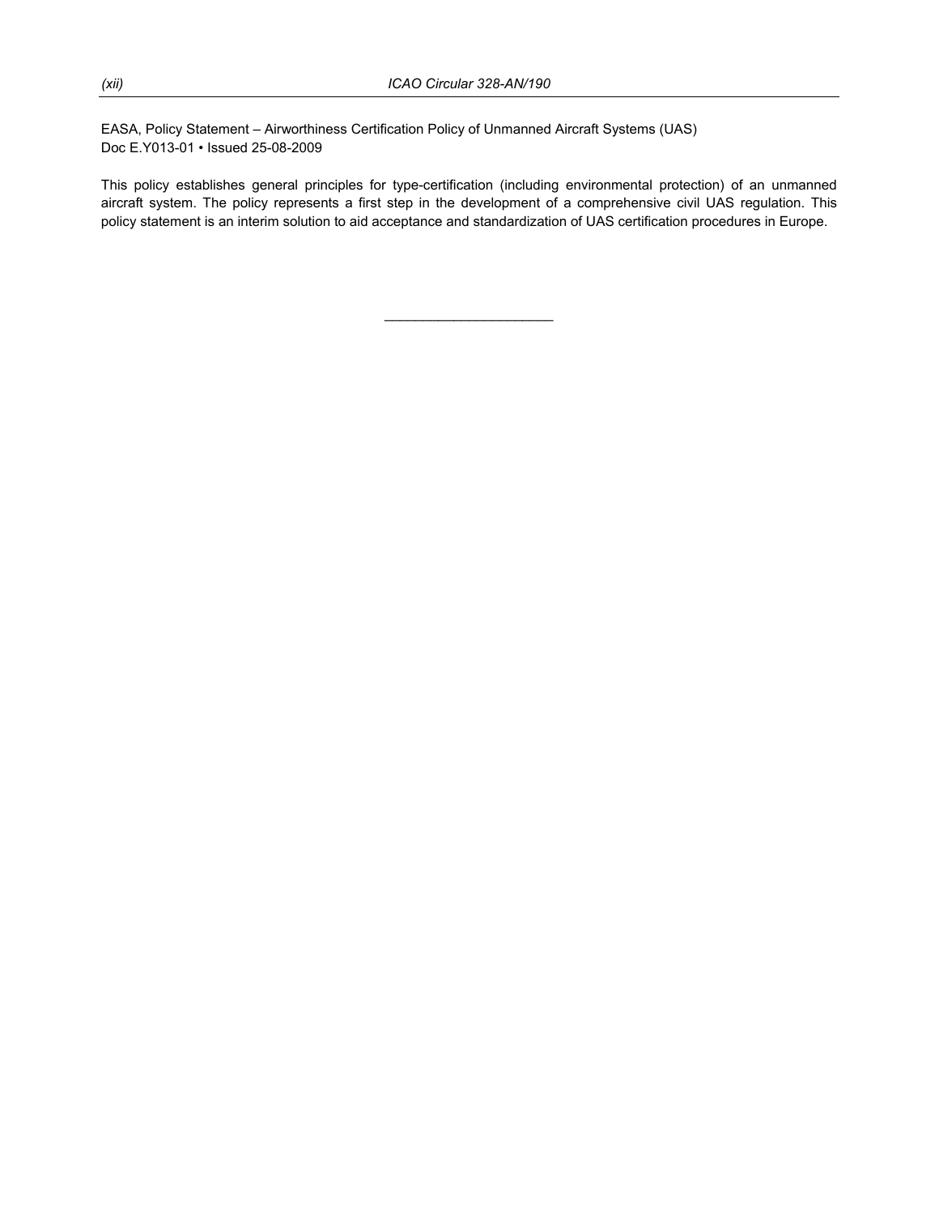EASA, Policy Statement – Airworthiness Certification Policy of Unmanned Aircraft Systems (UAS)
Doc E.Y013-01 • Issued 25-08-2009

This policy establishes general principles for type-certification (including environmental protection) of an unmanned aircraft system. The policy represents a first step in the development of a comprehensive civil UAS regulation. This policy statement is an interim solution to aid acceptance and standardization of UAS certification procedures in Europe.

______________________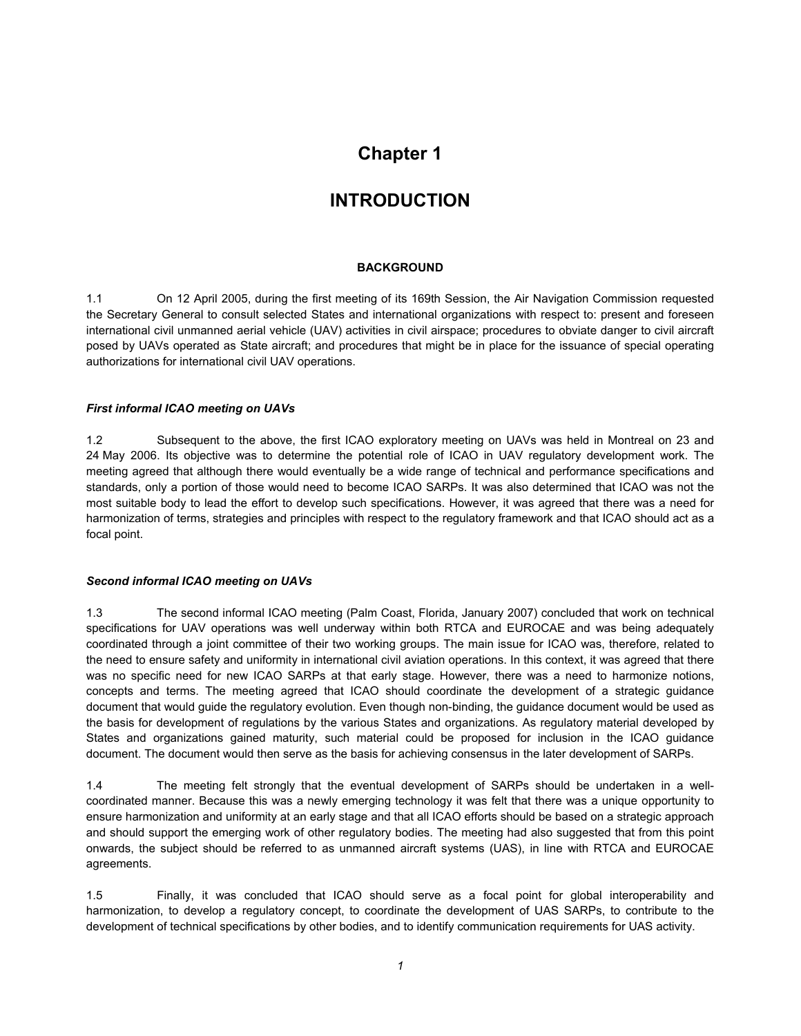# Chapter 1

# INTRODUCTION

### BACKGROUND

1.1 On 12 April 2005, during the first meeting of its 169th Session, the Air Navigation Commission requested the Secretary General to consult selected States and international organizations with respect to: present and foreseen international civil unmanned aerial vehicle (UAV) activities in civil airspace; procedures to obviate danger to civil aircraft posed by UAVs operated as State aircraft; and procedures that might be in place for the issuance of special operating authorizations for international civil UAV operations.

#### *First informal ICAO meeting on UAVs*

1.2 Subsequent to the above, the first ICAO exploratory meeting on UAVs was held in Montreal on 23 and 24 May 2006. Its objective was to determine the potential role of ICAO in UAV regulatory development work. The meeting agreed that although there would eventually be a wide range of technical and performance specifications and standards, only a portion of those would need to become ICAO SARPs. It was also determined that ICAO was not the most suitable body to lead the effort to develop such specifications. However, it was agreed that there was a need for harmonization of terms, strategies and principles with respect to the regulatory framework and that ICAO should act as a focal point.

#### *Second informal ICAO meeting on UAVs*

1.3 The second informal ICAO meeting (Palm Coast, Florida, January 2007) concluded that work on technical specifications for UAV operations was well underway within both RTCA and EUROCAE and was being adequately coordinated through a joint committee of their two working groups. The main issue for ICAO was, therefore, related to the need to ensure safety and uniformity in international civil aviation operations. In this context, it was agreed that there was no specific need for new ICAO SARPs at that early stage. However, there was a need to harmonize notions, concepts and terms. The meeting agreed that ICAO should coordinate the development of a strategic guidance document that would guide the regulatory evolution. Even though non-binding, the guidance document would be used as the basis for development of regulations by the various States and organizations. As regulatory material developed by States and organizations gained maturity, such material could be proposed for inclusion in the ICAO guidance document. The document would then serve as the basis for achieving consensus in the later development of SARPs.

1.4 The meeting felt strongly that the eventual development of SARPs should be undertaken in a well-coordinated manner. Because this was a newly emerging technology it was felt that there was a unique opportunity to ensure harmonization and uniformity at an early stage and that all ICAO efforts should be based on a strategic approach and should support the emerging work of other regulatory bodies. The meeting had also suggested that from this point onwards, the subject should be referred to as unmanned aircraft systems (UAS), in line with RTCA and EUROCAE agreements.

1.5 Finally, it was concluded that ICAO should serve as a focal point for global interoperability and harmonization, to develop a regulatory concept, to coordinate the development of UAS SARPs, to contribute to the development of technical specifications by other bodies, and to identify communication requirements for UAS activity.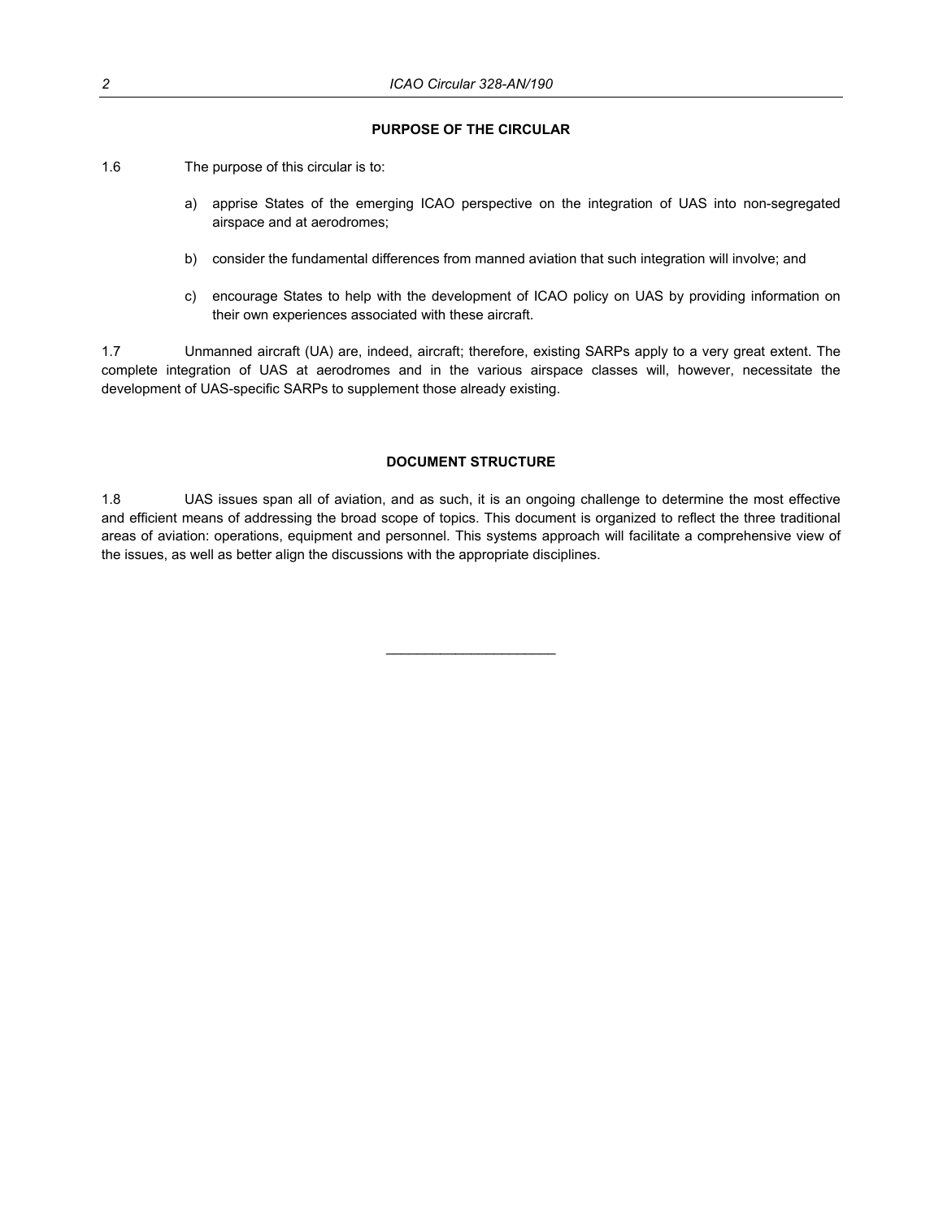## PURPOSE OF THE CIRCULAR

1.6 The purpose of this circular is to:

a) apprise States of the emerging ICAO perspective on the integration of UAS into non-segregated airspace and at aerodromes;

b) consider the fundamental differences from manned aviation that such integration will involve; and

c) encourage States to help with the development of ICAO policy on UAS by providing information on their own experiences associated with these aircraft.

1.7 Unmanned aircraft (UA) are, indeed, aircraft; therefore, existing SARPs apply to a very great extent. The complete integration of UAS at aerodromes and in the various airspace classes will, however, necessitate the development of UAS-specific SARPs to supplement those already existing.

## DOCUMENT STRUCTURE

1.8 UAS issues span all of aviation, and as such, it is an ongoing challenge to determine the most effective and efficient means of addressing the broad scope of topics. This document is organized to reflect the three traditional areas of aviation: operations, equipment and personnel. This systems approach will facilitate a comprehensive view of the issues, as well as better align the discussions with the appropriate disciplines.

______________________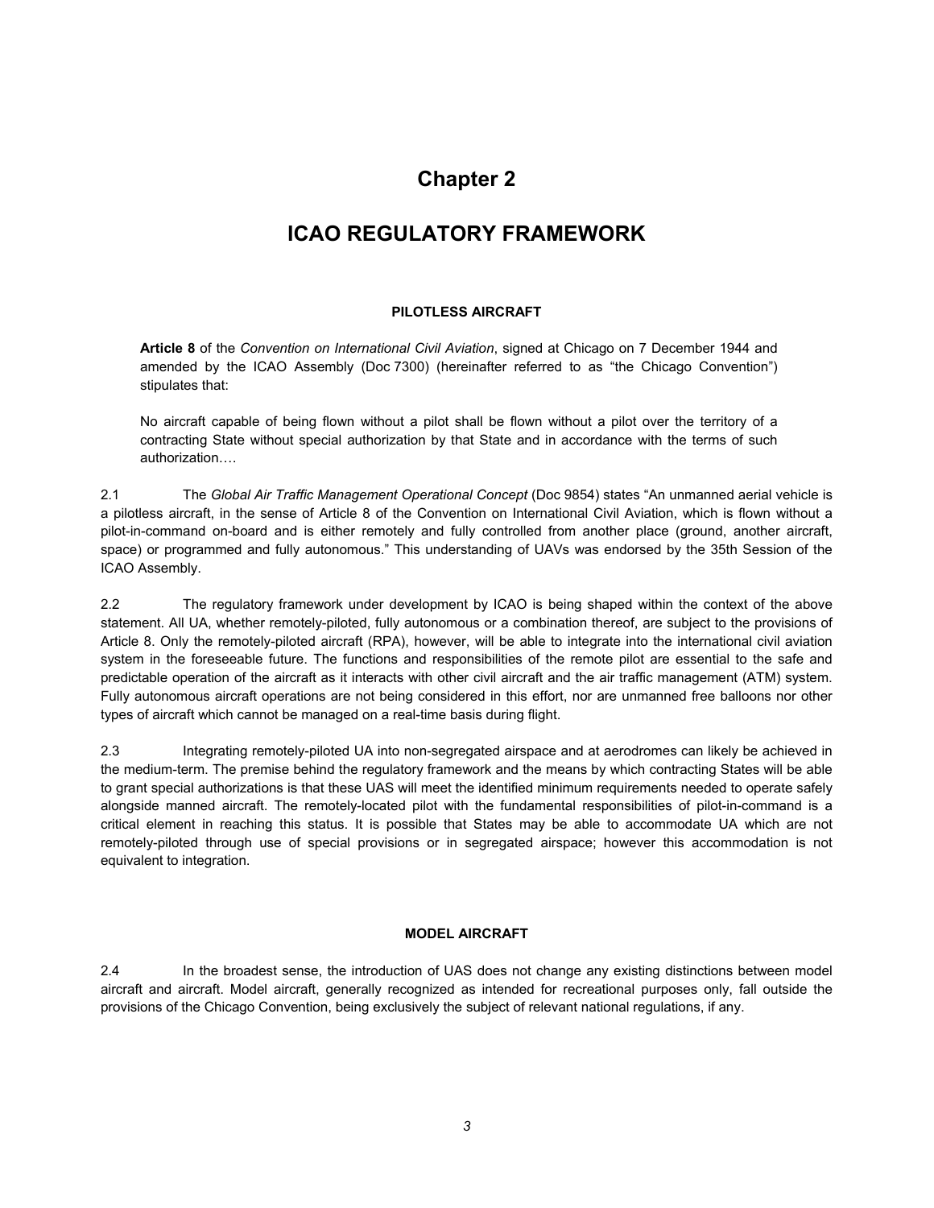# Chapter 2

# ICAO REGULATORY FRAMEWORK

### PILOTLESS AIRCRAFT

> **Article 8** of the *Convention on International Civil Aviation*, signed at Chicago on 7 December 1944 and amended by the ICAO Assembly (Doc 7300) (hereinafter referred to as "the Chicago Convention") stipulates that:
>
> No aircraft capable of being flown without a pilot shall be flown without a pilot over the territory of a contracting State without special authorization by that State and in accordance with the terms of such authorization….

2.1 The *Global Air Traffic Management Operational Concept* (Doc 9854) states "An unmanned aerial vehicle is a pilotless aircraft, in the sense of Article 8 of the Convention on International Civil Aviation, which is flown without a pilot-in-command on-board and is either remotely and fully controlled from another place (ground, another aircraft, space) or programmed and fully autonomous." This understanding of UAVs was endorsed by the 35th Session of the ICAO Assembly.

2.2 The regulatory framework under development by ICAO is being shaped within the context of the above statement. All UA, whether remotely-piloted, fully autonomous or a combination thereof, are subject to the provisions of Article 8. Only the remotely-piloted aircraft (RPA), however, will be able to integrate into the international civil aviation system in the foreseeable future. The functions and responsibilities of the remote pilot are essential to the safe and predictable operation of the aircraft as it interacts with other civil aircraft and the air traffic management (ATM) system. Fully autonomous aircraft operations are not being considered in this effort, nor are unmanned free balloons nor other types of aircraft which cannot be managed on a real-time basis during flight.

2.3 Integrating remotely-piloted UA into non-segregated airspace and at aerodromes can likely be achieved in the medium-term. The premise behind the regulatory framework and the means by which contracting States will be able to grant special authorizations is that these UAS will meet the identified minimum requirements needed to operate safely alongside manned aircraft. The remotely-located pilot with the fundamental responsibilities of pilot-in-command is a critical element in reaching this status. It is possible that States may be able to accommodate UA which are not remotely-piloted through use of special provisions or in segregated airspace; however this accommodation is not equivalent to integration.

### MODEL AIRCRAFT

2.4 In the broadest sense, the introduction of UAS does not change any existing distinctions between model aircraft and aircraft. Model aircraft, generally recognized as intended for recreational purposes only, fall outside the provisions of the Chicago Convention, being exclusively the subject of relevant national regulations, if any.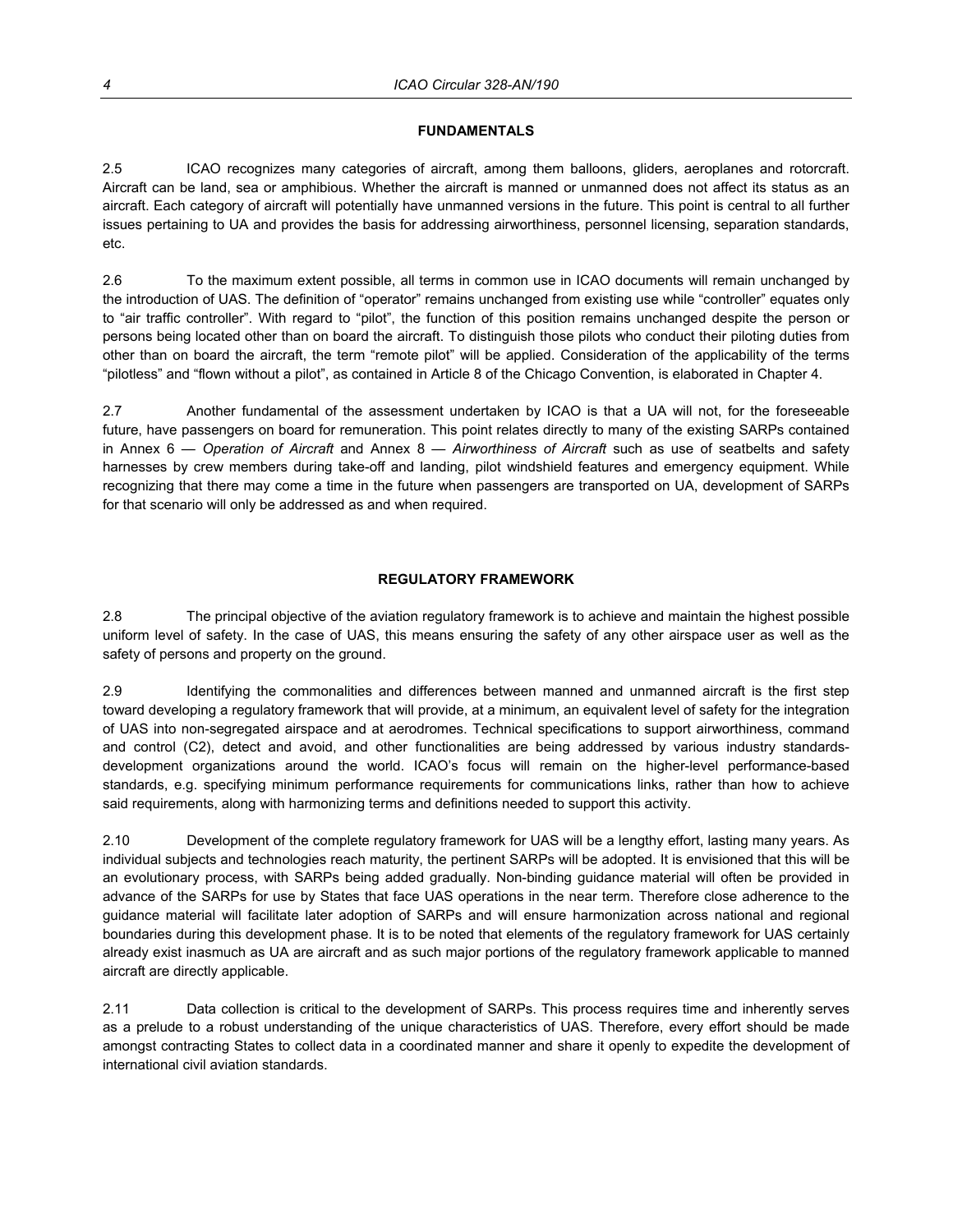## FUNDAMENTALS

2.5 ICAO recognizes many categories of aircraft, among them balloons, gliders, aeroplanes and rotorcraft. Aircraft can be land, sea or amphibious. Whether the aircraft is manned or unmanned does not affect its status as an aircraft. Each category of aircraft will potentially have unmanned versions in the future. This point is central to all further issues pertaining to UA and provides the basis for addressing airworthiness, personnel licensing, separation standards, etc.

2.6 To the maximum extent possible, all terms in common use in ICAO documents will remain unchanged by the introduction of UAS. The definition of "operator" remains unchanged from existing use while "controller" equates only to "air traffic controller". With regard to "pilot", the function of this position remains unchanged despite the person or persons being located other than on board the aircraft. To distinguish those pilots who conduct their piloting duties from other than on board the aircraft, the term "remote pilot" will be applied. Consideration of the applicability of the terms "pilotless" and "flown without a pilot", as contained in Article 8 of the Chicago Convention, is elaborated in Chapter 4.

2.7 Another fundamental of the assessment undertaken by ICAO is that a UA will not, for the foreseeable future, have passengers on board for remuneration. This point relates directly to many of the existing SARPs contained in Annex 6 — *Operation of Aircraft* and Annex 8 — *Airworthiness of Aircraft* such as use of seatbelts and safety harnesses by crew members during take-off and landing, pilot windshield features and emergency equipment. While recognizing that there may come a time in the future when passengers are transported on UA, development of SARPs for that scenario will only be addressed as and when required.

## REGULATORY FRAMEWORK

2.8 The principal objective of the aviation regulatory framework is to achieve and maintain the highest possible uniform level of safety. In the case of UAS, this means ensuring the safety of any other airspace user as well as the safety of persons and property on the ground.

2.9 Identifying the commonalities and differences between manned and unmanned aircraft is the first step toward developing a regulatory framework that will provide, at a minimum, an equivalent level of safety for the integration of UAS into non-segregated airspace and at aerodromes. Technical specifications to support airworthiness, command and control (C2), detect and avoid, and other functionalities are being addressed by various industry standards-development organizations around the world. ICAO's focus will remain on the higher-level performance-based standards, e.g. specifying minimum performance requirements for communications links, rather than how to achieve said requirements, along with harmonizing terms and definitions needed to support this activity.

2.10 Development of the complete regulatory framework for UAS will be a lengthy effort, lasting many years. As individual subjects and technologies reach maturity, the pertinent SARPs will be adopted. It is envisioned that this will be an evolutionary process, with SARPs being added gradually. Non-binding guidance material will often be provided in advance of the SARPs for use by States that face UAS operations in the near term. Therefore close adherence to the guidance material will facilitate later adoption of SARPs and will ensure harmonization across national and regional boundaries during this development phase. It is to be noted that elements of the regulatory framework for UAS certainly already exist inasmuch as UA are aircraft and as such major portions of the regulatory framework applicable to manned aircraft are directly applicable.

2.11 Data collection is critical to the development of SARPs. This process requires time and inherently serves as a prelude to a robust understanding of the unique characteristics of UAS. Therefore, every effort should be made amongst contracting States to collect data in a coordinated manner and share it openly to expedite the development of international civil aviation standards.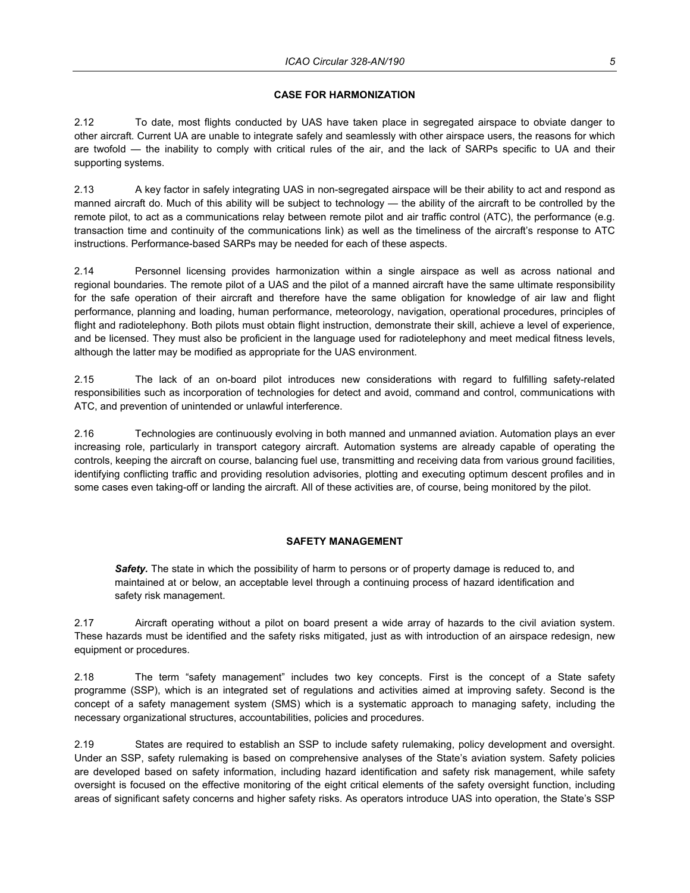## CASE FOR HARMONIZATION

2.12 To date, most flights conducted by UAS have taken place in segregated airspace to obviate danger to other aircraft. Current UA are unable to integrate safely and seamlessly with other airspace users, the reasons for which are twofold — the inability to comply with critical rules of the air, and the lack of SARPs specific to UA and their supporting systems.

2.13 A key factor in safely integrating UAS in non-segregated airspace will be their ability to act and respond as manned aircraft do. Much of this ability will be subject to technology — the ability of the aircraft to be controlled by the remote pilot, to act as a communications relay between remote pilot and air traffic control (ATC), the performance (e.g. transaction time and continuity of the communications link) as well as the timeliness of the aircraft's response to ATC instructions. Performance-based SARPs may be needed for each of these aspects.

2.14 Personnel licensing provides harmonization within a single airspace as well as across national and regional boundaries. The remote pilot of a UAS and the pilot of a manned aircraft have the same ultimate responsibility for the safe operation of their aircraft and therefore have the same obligation for knowledge of air law and flight performance, planning and loading, human performance, meteorology, navigation, operational procedures, principles of flight and radiotelephony. Both pilots must obtain flight instruction, demonstrate their skill, achieve a level of experience, and be licensed. They must also be proficient in the language used for radiotelephony and meet medical fitness levels, although the latter may be modified as appropriate for the UAS environment.

2.15 The lack of an on-board pilot introduces new considerations with regard to fulfilling safety-related responsibilities such as incorporation of technologies for detect and avoid, command and control, communications with ATC, and prevention of unintended or unlawful interference.

2.16 Technologies are continuously evolving in both manned and unmanned aviation. Automation plays an ever increasing role, particularly in transport category aircraft. Automation systems are already capable of operating the controls, keeping the aircraft on course, balancing fuel use, transmitting and receiving data from various ground facilities, identifying conflicting traffic and providing resolution advisories, plotting and executing optimum descent profiles and in some cases even taking-off or landing the aircraft. All of these activities are, of course, being monitored by the pilot.

## SAFETY MANAGEMENT

> ***Safety.*** The state in which the possibility of harm to persons or of property damage is reduced to, and maintained at or below, an acceptable level through a continuing process of hazard identification and safety risk management.

2.17 Aircraft operating without a pilot on board present a wide array of hazards to the civil aviation system. These hazards must be identified and the safety risks mitigated, just as with introduction of an airspace redesign, new equipment or procedures.

2.18 The term "safety management" includes two key concepts. First is the concept of a State safety programme (SSP), which is an integrated set of regulations and activities aimed at improving safety. Second is the concept of a safety management system (SMS) which is a systematic approach to managing safety, including the necessary organizational structures, accountabilities, policies and procedures.

2.19 States are required to establish an SSP to include safety rulemaking, policy development and oversight. Under an SSP, safety rulemaking is based on comprehensive analyses of the State's aviation system. Safety policies are developed based on safety information, including hazard identification and safety risk management, while safety oversight is focused on the effective monitoring of the eight critical elements of the safety oversight function, including areas of significant safety concerns and higher safety risks. As operators introduce UAS into operation, the State's SSP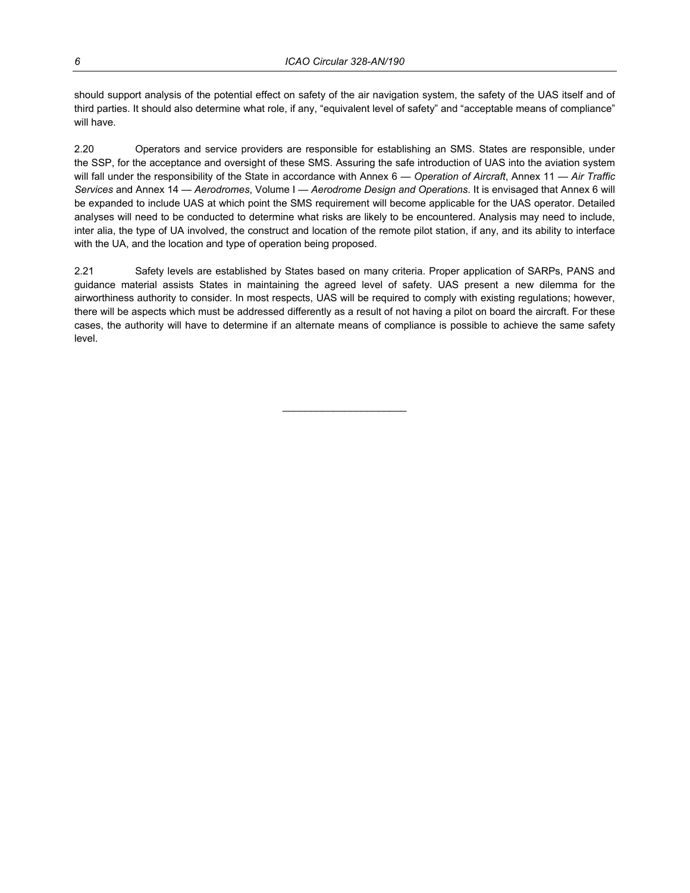should support analysis of the potential effect on safety of the air navigation system, the safety of the UAS itself and of third parties. It should also determine what role, if any, "equivalent level of safety" and "acceptable means of compliance" will have.

2.20 Operators and service providers are responsible for establishing an SMS. States are responsible, under the SSP, for the acceptance and oversight of these SMS. Assuring the safe introduction of UAS into the aviation system will fall under the responsibility of the State in accordance with Annex 6 — *Operation of Aircraft*, Annex 11 — *Air Traffic Services* and Annex 14 — *Aerodromes*, Volume I — *Aerodrome Design and Operations*. It is envisaged that Annex 6 will be expanded to include UAS at which point the SMS requirement will become applicable for the UAS operator. Detailed analyses will need to be conducted to determine what risks are likely to be encountered. Analysis may need to include, inter alia, the type of UA involved, the construct and location of the remote pilot station, if any, and its ability to interface with the UA, and the location and type of operation being proposed.

2.21 Safety levels are established by States based on many criteria. Proper application of SARPs, PANS and guidance material assists States in maintaining the agreed level of safety. UAS present a new dilemma for the airworthiness authority to consider. In most respects, UAS will be required to comply with existing regulations; however, there will be aspects which must be addressed differently as a result of not having a pilot on board the aircraft. For these cases, the authority will have to determine if an alternate means of compliance is possible to achieve the same safety level.

______________________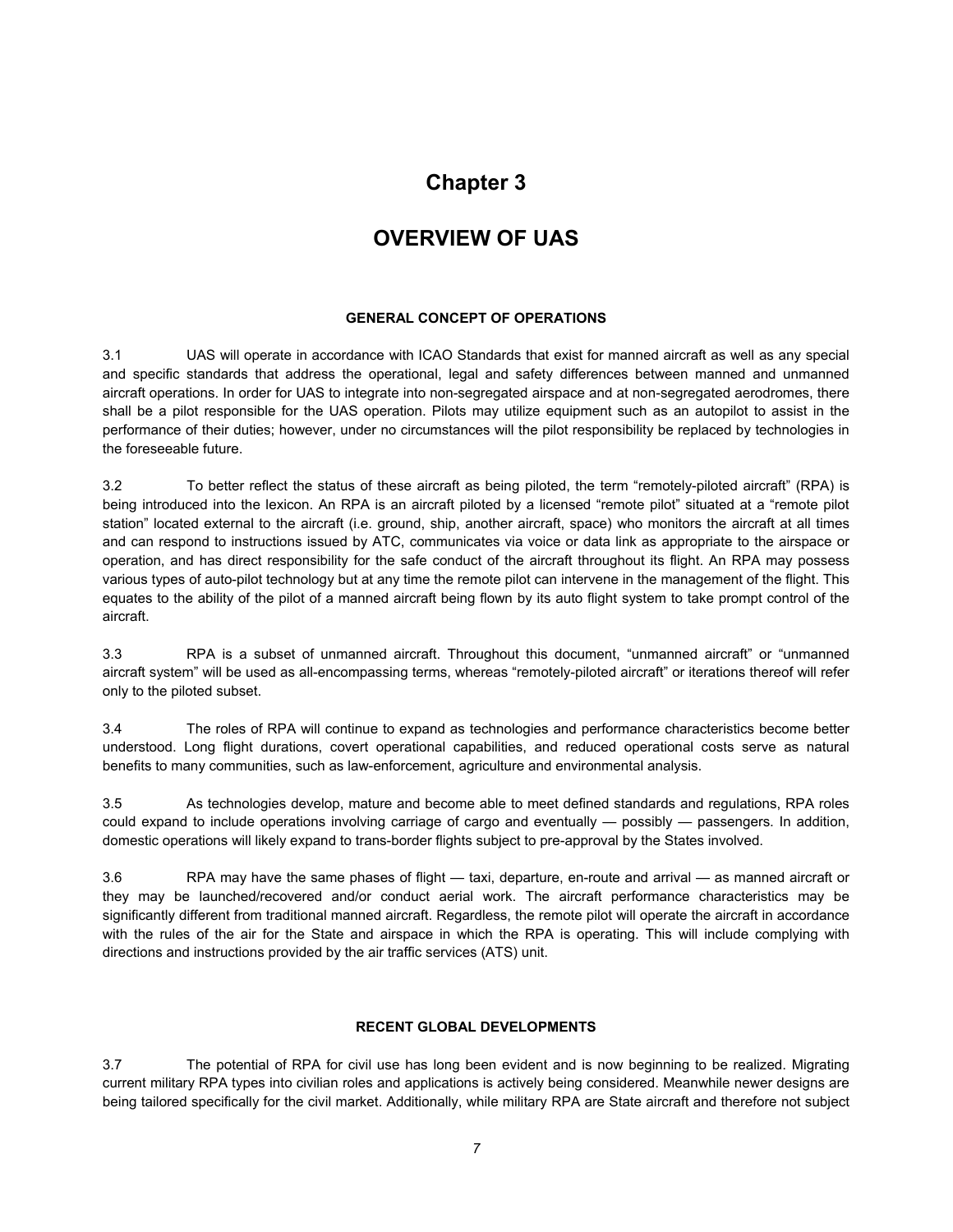# Chapter 3

# OVERVIEW OF UAS

### GENERAL CONCEPT OF OPERATIONS

3.1 UAS will operate in accordance with ICAO Standards that exist for manned aircraft as well as any special and specific standards that address the operational, legal and safety differences between manned and unmanned aircraft operations. In order for UAS to integrate into non-segregated airspace and at non-segregated aerodromes, there shall be a pilot responsible for the UAS operation. Pilots may utilize equipment such as an autopilot to assist in the performance of their duties; however, under no circumstances will the pilot responsibility be replaced by technologies in the foreseeable future.

3.2 To better reflect the status of these aircraft as being piloted, the term "remotely-piloted aircraft" (RPA) is being introduced into the lexicon. An RPA is an aircraft piloted by a licensed "remote pilot" situated at a "remote pilot station" located external to the aircraft (i.e. ground, ship, another aircraft, space) who monitors the aircraft at all times and can respond to instructions issued by ATC, communicates via voice or data link as appropriate to the airspace or operation, and has direct responsibility for the safe conduct of the aircraft throughout its flight. An RPA may possess various types of auto-pilot technology but at any time the remote pilot can intervene in the management of the flight. This equates to the ability of the pilot of a manned aircraft being flown by its auto flight system to take prompt control of the aircraft.

3.3 RPA is a subset of unmanned aircraft. Throughout this document, "unmanned aircraft" or "unmanned aircraft system" will be used as all-encompassing terms, whereas "remotely-piloted aircraft" or iterations thereof will refer only to the piloted subset.

3.4 The roles of RPA will continue to expand as technologies and performance characteristics become better understood. Long flight durations, covert operational capabilities, and reduced operational costs serve as natural benefits to many communities, such as law-enforcement, agriculture and environmental analysis.

3.5 As technologies develop, mature and become able to meet defined standards and regulations, RPA roles could expand to include operations involving carriage of cargo and eventually — possibly — passengers. In addition, domestic operations will likely expand to trans-border flights subject to pre-approval by the States involved.

3.6 RPA may have the same phases of flight — taxi, departure, en-route and arrival — as manned aircraft or they may be launched/recovered and/or conduct aerial work. The aircraft performance characteristics may be significantly different from traditional manned aircraft. Regardless, the remote pilot will operate the aircraft in accordance with the rules of the air for the State and airspace in which the RPA is operating. This will include complying with directions and instructions provided by the air traffic services (ATS) unit.

### RECENT GLOBAL DEVELOPMENTS

3.7 The potential of RPA for civil use has long been evident and is now beginning to be realized. Migrating current military RPA types into civilian roles and applications is actively being considered. Meanwhile newer designs are being tailored specifically for the civil market. Additionally, while military RPA are State aircraft and therefore not subject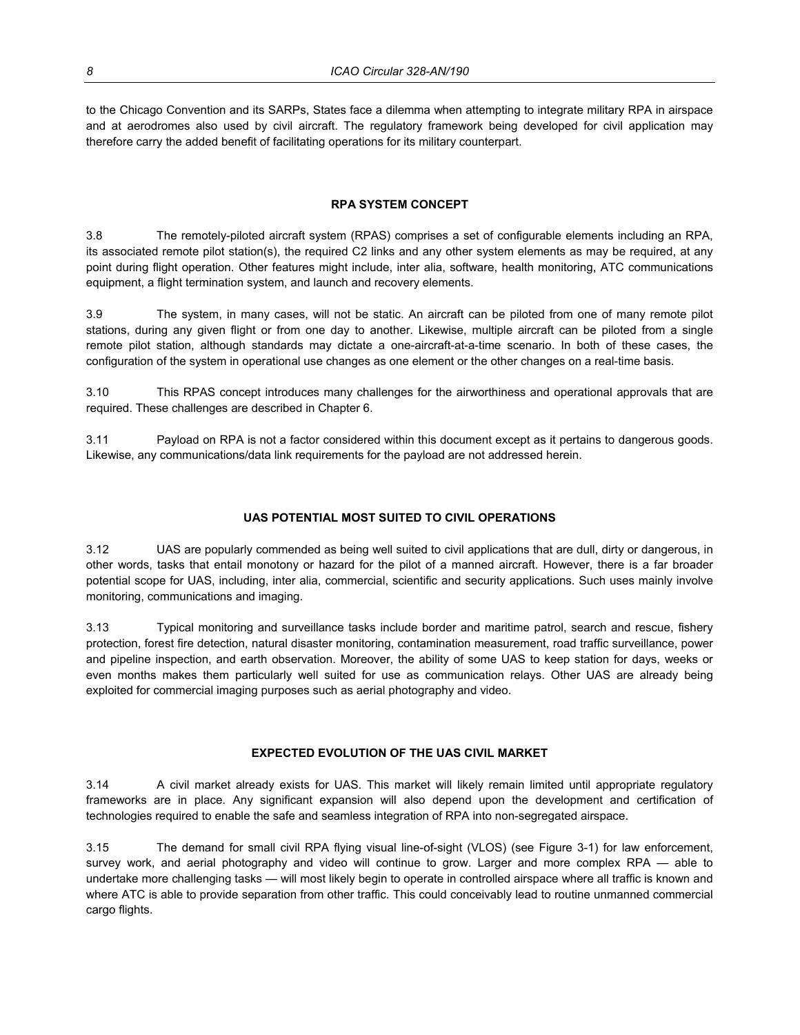to the Chicago Convention and its SARPs, States face a dilemma when attempting to integrate military RPA in airspace and at aerodromes also used by civil aircraft. The regulatory framework being developed for civil application may therefore carry the added benefit of facilitating operations for its military counterpart.

## RPA SYSTEM CONCEPT

3.8 The remotely-piloted aircraft system (RPAS) comprises a set of configurable elements including an RPA, its associated remote pilot station(s), the required C2 links and any other system elements as may be required, at any point during flight operation. Other features might include, inter alia, software, health monitoring, ATC communications equipment, a flight termination system, and launch and recovery elements.

3.9 The system, in many cases, will not be static. An aircraft can be piloted from one of many remote pilot stations, during any given flight or from one day to another. Likewise, multiple aircraft can be piloted from a single remote pilot station, although standards may dictate a one-aircraft-at-a-time scenario. In both of these cases, the configuration of the system in operational use changes as one element or the other changes on a real-time basis.

3.10 This RPAS concept introduces many challenges for the airworthiness and operational approvals that are required. These challenges are described in Chapter 6.

3.11 Payload on RPA is not a factor considered within this document except as it pertains to dangerous goods. Likewise, any communications/data link requirements for the payload are not addressed herein.

## UAS POTENTIAL MOST SUITED TO CIVIL OPERATIONS

3.12 UAS are popularly commended as being well suited to civil applications that are dull, dirty or dangerous, in other words, tasks that entail monotony or hazard for the pilot of a manned aircraft. However, there is a far broader potential scope for UAS, including, inter alia, commercial, scientific and security applications. Such uses mainly involve monitoring, communications and imaging.

3.13 Typical monitoring and surveillance tasks include border and maritime patrol, search and rescue, fishery protection, forest fire detection, natural disaster monitoring, contamination measurement, road traffic surveillance, power and pipeline inspection, and earth observation. Moreover, the ability of some UAS to keep station for days, weeks or even months makes them particularly well suited for use as communication relays. Other UAS are already being exploited for commercial imaging purposes such as aerial photography and video.

## EXPECTED EVOLUTION OF THE UAS CIVIL MARKET

3.14 A civil market already exists for UAS. This market will likely remain limited until appropriate regulatory frameworks are in place. Any significant expansion will also depend upon the development and certification of technologies required to enable the safe and seamless integration of RPA into non-segregated airspace.

3.15 The demand for small civil RPA flying visual line-of-sight (VLOS) (see Figure 3-1) for law enforcement, survey work, and aerial photography and video will continue to grow. Larger and more complex RPA — able to undertake more challenging tasks — will most likely begin to operate in controlled airspace where all traffic is known and where ATC is able to provide separation from other traffic. This could conceivably lead to routine unmanned commercial cargo flights.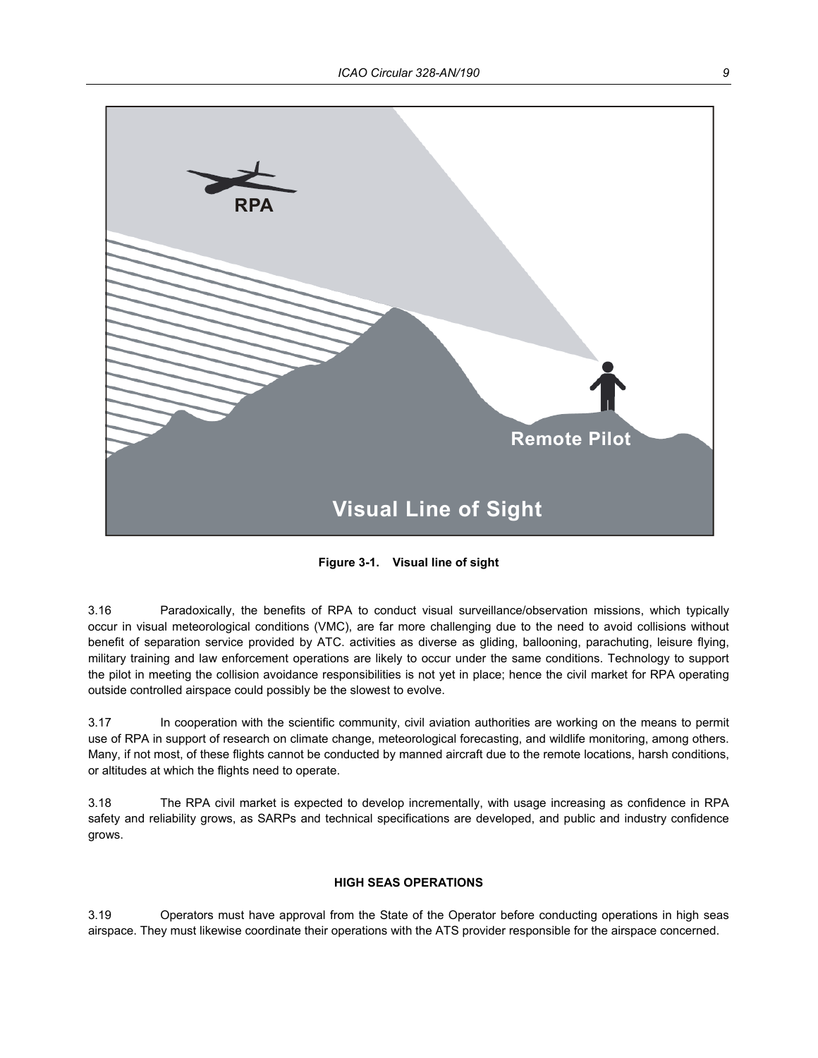**Figure 3-1. Visual line of sight**

3.16 Paradoxically, the benefits of RPA to conduct visual surveillance/observation missions, which typically occur in visual meteorological conditions (VMC), are far more challenging due to the need to avoid collisions without benefit of separation service provided by ATC. activities as diverse as gliding, ballooning, parachuting, leisure flying, military training and law enforcement operations are likely to occur under the same conditions. Technology to support the pilot in meeting the collision avoidance responsibilities is not yet in place; hence the civil market for RPA operating outside controlled airspace could possibly be the slowest to evolve.

3.17 In cooperation with the scientific community, civil aviation authorities are working on the means to permit use of RPA in support of research on climate change, meteorological forecasting, and wildlife monitoring, among others. Many, if not most, of these flights cannot be conducted by manned aircraft due to the remote locations, harsh conditions, or altitudes at which the flights need to operate.

3.18 The RPA civil market is expected to develop incrementally, with usage increasing as confidence in RPA safety and reliability grows, as SARPs and technical specifications are developed, and public and industry confidence grows.

#### HIGH SEAS OPERATIONS

3.19 Operators must have approval from the State of the Operator before conducting operations in high seas airspace. They must likewise coordinate their operations with the ATS provider responsible for the airspace concerned.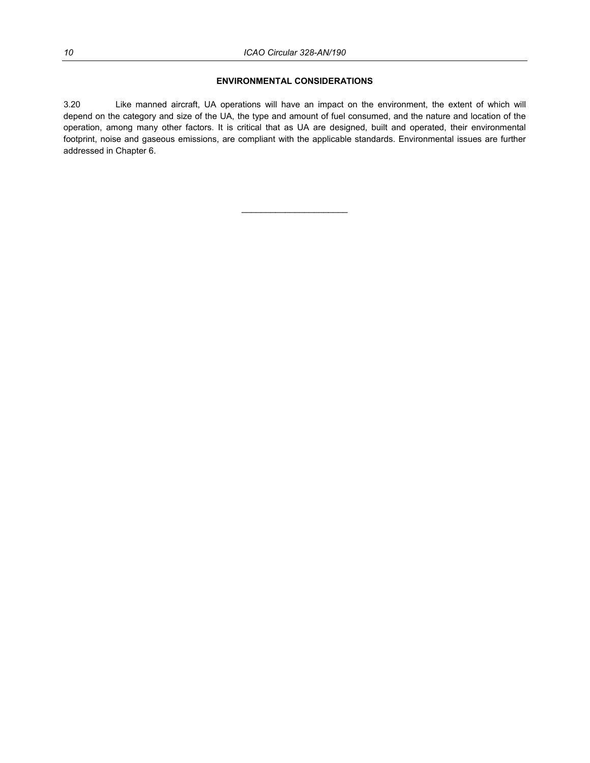## ENVIRONMENTAL CONSIDERATIONS

3.20 Like manned aircraft, UA operations will have an impact on the environment, the extent of which will depend on the category and size of the UA, the type and amount of fuel consumed, and the nature and location of the operation, among many other factors. It is critical that as UA are designed, built and operated, their environmental footprint, noise and gaseous emissions, are compliant with the applicable standards. Environmental issues are further addressed in Chapter 6.

______________________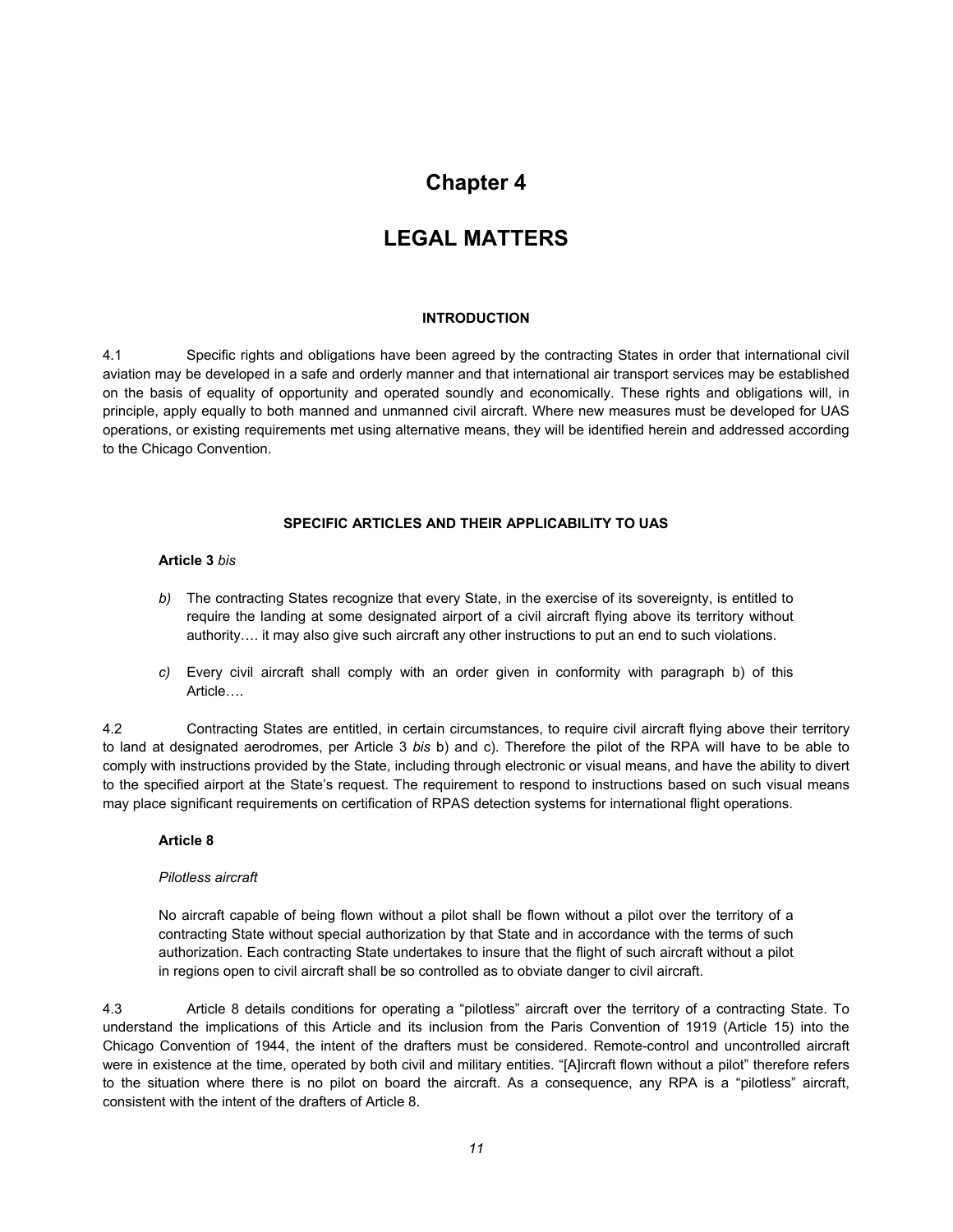# Chapter 4

# LEGAL MATTERS

### INTRODUCTION

4.1 Specific rights and obligations have been agreed by the contracting States in order that international civil aviation may be developed in a safe and orderly manner and that international air transport services may be established on the basis of equality of opportunity and operated soundly and economically. These rights and obligations will, in principle, apply equally to both manned and unmanned civil aircraft. Where new measures must be developed for UAS operations, or existing requirements met using alternative means, they will be identified herein and addressed according to the Chicago Convention.

### SPECIFIC ARTICLES AND THEIR APPLICABILITY TO UAS

**Article 3** *bis*

> *b)* The contracting States recognize that every State, in the exercise of its sovereignty, is entitled to require the landing at some designated airport of a civil aircraft flying above its territory without authority…. it may also give such aircraft any other instructions to put an end to such violations.
>
> *c)* Every civil aircraft shall comply with an order given in conformity with paragraph b) of this Article….

4.2 Contracting States are entitled, in certain circumstances, to require civil aircraft flying above their territory to land at designated aerodromes, per Article 3 *bis* b) and c). Therefore the pilot of the RPA will have to be able to comply with instructions provided by the State, including through electronic or visual means, and have the ability to divert to the specified airport at the State's request. The requirement to respond to instructions based on such visual means may place significant requirements on certification of RPAS detection systems for international flight operations.

**Article 8**

*Pilotless aircraft*

> No aircraft capable of being flown without a pilot shall be flown without a pilot over the territory of a contracting State without special authorization by that State and in accordance with the terms of such authorization. Each contracting State undertakes to insure that the flight of such aircraft without a pilot in regions open to civil aircraft shall be so controlled as to obviate danger to civil aircraft.

4.3 Article 8 details conditions for operating a "pilotless" aircraft over the territory of a contracting State. To understand the implications of this Article and its inclusion from the Paris Convention of 1919 (Article 15) into the Chicago Convention of 1944, the intent of the drafters must be considered. Remote-control and uncontrolled aircraft were in existence at the time, operated by both civil and military entities. "[A]ircraft flown without a pilot" therefore refers to the situation where there is no pilot on board the aircraft. As a consequence, any RPA is a "pilotless" aircraft, consistent with the intent of the drafters of Article 8.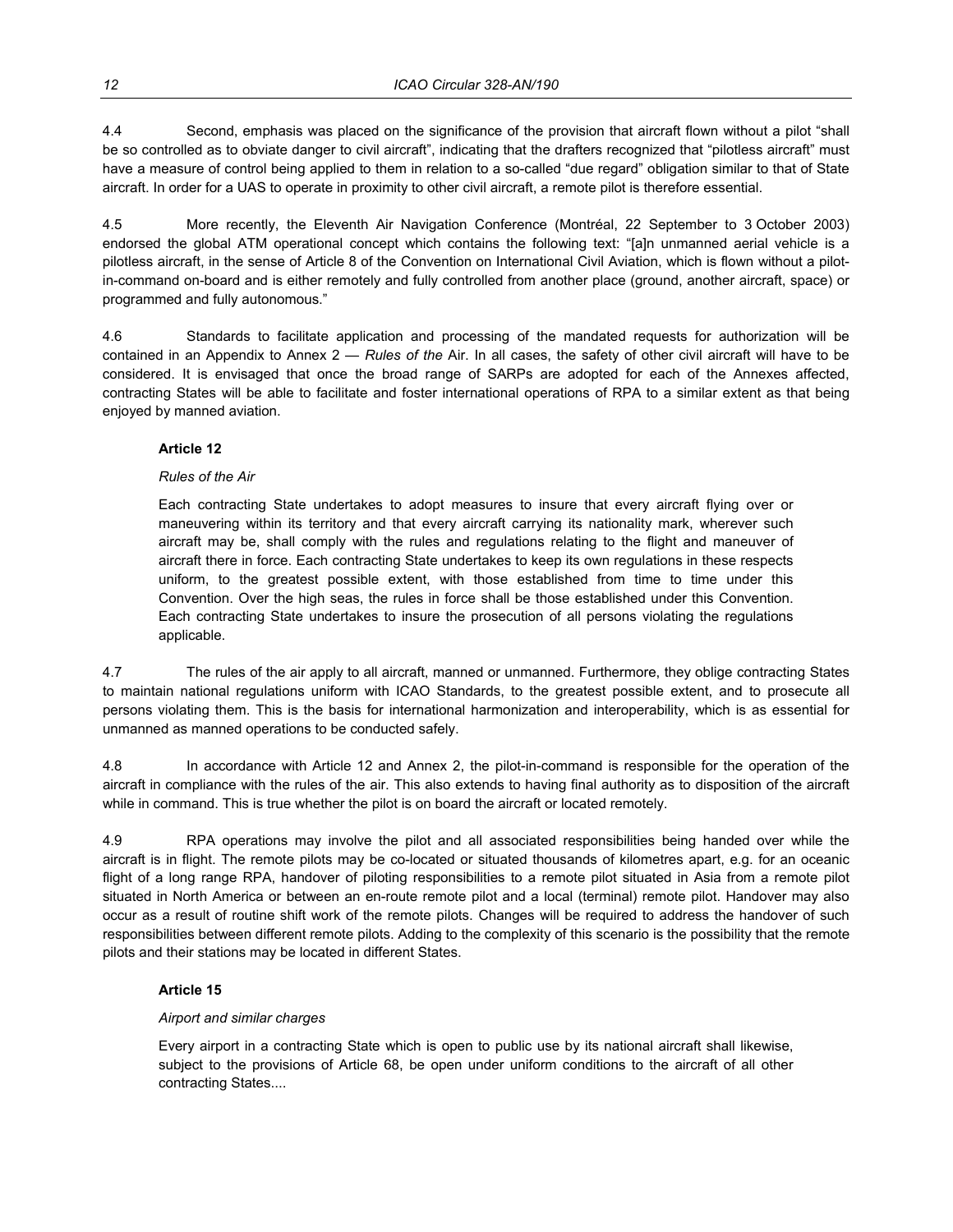4.4 Second, emphasis was placed on the significance of the provision that aircraft flown without a pilot "shall be so controlled as to obviate danger to civil aircraft", indicating that the drafters recognized that "pilotless aircraft" must have a measure of control being applied to them in relation to a so-called "due regard" obligation similar to that of State aircraft. In order for a UAS to operate in proximity to other civil aircraft, a remote pilot is therefore essential.

4.5 More recently, the Eleventh Air Navigation Conference (Montréal, 22 September to 3 October 2003) endorsed the global ATM operational concept which contains the following text: "[a]n unmanned aerial vehicle is a pilotless aircraft, in the sense of Article 8 of the Convention on International Civil Aviation, which is flown without a pilot-in-command on-board and is either remotely and fully controlled from another place (ground, another aircraft, space) or programmed and fully autonomous."

4.6 Standards to facilitate application and processing of the mandated requests for authorization will be contained in an Appendix to Annex 2 — *Rules of the* Air. In all cases, the safety of other civil aircraft will have to be considered. It is envisaged that once the broad range of SARPs are adopted for each of the Annexes affected, contracting States will be able to facilitate and foster international operations of RPA to a similar extent as that being enjoyed by manned aviation.

> **Article 12**
>
> *Rules of the Air*
>
> Each contracting State undertakes to adopt measures to insure that every aircraft flying over or maneuvering within its territory and that every aircraft carrying its nationality mark, wherever such aircraft may be, shall comply with the rules and regulations relating to the flight and maneuver of aircraft there in force. Each contracting State undertakes to keep its own regulations in these respects uniform, to the greatest possible extent, with those established from time to time under this Convention. Over the high seas, the rules in force shall be those established under this Convention. Each contracting State undertakes to insure the prosecution of all persons violating the regulations applicable.

4.7 The rules of the air apply to all aircraft, manned or unmanned. Furthermore, they oblige contracting States to maintain national regulations uniform with ICAO Standards, to the greatest possible extent, and to prosecute all persons violating them. This is the basis for international harmonization and interoperability, which is as essential for unmanned as manned operations to be conducted safely.

4.8 In accordance with Article 12 and Annex 2, the pilot-in-command is responsible for the operation of the aircraft in compliance with the rules of the air. This also extends to having final authority as to disposition of the aircraft while in command. This is true whether the pilot is on board the aircraft or located remotely.

4.9 RPA operations may involve the pilot and all associated responsibilities being handed over while the aircraft is in flight. The remote pilots may be co-located or situated thousands of kilometres apart, e.g. for an oceanic flight of a long range RPA, handover of piloting responsibilities to a remote pilot situated in Asia from a remote pilot situated in North America or between an en-route remote pilot and a local (terminal) remote pilot. Handover may also occur as a result of routine shift work of the remote pilots. Changes will be required to address the handover of such responsibilities between different remote pilots. Adding to the complexity of this scenario is the possibility that the remote pilots and their stations may be located in different States.

> **Article 15**
>
> *Airport and similar charges*
>
> Every airport in a contracting State which is open to public use by its national aircraft shall likewise, subject to the provisions of Article 68, be open under uniform conditions to the aircraft of all other contracting States....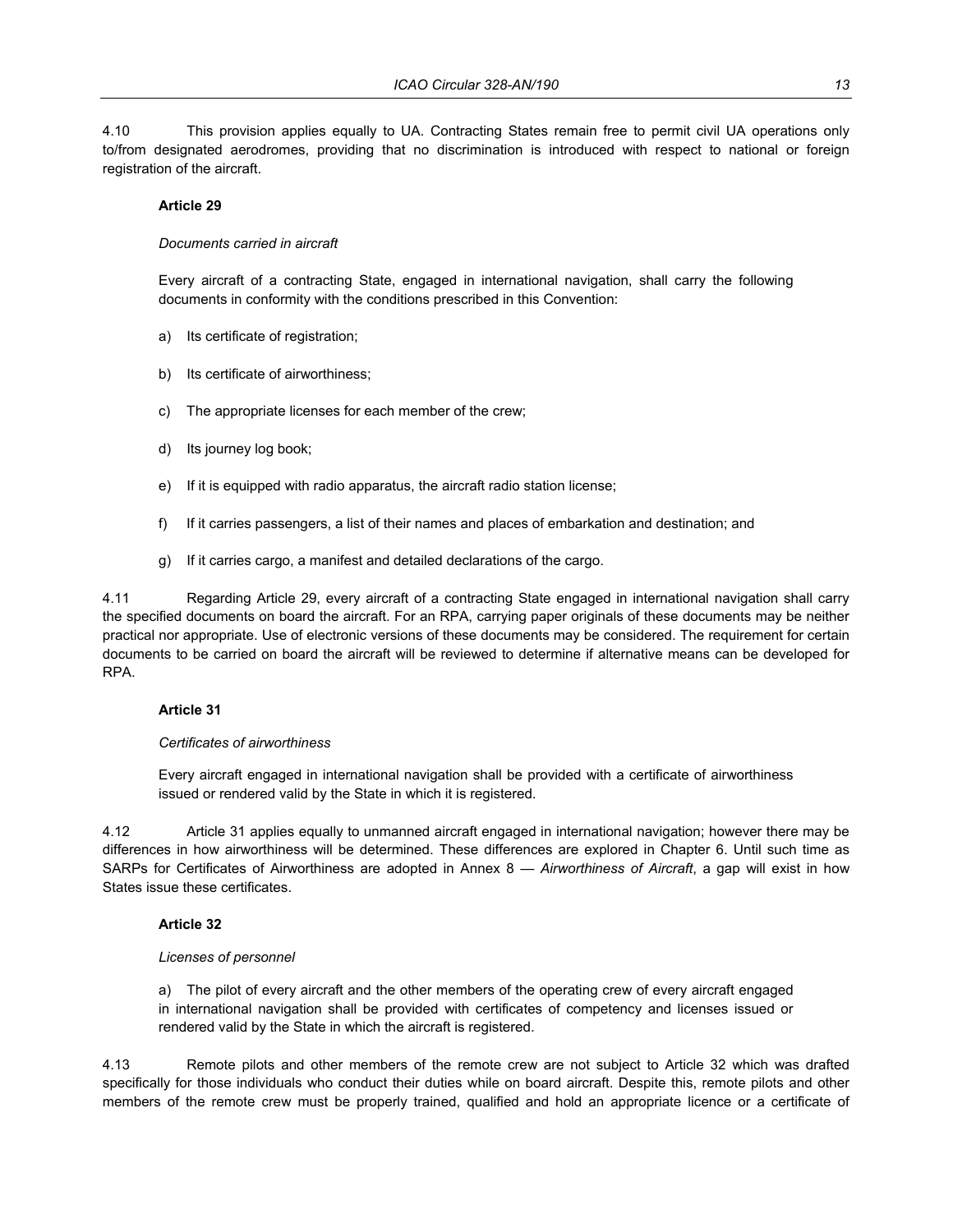4.10 This provision applies equally to UA. Contracting States remain free to permit civil UA operations only to/from designated aerodromes, providing that no discrimination is introduced with respect to national or foreign registration of the aircraft.

**Article 29**

*Documents carried in aircraft*

Every aircraft of a contracting State, engaged in international navigation, shall carry the following documents in conformity with the conditions prescribed in this Convention:

a) Its certificate of registration;

b) Its certificate of airworthiness;

c) The appropriate licenses for each member of the crew;

d) Its journey log book;

e) If it is equipped with radio apparatus, the aircraft radio station license;

f) If it carries passengers, a list of their names and places of embarkation and destination; and

g) If it carries cargo, a manifest and detailed declarations of the cargo.

4.11 Regarding Article 29, every aircraft of a contracting State engaged in international navigation shall carry the specified documents on board the aircraft. For an RPA, carrying paper originals of these documents may be neither practical nor appropriate. Use of electronic versions of these documents may be considered. The requirement for certain documents to be carried on board the aircraft will be reviewed to determine if alternative means can be developed for RPA.

**Article 31**

*Certificates of airworthiness*

Every aircraft engaged in international navigation shall be provided with a certificate of airworthiness issued or rendered valid by the State in which it is registered.

4.12 Article 31 applies equally to unmanned aircraft engaged in international navigation; however there may be differences in how airworthiness will be determined. These differences are explored in Chapter 6. Until such time as SARPs for Certificates of Airworthiness are adopted in Annex 8 — *Airworthiness of Aircraft*, a gap will exist in how States issue these certificates.

**Article 32**

*Licenses of personnel*

a) The pilot of every aircraft and the other members of the operating crew of every aircraft engaged in international navigation shall be provided with certificates of competency and licenses issued or rendered valid by the State in which the aircraft is registered.

4.13 Remote pilots and other members of the remote crew are not subject to Article 32 which was drafted specifically for those individuals who conduct their duties while on board aircraft. Despite this, remote pilots and other members of the remote crew must be properly trained, qualified and hold an appropriate licence or a certificate of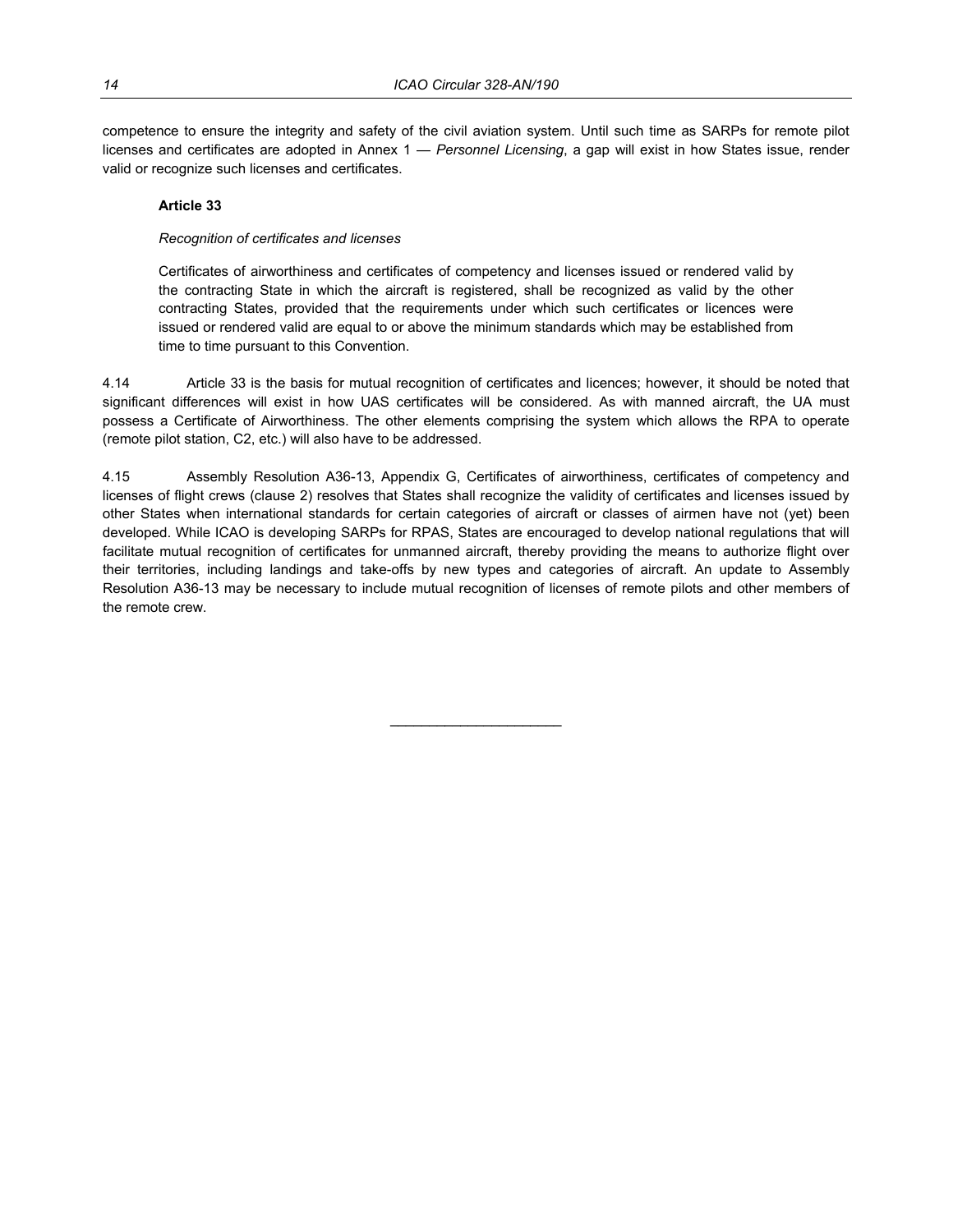competence to ensure the integrity and safety of the civil aviation system. Until such time as SARPs for remote pilot licenses and certificates are adopted in Annex 1 — *Personnel Licensing*, a gap will exist in how States issue, render valid or recognize such licenses and certificates.

> **Article 33**
>
> *Recognition of certificates and licenses*
>
> Certificates of airworthiness and certificates of competency and licenses issued or rendered valid by the contracting State in which the aircraft is registered, shall be recognized as valid by the other contracting States, provided that the requirements under which such certificates or licences were issued or rendered valid are equal to or above the minimum standards which may be established from time to time pursuant to this Convention.

4.14 Article 33 is the basis for mutual recognition of certificates and licences; however, it should be noted that significant differences will exist in how UAS certificates will be considered. As with manned aircraft, the UA must possess a Certificate of Airworthiness. The other elements comprising the system which allows the RPA to operate (remote pilot station, C2, etc.) will also have to be addressed.

4.15 Assembly Resolution A36-13, Appendix G, Certificates of airworthiness, certificates of competency and licenses of flight crews (clause 2) resolves that States shall recognize the validity of certificates and licenses issued by other States when international standards for certain categories of aircraft or classes of airmen have not (yet) been developed. While ICAO is developing SARPs for RPAS, States are encouraged to develop national regulations that will facilitate mutual recognition of certificates for unmanned aircraft, thereby providing the means to authorize flight over their territories, including landings and take-offs by new types and categories of aircraft. An update to Assembly Resolution A36-13 may be necessary to include mutual recognition of licenses of remote pilots and other members of the remote crew.

---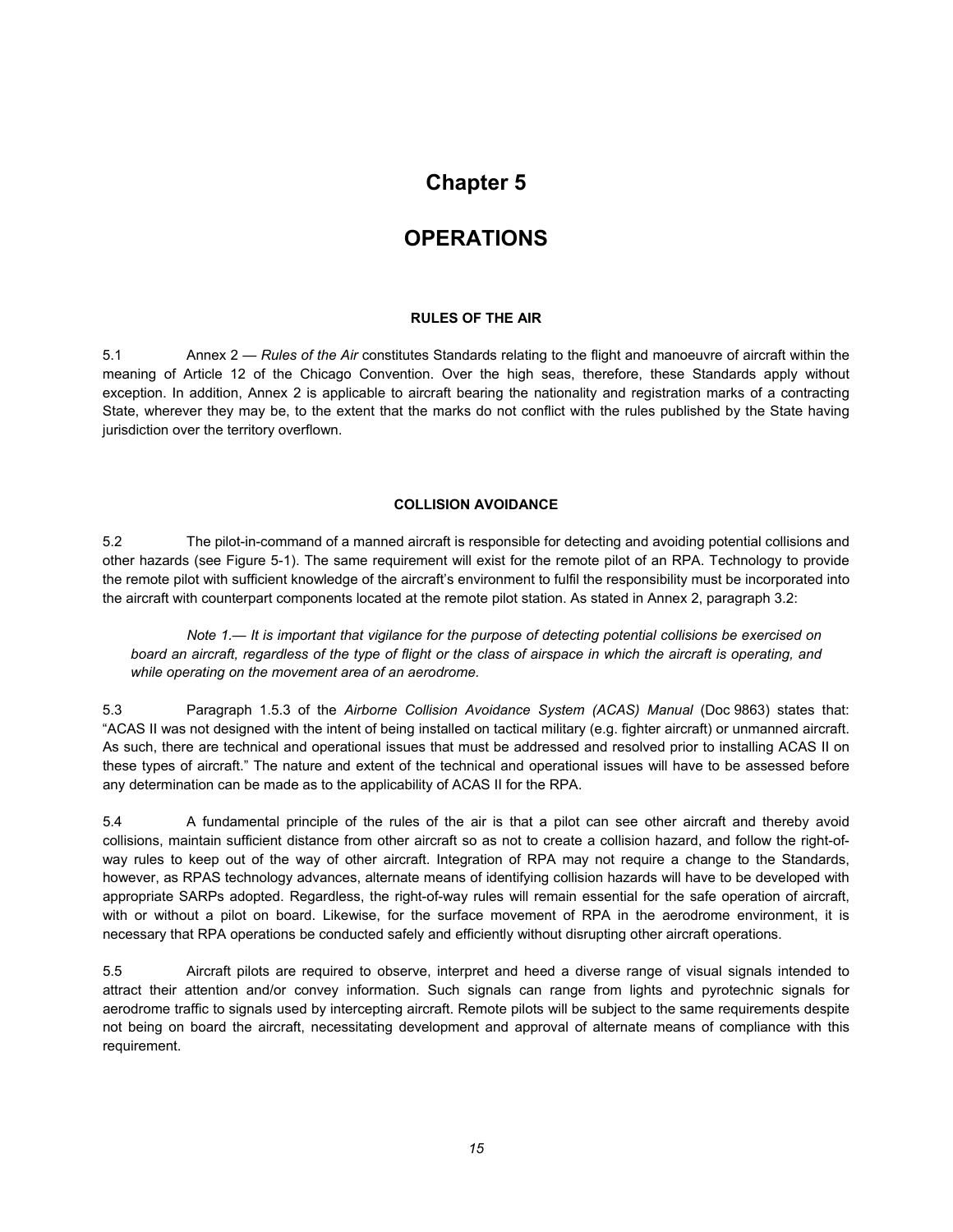# Chapter 5

# OPERATIONS

### RULES OF THE AIR

5.1 Annex 2 — *Rules of the Air* constitutes Standards relating to the flight and manoeuvre of aircraft within the meaning of Article 12 of the Chicago Convention. Over the high seas, therefore, these Standards apply without exception. In addition, Annex 2 is applicable to aircraft bearing the nationality and registration marks of a contracting State, wherever they may be, to the extent that the marks do not conflict with the rules published by the State having jurisdiction over the territory overflown.

### COLLISION AVOIDANCE

5.2 The pilot-in-command of a manned aircraft is responsible for detecting and avoiding potential collisions and other hazards (see Figure 5-1). The same requirement will exist for the remote pilot of an RPA. Technology to provide the remote pilot with sufficient knowledge of the aircraft's environment to fulfil the responsibility must be incorporated into the aircraft with counterpart components located at the remote pilot station. As stated in Annex 2, paragraph 3.2:

> *Note 1.— It is important that vigilance for the purpose of detecting potential collisions be exercised on board an aircraft, regardless of the type of flight or the class of airspace in which the aircraft is operating, and while operating on the movement area of an aerodrome.*

5.3 Paragraph 1.5.3 of the *Airborne Collision Avoidance System (ACAS) Manual* (Doc 9863) states that: "ACAS II was not designed with the intent of being installed on tactical military (e.g. fighter aircraft) or unmanned aircraft. As such, there are technical and operational issues that must be addressed and resolved prior to installing ACAS II on these types of aircraft." The nature and extent of the technical and operational issues will have to be assessed before any determination can be made as to the applicability of ACAS II for the RPA.

5.4 A fundamental principle of the rules of the air is that a pilot can see other aircraft and thereby avoid collisions, maintain sufficient distance from other aircraft so as not to create a collision hazard, and follow the right-of-way rules to keep out of the way of other aircraft. Integration of RPA may not require a change to the Standards, however, as RPAS technology advances, alternate means of identifying collision hazards will have to be developed with appropriate SARPs adopted. Regardless, the right-of-way rules will remain essential for the safe operation of aircraft, with or without a pilot on board. Likewise, for the surface movement of RPA in the aerodrome environment, it is necessary that RPA operations be conducted safely and efficiently without disrupting other aircraft operations.

5.5 Aircraft pilots are required to observe, interpret and heed a diverse range of visual signals intended to attract their attention and/or convey information. Such signals can range from lights and pyrotechnic signals for aerodrome traffic to signals used by intercepting aircraft. Remote pilots will be subject to the same requirements despite not being on board the aircraft, necessitating development and approval of alternate means of compliance with this requirement.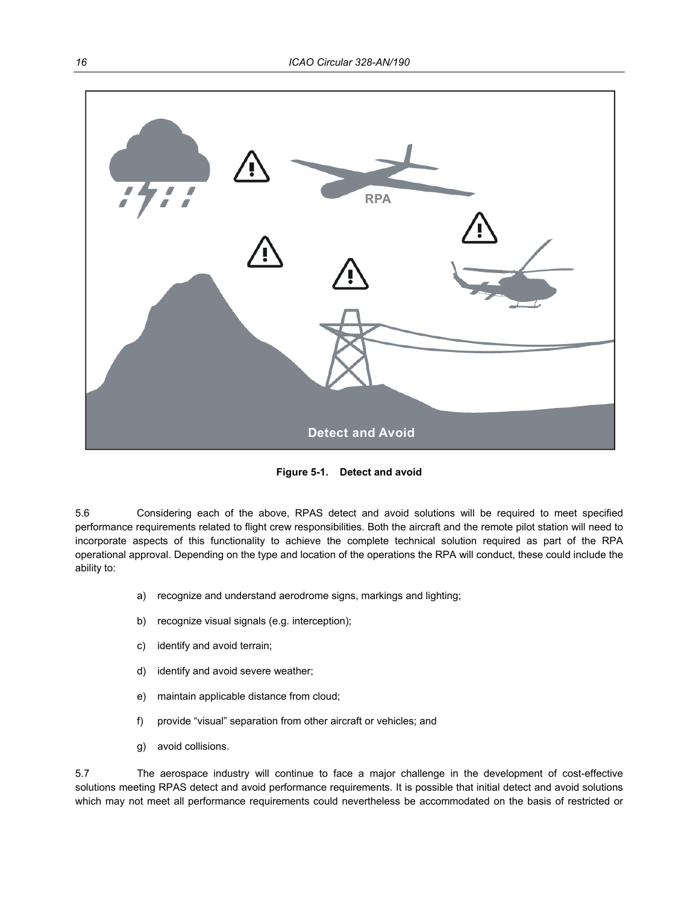**Figure 5-1. Detect and avoid**

5.6 Considering each of the above, RPAS detect and avoid solutions will be required to meet specified performance requirements related to flight crew responsibilities. Both the aircraft and the remote pilot station will need to incorporate aspects of this functionality to achieve the complete technical solution required as part of the RPA operational approval. Depending on the type and location of the operations the RPA will conduct, these could include the ability to:

a) recognize and understand aerodrome signs, markings and lighting;

b) recognize visual signals (e.g. interception);

c) identify and avoid terrain;

d) identify and avoid severe weather;

e) maintain applicable distance from cloud;

f) provide "visual" separation from other aircraft or vehicles; and

g) avoid collisions.

5.7 The aerospace industry will continue to face a major challenge in the development of cost-effective solutions meeting RPAS detect and avoid performance requirements. It is possible that initial detect and avoid solutions which may not meet all performance requirements could nevertheless be accommodated on the basis of restricted or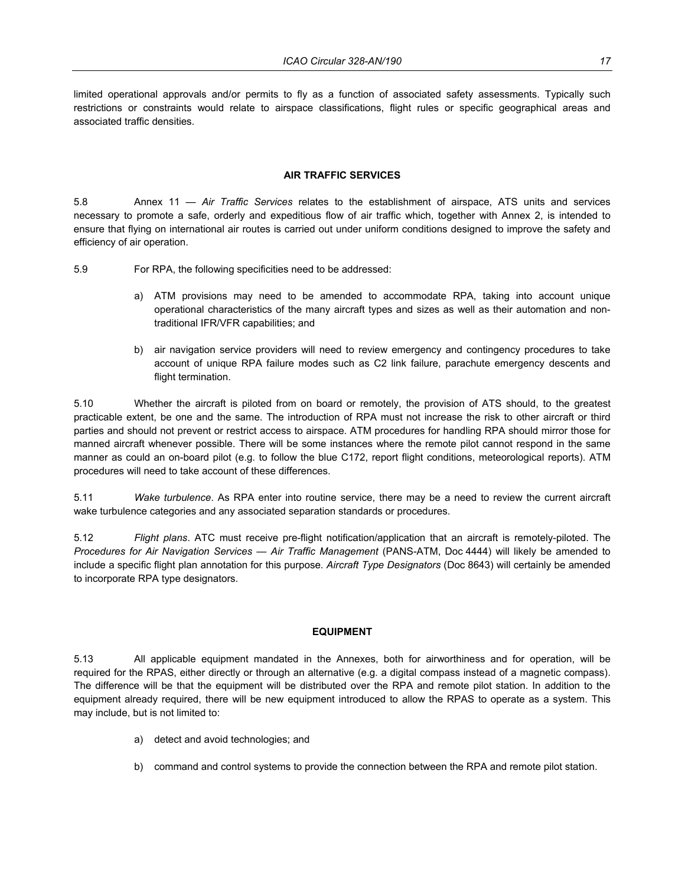limited operational approvals and/or permits to fly as a function of associated safety assessments. Typically such restrictions or constraints would relate to airspace classifications, flight rules or specific geographical areas and associated traffic densities.

## AIR TRAFFIC SERVICES

5.8 Annex 11 — *Air Traffic Services* relates to the establishment of airspace, ATS units and services necessary to promote a safe, orderly and expeditious flow of air traffic which, together with Annex 2, is intended to ensure that flying on international air routes is carried out under uniform conditions designed to improve the safety and efficiency of air operation.

5.9 For RPA, the following specificities need to be addressed:

a) ATM provisions may need to be amended to accommodate RPA, taking into account unique operational characteristics of the many aircraft types and sizes as well as their automation and non-traditional IFR/VFR capabilities; and

b) air navigation service providers will need to review emergency and contingency procedures to take account of unique RPA failure modes such as C2 link failure, parachute emergency descents and flight termination.

5.10 Whether the aircraft is piloted from on board or remotely, the provision of ATS should, to the greatest practicable extent, be one and the same. The introduction of RPA must not increase the risk to other aircraft or third parties and should not prevent or restrict access to airspace. ATM procedures for handling RPA should mirror those for manned aircraft whenever possible. There will be some instances where the remote pilot cannot respond in the same manner as could an on-board pilot (e.g. to follow the blue C172, report flight conditions, meteorological reports). ATM procedures will need to take account of these differences.

5.11 *Wake turbulence*. As RPA enter into routine service, there may be a need to review the current aircraft wake turbulence categories and any associated separation standards or procedures.

5.12 *Flight plans*. ATC must receive pre-flight notification/application that an aircraft is remotely-piloted. The *Procedures for Air Navigation Services — Air Traffic Management* (PANS-ATM, Doc 4444) will likely be amended to include a specific flight plan annotation for this purpose. *Aircraft Type Designators* (Doc 8643) will certainly be amended to incorporate RPA type designators.

## EQUIPMENT

5.13 All applicable equipment mandated in the Annexes, both for airworthiness and for operation, will be required for the RPAS, either directly or through an alternative (e.g. a digital compass instead of a magnetic compass). The difference will be that the equipment will be distributed over the RPA and remote pilot station. In addition to the equipment already required, there will be new equipment introduced to allow the RPAS to operate as a system. This may include, but is not limited to:

a) detect and avoid technologies; and

b) command and control systems to provide the connection between the RPA and remote pilot station.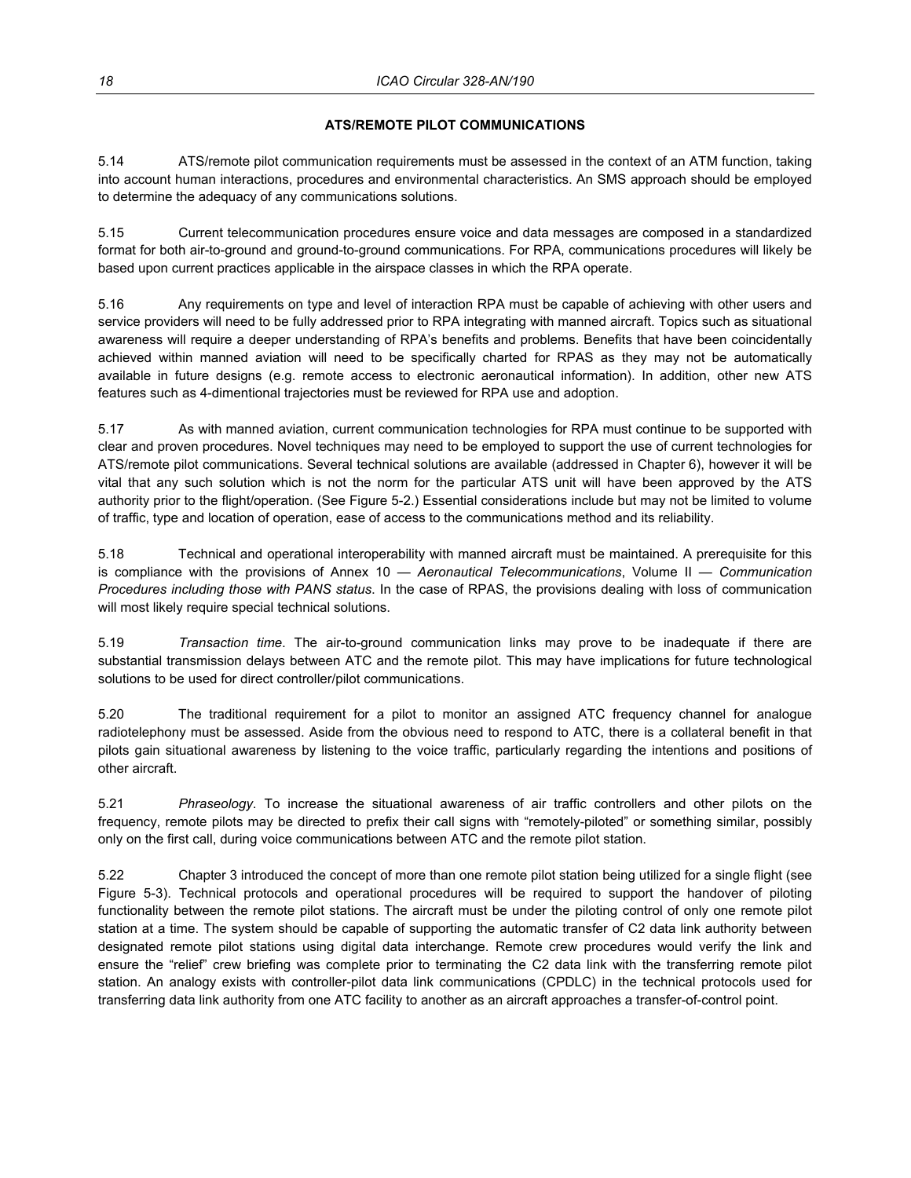## ATS/REMOTE PILOT COMMUNICATIONS

5.14 ATS/remote pilot communication requirements must be assessed in the context of an ATM function, taking into account human interactions, procedures and environmental characteristics. An SMS approach should be employed to determine the adequacy of any communications solutions.

5.15 Current telecommunication procedures ensure voice and data messages are composed in a standardized format for both air-to-ground and ground-to-ground communications. For RPA, communications procedures will likely be based upon current practices applicable in the airspace classes in which the RPA operate.

5.16 Any requirements on type and level of interaction RPA must be capable of achieving with other users and service providers will need to be fully addressed prior to RPA integrating with manned aircraft. Topics such as situational awareness will require a deeper understanding of RPA's benefits and problems. Benefits that have been coincidentally achieved within manned aviation will need to be specifically charted for RPAS as they may not be automatically available in future designs (e.g. remote access to electronic aeronautical information). In addition, other new ATS features such as 4-dimentional trajectories must be reviewed for RPA use and adoption.

5.17 As with manned aviation, current communication technologies for RPA must continue to be supported with clear and proven procedures. Novel techniques may need to be employed to support the use of current technologies for ATS/remote pilot communications. Several technical solutions are available (addressed in Chapter 6), however it will be vital that any such solution which is not the norm for the particular ATS unit will have been approved by the ATS authority prior to the flight/operation. (See Figure 5-2.) Essential considerations include but may not be limited to volume of traffic, type and location of operation, ease of access to the communications method and its reliability.

5.18 Technical and operational interoperability with manned aircraft must be maintained. A prerequisite for this is compliance with the provisions of Annex 10 — *Aeronautical Telecommunications*, Volume II — *Communication Procedures including those with PANS status*. In the case of RPAS, the provisions dealing with loss of communication will most likely require special technical solutions.

5.19 *Transaction time*. The air-to-ground communication links may prove to be inadequate if there are substantial transmission delays between ATC and the remote pilot. This may have implications for future technological solutions to be used for direct controller/pilot communications.

5.20 The traditional requirement for a pilot to monitor an assigned ATC frequency channel for analogue radiotelephony must be assessed. Aside from the obvious need to respond to ATC, there is a collateral benefit in that pilots gain situational awareness by listening to the voice traffic, particularly regarding the intentions and positions of other aircraft.

5.21 *Phraseology*. To increase the situational awareness of air traffic controllers and other pilots on the frequency, remote pilots may be directed to prefix their call signs with "remotely-piloted" or something similar, possibly only on the first call, during voice communications between ATC and the remote pilot station.

5.22 Chapter 3 introduced the concept of more than one remote pilot station being utilized for a single flight (see Figure 5-3). Technical protocols and operational procedures will be required to support the handover of piloting functionality between the remote pilot stations. The aircraft must be under the piloting control of only one remote pilot station at a time. The system should be capable of supporting the automatic transfer of C2 data link authority between designated remote pilot stations using digital data interchange. Remote crew procedures would verify the link and ensure the "relief" crew briefing was complete prior to terminating the C2 data link with the transferring remote pilot station. An analogy exists with controller-pilot data link communications (CPDLC) in the technical protocols used for transferring data link authority from one ATC facility to another as an aircraft approaches a transfer-of-control point.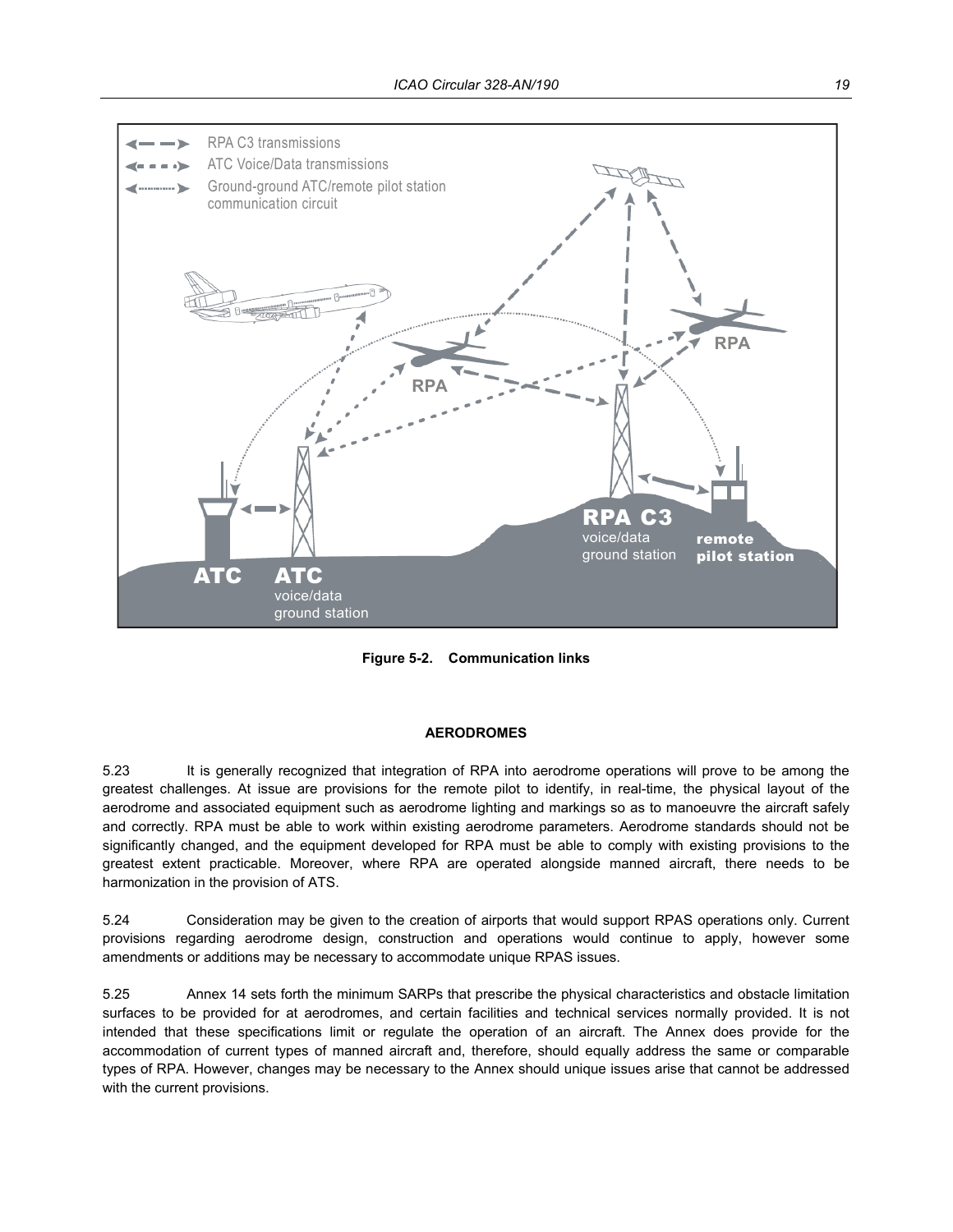Figure 5-2. Communication links

## AERODROMES

5.23 It is generally recognized that integration of RPA into aerodrome operations will prove to be among the greatest challenges. At issue are provisions for the remote pilot to identify, in real-time, the physical layout of the aerodrome and associated equipment such as aerodrome lighting and markings so as to manoeuvre the aircraft safely and correctly. RPA must be able to work within existing aerodrome parameters. Aerodrome standards should not be significantly changed, and the equipment developed for RPA must be able to comply with existing provisions to the greatest extent practicable. Moreover, where RPA are operated alongside manned aircraft, there needs to be harmonization in the provision of ATS.

5.24 Consideration may be given to the creation of airports that would support RPAS operations only. Current provisions regarding aerodrome design, construction and operations would continue to apply, however some amendments or additions may be necessary to accommodate unique RPAS issues.

5.25 Annex 14 sets forth the minimum SARPs that prescribe the physical characteristics and obstacle limitation surfaces to be provided for at aerodromes, and certain facilities and technical services normally provided. It is not intended that these specifications limit or regulate the operation of an aircraft. The Annex does provide for the accommodation of current types of manned aircraft and, therefore, should equally address the same or comparable types of RPA. However, changes may be necessary to the Annex should unique issues arise that cannot be addressed with the current provisions.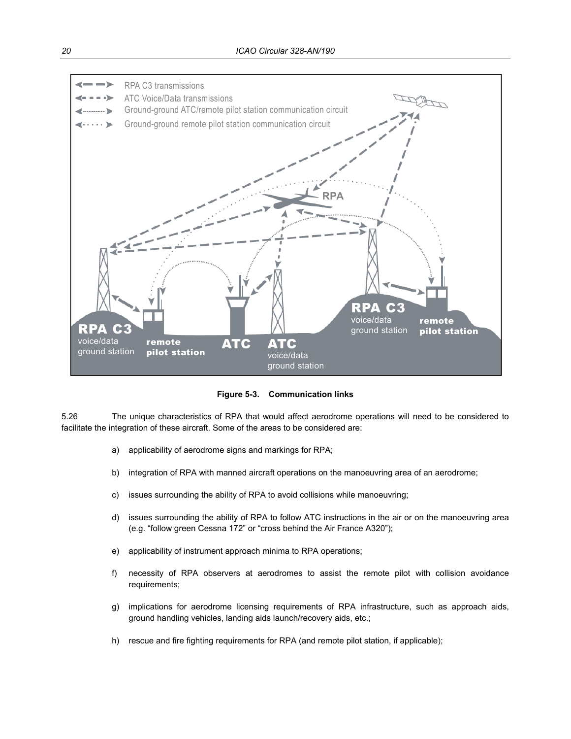Figure 5-3. Communication links

5.26 The unique characteristics of RPA that would affect aerodrome operations will need to be considered to facilitate the integration of these aircraft. Some of the areas to be considered are:

a) applicability of aerodrome signs and markings for RPA;

b) integration of RPA with manned aircraft operations on the manoeuvring area of an aerodrome;

c) issues surrounding the ability of RPA to avoid collisions while manoeuvring;

d) issues surrounding the ability of RPA to follow ATC instructions in the air or on the manoeuvring area (e.g. "follow green Cessna 172" or "cross behind the Air France A320");

e) applicability of instrument approach minima to RPA operations;

f) necessity of RPA observers at aerodromes to assist the remote pilot with collision avoidance requirements;

g) implications for aerodrome licensing requirements of RPA infrastructure, such as approach aids, ground handling vehicles, landing aids launch/recovery aids, etc.;

h) rescue and fire fighting requirements for RPA (and remote pilot station, if applicable);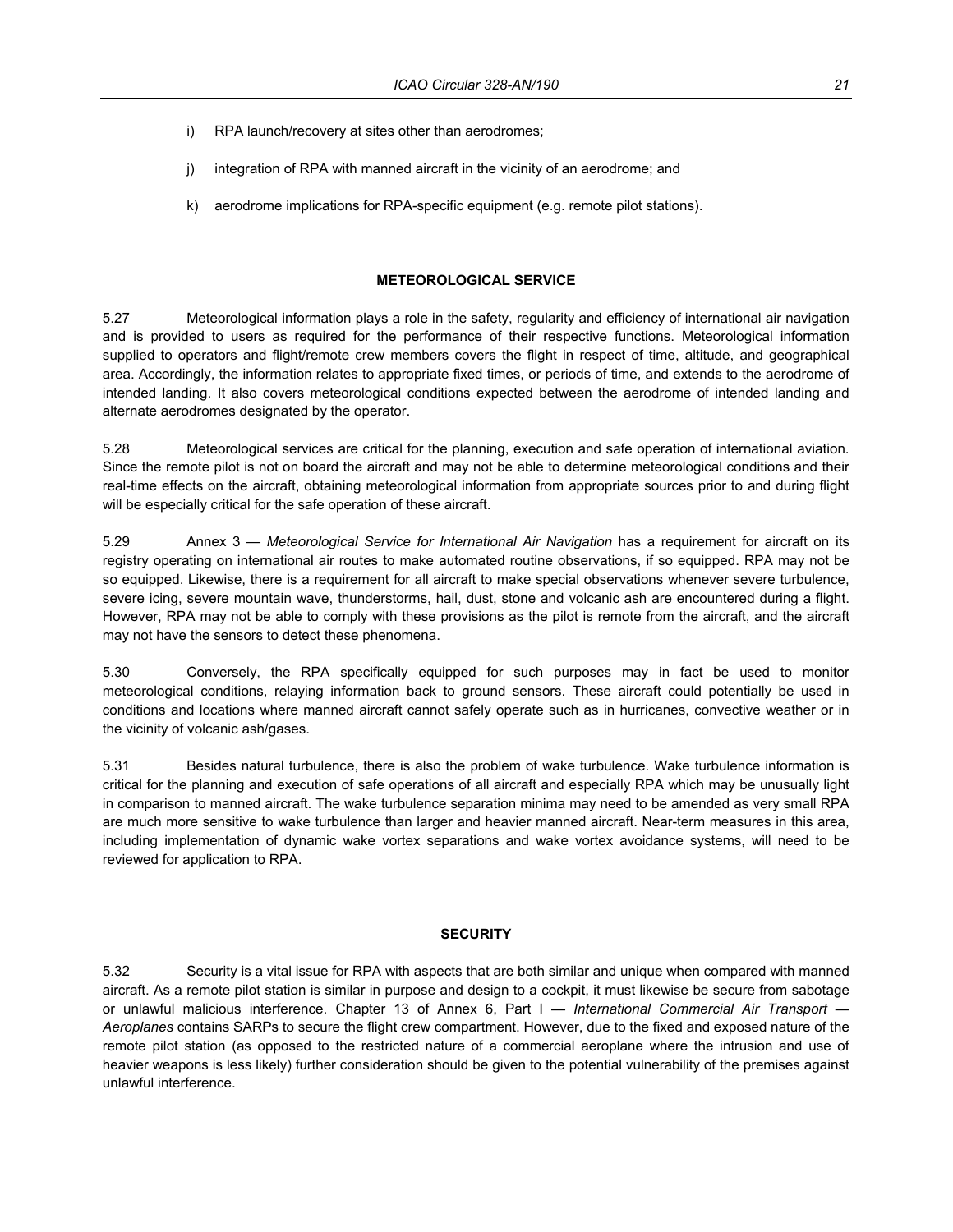i) RPA launch/recovery at sites other than aerodromes;

j) integration of RPA with manned aircraft in the vicinity of an aerodrome; and

k) aerodrome implications for RPA-specific equipment (e.g. remote pilot stations).

## METEOROLOGICAL SERVICE

5.27 Meteorological information plays a role in the safety, regularity and efficiency of international air navigation and is provided to users as required for the performance of their respective functions. Meteorological information supplied to operators and flight/remote crew members covers the flight in respect of time, altitude, and geographical area. Accordingly, the information relates to appropriate fixed times, or periods of time, and extends to the aerodrome of intended landing. It also covers meteorological conditions expected between the aerodrome of intended landing and alternate aerodromes designated by the operator.

5.28 Meteorological services are critical for the planning, execution and safe operation of international aviation. Since the remote pilot is not on board the aircraft and may not be able to determine meteorological conditions and their real-time effects on the aircraft, obtaining meteorological information from appropriate sources prior to and during flight will be especially critical for the safe operation of these aircraft.

5.29 Annex 3 — *Meteorological Service for International Air Navigation* has a requirement for aircraft on its registry operating on international air routes to make automated routine observations, if so equipped. RPA may not be so equipped. Likewise, there is a requirement for all aircraft to make special observations whenever severe turbulence, severe icing, severe mountain wave, thunderstorms, hail, dust, stone and volcanic ash are encountered during a flight. However, RPA may not be able to comply with these provisions as the pilot is remote from the aircraft, and the aircraft may not have the sensors to detect these phenomena.

5.30 Conversely, the RPA specifically equipped for such purposes may in fact be used to monitor meteorological conditions, relaying information back to ground sensors. These aircraft could potentially be used in conditions and locations where manned aircraft cannot safely operate such as in hurricanes, convective weather or in the vicinity of volcanic ash/gases.

5.31 Besides natural turbulence, there is also the problem of wake turbulence. Wake turbulence information is critical for the planning and execution of safe operations of all aircraft and especially RPA which may be unusually light in comparison to manned aircraft. The wake turbulence separation minima may need to be amended as very small RPA are much more sensitive to wake turbulence than larger and heavier manned aircraft. Near-term measures in this area, including implementation of dynamic wake vortex separations and wake vortex avoidance systems, will need to be reviewed for application to RPA.

## SECURITY

5.32 Security is a vital issue for RPA with aspects that are both similar and unique when compared with manned aircraft. As a remote pilot station is similar in purpose and design to a cockpit, it must likewise be secure from sabotage or unlawful malicious interference. Chapter 13 of Annex 6, Part I — *International Commercial Air Transport — Aeroplanes* contains SARPs to secure the flight crew compartment. However, due to the fixed and exposed nature of the remote pilot station (as opposed to the restricted nature of a commercial aeroplane where the intrusion and use of heavier weapons is less likely) further consideration should be given to the potential vulnerability of the premises against unlawful interference.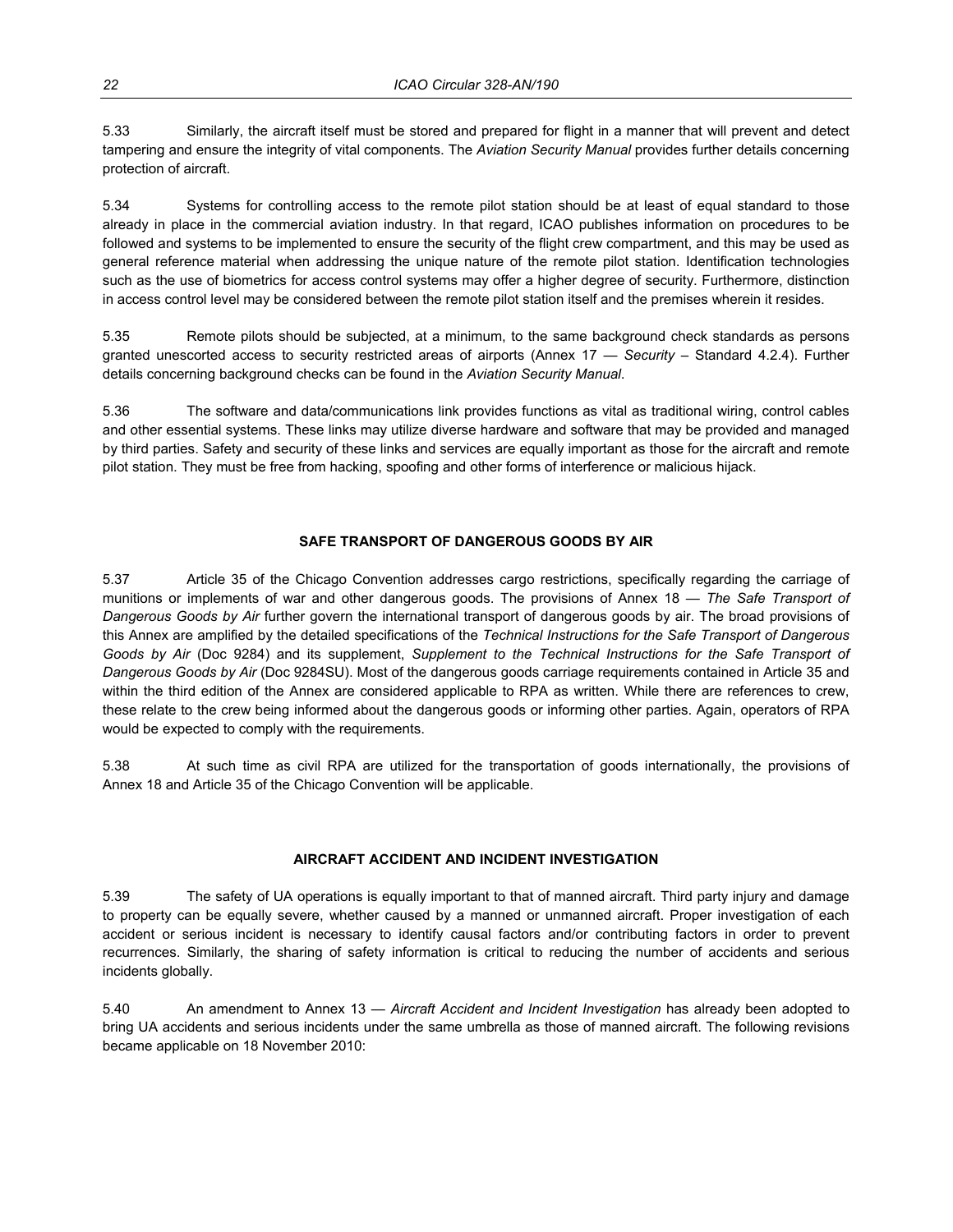5.33 Similarly, the aircraft itself must be stored and prepared for flight in a manner that will prevent and detect tampering and ensure the integrity of vital components. The *Aviation Security Manual* provides further details concerning protection of aircraft.

5.34 Systems for controlling access to the remote pilot station should be at least of equal standard to those already in place in the commercial aviation industry. In that regard, ICAO publishes information on procedures to be followed and systems to be implemented to ensure the security of the flight crew compartment, and this may be used as general reference material when addressing the unique nature of the remote pilot station. Identification technologies such as the use of biometrics for access control systems may offer a higher degree of security. Furthermore, distinction in access control level may be considered between the remote pilot station itself and the premises wherein it resides.

5.35 Remote pilots should be subjected, at a minimum, to the same background check standards as persons granted unescorted access to security restricted areas of airports (Annex 17 — *Security* – Standard 4.2.4). Further details concerning background checks can be found in the *Aviation Security Manual*.

5.36 The software and data/communications link provides functions as vital as traditional wiring, control cables and other essential systems. These links may utilize diverse hardware and software that may be provided and managed by third parties. Safety and security of these links and services are equally important as those for the aircraft and remote pilot station. They must be free from hacking, spoofing and other forms of interference or malicious hijack.

## SAFE TRANSPORT OF DANGEROUS GOODS BY AIR

5.37 Article 35 of the Chicago Convention addresses cargo restrictions, specifically regarding the carriage of munitions or implements of war and other dangerous goods. The provisions of Annex 18 — *The Safe Transport of Dangerous Goods by Air* further govern the international transport of dangerous goods by air. The broad provisions of this Annex are amplified by the detailed specifications of the *Technical Instructions for the Safe Transport of Dangerous Goods by Air* (Doc 9284) and its supplement, *Supplement to the Technical Instructions for the Safe Transport of Dangerous Goods by Air* (Doc 9284SU). Most of the dangerous goods carriage requirements contained in Article 35 and within the third edition of the Annex are considered applicable to RPA as written. While there are references to crew, these relate to the crew being informed about the dangerous goods or informing other parties. Again, operators of RPA would be expected to comply with the requirements.

5.38 At such time as civil RPA are utilized for the transportation of goods internationally, the provisions of Annex 18 and Article 35 of the Chicago Convention will be applicable.

## AIRCRAFT ACCIDENT AND INCIDENT INVESTIGATION

5.39 The safety of UA operations is equally important to that of manned aircraft. Third party injury and damage to property can be equally severe, whether caused by a manned or unmanned aircraft. Proper investigation of each accident or serious incident is necessary to identify causal factors and/or contributing factors in order to prevent recurrences. Similarly, the sharing of safety information is critical to reducing the number of accidents and serious incidents globally.

5.40 An amendment to Annex 13 — *Aircraft Accident and Incident Investigation* has already been adopted to bring UA accidents and serious incidents under the same umbrella as those of manned aircraft. The following revisions became applicable on 18 November 2010: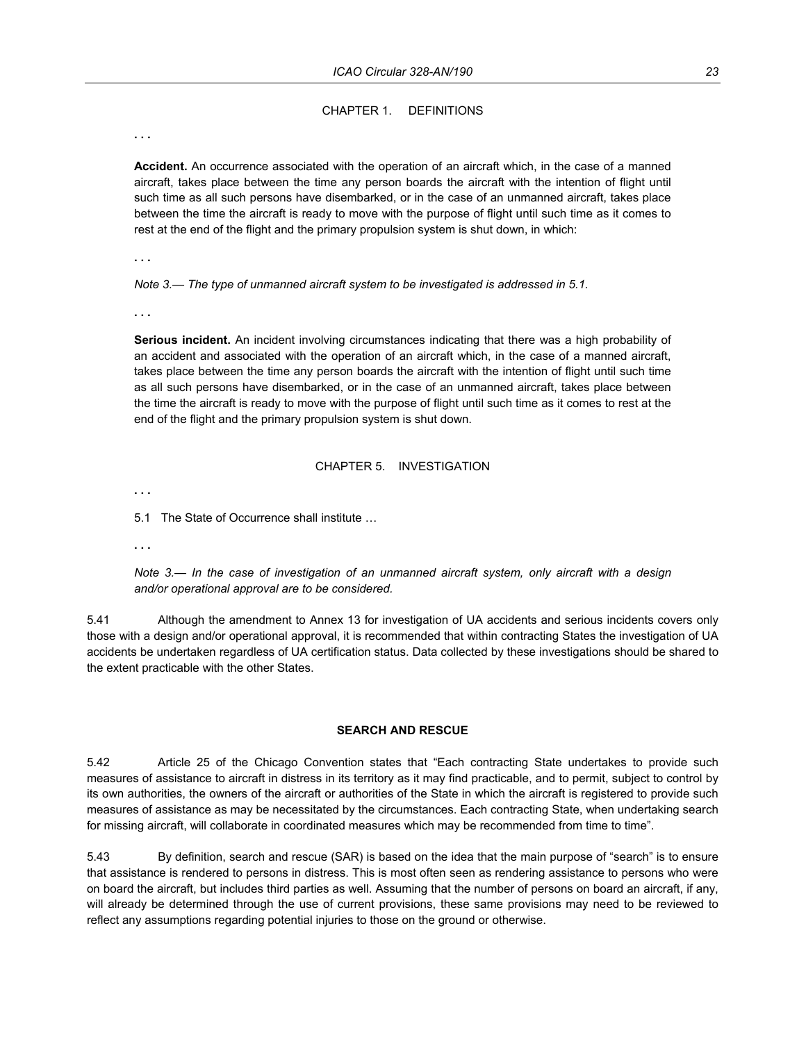CHAPTER 1. DEFINITIONS

. . .

**Accident.** An occurrence associated with the operation of an aircraft which, in the case of a manned aircraft, takes place between the time any person boards the aircraft with the intention of flight until such time as all such persons have disembarked, or in the case of an unmanned aircraft, takes place between the time the aircraft is ready to move with the purpose of flight until such time as it comes to rest at the end of the flight and the primary propulsion system is shut down, in which:

. . .

*Note 3.— The type of unmanned aircraft system to be investigated is addressed in 5.1.*

. . .

**Serious incident.** An incident involving circumstances indicating that there was a high probability of an accident and associated with the operation of an aircraft which, in the case of a manned aircraft, takes place between the time any person boards the aircraft with the intention of flight until such time as all such persons have disembarked, or in the case of an unmanned aircraft, takes place between the time the aircraft is ready to move with the purpose of flight until such time as it comes to rest at the end of the flight and the primary propulsion system is shut down.

CHAPTER 5. INVESTIGATION

. . .

5.1 The State of Occurrence shall institute …

. . .

*Note 3.— In the case of investigation of an unmanned aircraft system, only aircraft with a design and/or operational approval are to be considered.*

5.41 Although the amendment to Annex 13 for investigation of UA accidents and serious incidents covers only those with a design and/or operational approval, it is recommended that within contracting States the investigation of UA accidents be undertaken regardless of UA certification status. Data collected by these investigations should be shared to the extent practicable with the other States.

## SEARCH AND RESCUE

5.42 Article 25 of the Chicago Convention states that "Each contracting State undertakes to provide such measures of assistance to aircraft in distress in its territory as it may find practicable, and to permit, subject to control by its own authorities, the owners of the aircraft or authorities of the State in which the aircraft is registered to provide such measures of assistance as may be necessitated by the circumstances. Each contracting State, when undertaking search for missing aircraft, will collaborate in coordinated measures which may be recommended from time to time".

5.43 By definition, search and rescue (SAR) is based on the idea that the main purpose of "search" is to ensure that assistance is rendered to persons in distress. This is most often seen as rendering assistance to persons who were on board the aircraft, but includes third parties as well. Assuming that the number of persons on board an aircraft, if any, will already be determined through the use of current provisions, these same provisions may need to be reviewed to reflect any assumptions regarding potential injuries to those on the ground or otherwise.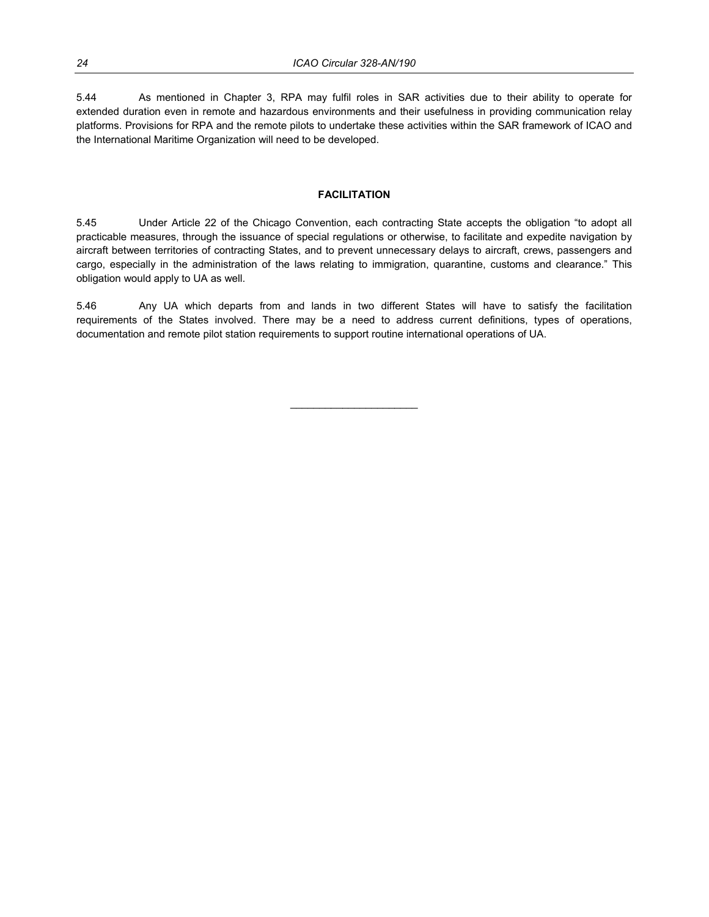5.44 As mentioned in Chapter 3, RPA may fulfil roles in SAR activities due to their ability to operate for extended duration even in remote and hazardous environments and their usefulness in providing communication relay platforms. Provisions for RPA and the remote pilots to undertake these activities within the SAR framework of ICAO and the International Maritime Organization will need to be developed.

## FACILITATION

5.45 Under Article 22 of the Chicago Convention, each contracting State accepts the obligation "to adopt all practicable measures, through the issuance of special regulations or otherwise, to facilitate and expedite navigation by aircraft between territories of contracting States, and to prevent unnecessary delays to aircraft, crews, passengers and cargo, especially in the administration of the laws relating to immigration, quarantine, customs and clearance." This obligation would apply to UA as well.

5.46 Any UA which departs from and lands in two different States will have to satisfy the facilitation requirements of the States involved. There may be a need to address current definitions, types of operations, documentation and remote pilot station requirements to support routine international operations of UA.

______________________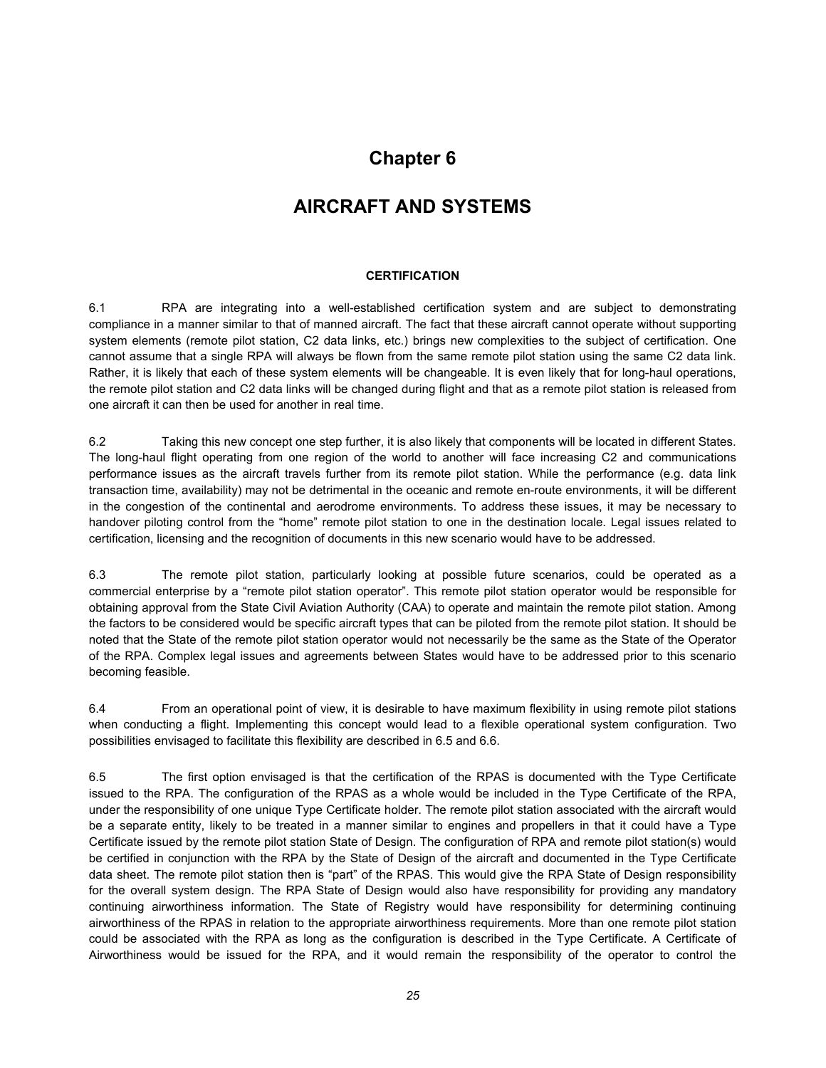# Chapter 6

# AIRCRAFT AND SYSTEMS

### CERTIFICATION

6.1 RPA are integrating into a well-established certification system and are subject to demonstrating compliance in a manner similar to that of manned aircraft. The fact that these aircraft cannot operate without supporting system elements (remote pilot station, C2 data links, etc.) brings new complexities to the subject of certification. One cannot assume that a single RPA will always be flown from the same remote pilot station using the same C2 data link. Rather, it is likely that each of these system elements will be changeable. It is even likely that for long-haul operations, the remote pilot station and C2 data links will be changed during flight and that as a remote pilot station is released from one aircraft it can then be used for another in real time.

6.2 Taking this new concept one step further, it is also likely that components will be located in different States. The long-haul flight operating from one region of the world to another will face increasing C2 and communications performance issues as the aircraft travels further from its remote pilot station. While the performance (e.g. data link transaction time, availability) may not be detrimental in the oceanic and remote en-route environments, it will be different in the congestion of the continental and aerodrome environments. To address these issues, it may be necessary to handover piloting control from the "home" remote pilot station to one in the destination locale. Legal issues related to certification, licensing and the recognition of documents in this new scenario would have to be addressed.

6.3 The remote pilot station, particularly looking at possible future scenarios, could be operated as a commercial enterprise by a "remote pilot station operator". This remote pilot station operator would be responsible for obtaining approval from the State Civil Aviation Authority (CAA) to operate and maintain the remote pilot station. Among the factors to be considered would be specific aircraft types that can be piloted from the remote pilot station. It should be noted that the State of the remote pilot station operator would not necessarily be the same as the State of the Operator of the RPA. Complex legal issues and agreements between States would have to be addressed prior to this scenario becoming feasible.

6.4 From an operational point of view, it is desirable to have maximum flexibility in using remote pilot stations when conducting a flight. Implementing this concept would lead to a flexible operational system configuration. Two possibilities envisaged to facilitate this flexibility are described in 6.5 and 6.6.

6.5 The first option envisaged is that the certification of the RPAS is documented with the Type Certificate issued to the RPA. The configuration of the RPAS as a whole would be included in the Type Certificate of the RPA, under the responsibility of one unique Type Certificate holder. The remote pilot station associated with the aircraft would be a separate entity, likely to be treated in a manner similar to engines and propellers in that it could have a Type Certificate issued by the remote pilot station State of Design. The configuration of RPA and remote pilot station(s) would be certified in conjunction with the RPA by the State of Design of the aircraft and documented in the Type Certificate data sheet. The remote pilot station then is "part" of the RPAS. This would give the RPA State of Design responsibility for the overall system design. The RPA State of Design would also have responsibility for providing any mandatory continuing airworthiness information. The State of Registry would have responsibility for determining continuing airworthiness of the RPAS in relation to the appropriate airworthiness requirements. More than one remote pilot station could be associated with the RPA as long as the configuration is described in the Type Certificate. A Certificate of Airworthiness would be issued for the RPA, and it would remain the responsibility of the operator to control the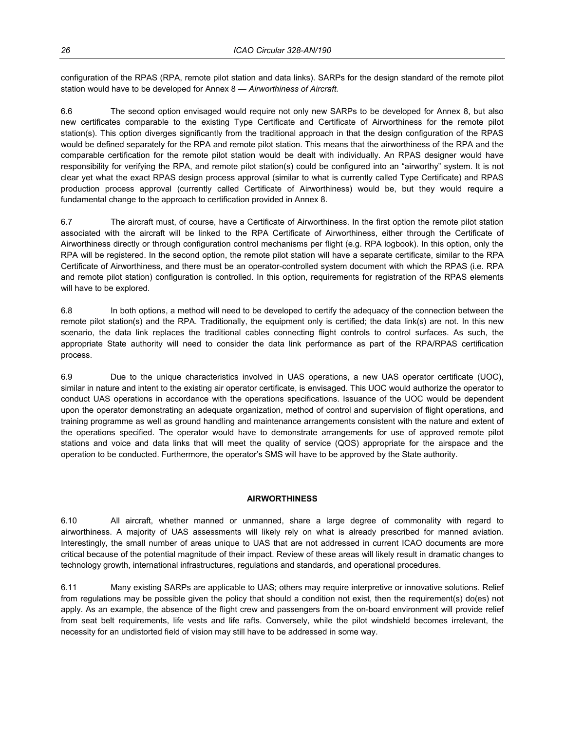configuration of the RPAS (RPA, remote pilot station and data links). SARPs for the design standard of the remote pilot station would have to be developed for Annex 8 — *Airworthiness of Aircraft.*

6.6 The second option envisaged would require not only new SARPs to be developed for Annex 8, but also new certificates comparable to the existing Type Certificate and Certificate of Airworthiness for the remote pilot station(s). This option diverges significantly from the traditional approach in that the design configuration of the RPAS would be defined separately for the RPA and remote pilot station. This means that the airworthiness of the RPA and the comparable certification for the remote pilot station would be dealt with individually. An RPAS designer would have responsibility for verifying the RPA, and remote pilot station(s) could be configured into an "airworthy" system. It is not clear yet what the exact RPAS design process approval (similar to what is currently called Type Certificate) and RPAS production process approval (currently called Certificate of Airworthiness) would be, but they would require a fundamental change to the approach to certification provided in Annex 8.

6.7 The aircraft must, of course, have a Certificate of Airworthiness. In the first option the remote pilot station associated with the aircraft will be linked to the RPA Certificate of Airworthiness, either through the Certificate of Airworthiness directly or through configuration control mechanisms per flight (e.g. RPA logbook). In this option, only the RPA will be registered. In the second option, the remote pilot station will have a separate certificate, similar to the RPA Certificate of Airworthiness, and there must be an operator-controlled system document with which the RPAS (i.e. RPA and remote pilot station) configuration is controlled. In this option, requirements for registration of the RPAS elements will have to be explored.

6.8 In both options, a method will need to be developed to certify the adequacy of the connection between the remote pilot station(s) and the RPA. Traditionally, the equipment only is certified; the data link(s) are not. In this new scenario, the data link replaces the traditional cables connecting flight controls to control surfaces. As such, the appropriate State authority will need to consider the data link performance as part of the RPA/RPAS certification process.

6.9 Due to the unique characteristics involved in UAS operations, a new UAS operator certificate (UOC), similar in nature and intent to the existing air operator certificate, is envisaged. This UOC would authorize the operator to conduct UAS operations in accordance with the operations specifications. Issuance of the UOC would be dependent upon the operator demonstrating an adequate organization, method of control and supervision of flight operations, and training programme as well as ground handling and maintenance arrangements consistent with the nature and extent of the operations specified. The operator would have to demonstrate arrangements for use of approved remote pilot stations and voice and data links that will meet the quality of service (QOS) appropriate for the airspace and the operation to be conducted. Furthermore, the operator's SMS will have to be approved by the State authority.

## AIRWORTHINESS

6.10 All aircraft, whether manned or unmanned, share a large degree of commonality with regard to airworthiness. A majority of UAS assessments will likely rely on what is already prescribed for manned aviation. Interestingly, the small number of areas unique to UAS that are not addressed in current ICAO documents are more critical because of the potential magnitude of their impact. Review of these areas will likely result in dramatic changes to technology growth, international infrastructures, regulations and standards, and operational procedures.

6.11 Many existing SARPs are applicable to UAS; others may require interpretive or innovative solutions. Relief from regulations may be possible given the policy that should a condition not exist, then the requirement(s) do(es) not apply. As an example, the absence of the flight crew and passengers from the on-board environment will provide relief from seat belt requirements, life vests and life rafts. Conversely, while the pilot windshield becomes irrelevant, the necessity for an undistorted field of vision may still have to be addressed in some way.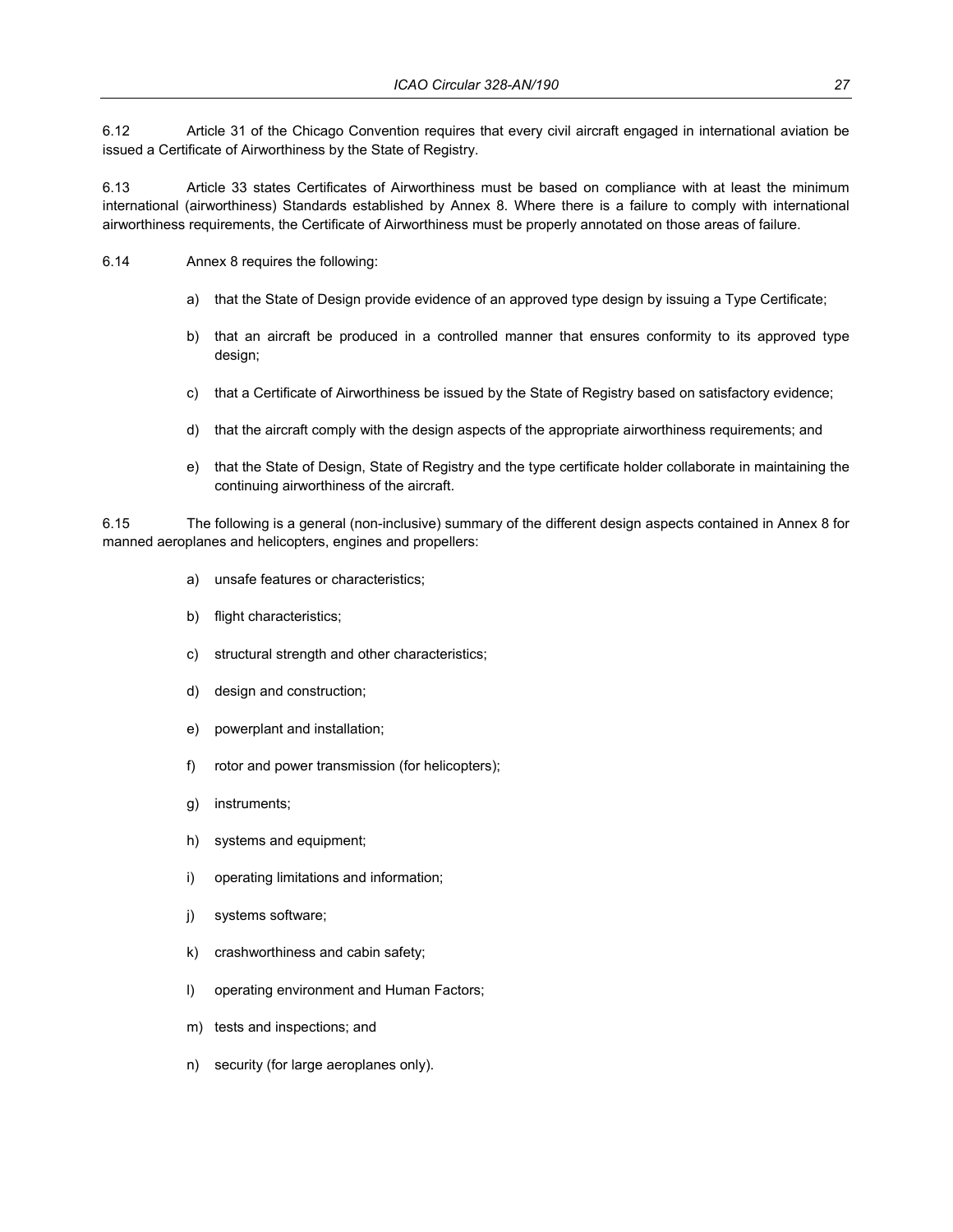6.12 Article 31 of the Chicago Convention requires that every civil aircraft engaged in international aviation be issued a Certificate of Airworthiness by the State of Registry.

6.13 Article 33 states Certificates of Airworthiness must be based on compliance with at least the minimum international (airworthiness) Standards established by Annex 8. Where there is a failure to comply with international airworthiness requirements, the Certificate of Airworthiness must be properly annotated on those areas of failure.

6.14 Annex 8 requires the following:

a) that the State of Design provide evidence of an approved type design by issuing a Type Certificate;

b) that an aircraft be produced in a controlled manner that ensures conformity to its approved type design;

c) that a Certificate of Airworthiness be issued by the State of Registry based on satisfactory evidence;

d) that the aircraft comply with the design aspects of the appropriate airworthiness requirements; and

e) that the State of Design, State of Registry and the type certificate holder collaborate in maintaining the continuing airworthiness of the aircraft.

6.15 The following is a general (non-inclusive) summary of the different design aspects contained in Annex 8 for manned aeroplanes and helicopters, engines and propellers:

a) unsafe features or characteristics;

b) flight characteristics;

c) structural strength and other characteristics;

d) design and construction;

e) powerplant and installation;

f) rotor and power transmission (for helicopters);

g) instruments;

h) systems and equipment;

i) operating limitations and information;

j) systems software;

k) crashworthiness and cabin safety;

l) operating environment and Human Factors;

m) tests and inspections; and

n) security (for large aeroplanes only).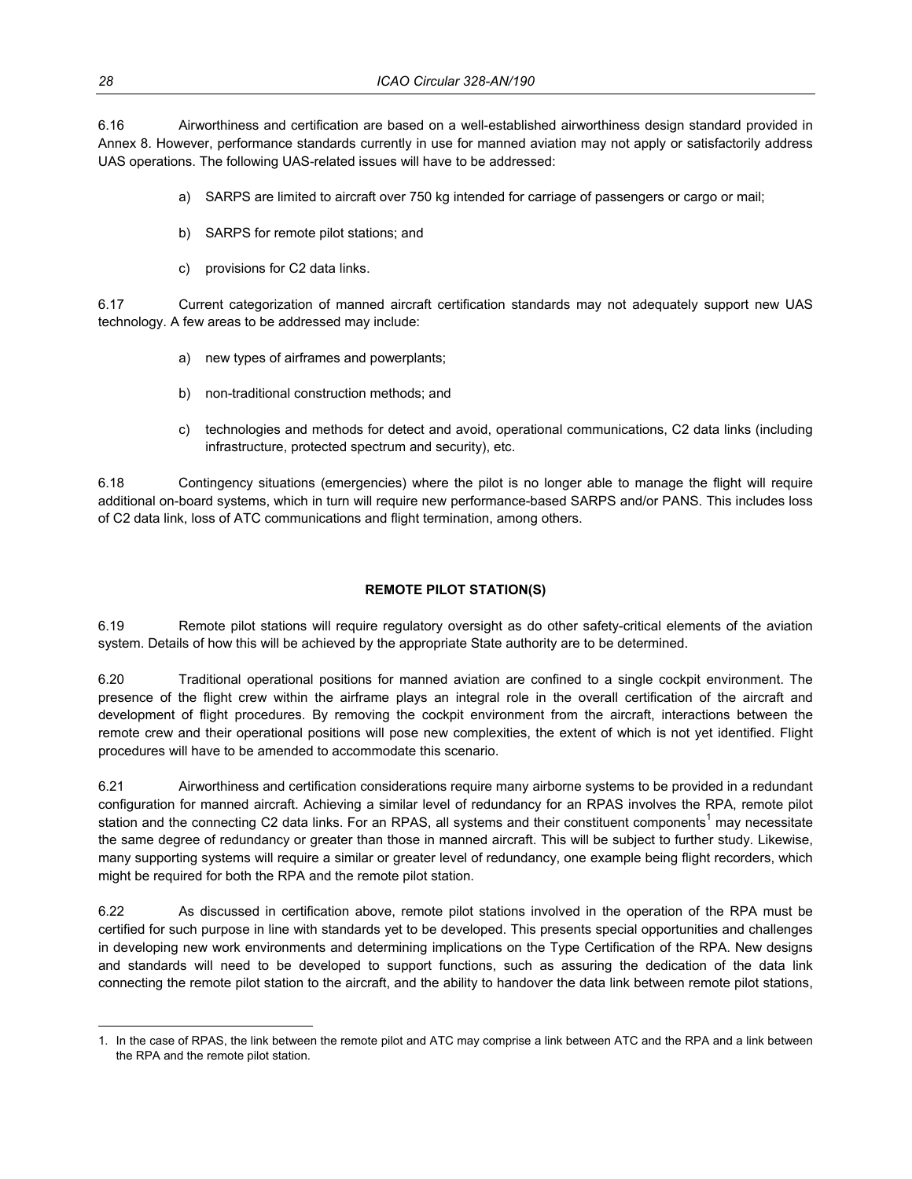6.16 Airworthiness and certification are based on a well-established airworthiness design standard provided in Annex 8. However, performance standards currently in use for manned aviation may not apply or satisfactorily address UAS operations. The following UAS-related issues will have to be addressed:

a) SARPS are limited to aircraft over 750 kg intended for carriage of passengers or cargo or mail;

b) SARPS for remote pilot stations; and

c) provisions for C2 data links.

6.17 Current categorization of manned aircraft certification standards may not adequately support new UAS technology. A few areas to be addressed may include:

a) new types of airframes and powerplants;

b) non-traditional construction methods; and

c) technologies and methods for detect and avoid, operational communications, C2 data links (including infrastructure, protected spectrum and security), etc.

6.18 Contingency situations (emergencies) where the pilot is no longer able to manage the flight will require additional on-board systems, which in turn will require new performance-based SARPS and/or PANS. This includes loss of C2 data link, loss of ATC communications and flight termination, among others.

## REMOTE PILOT STATION(S)

6.19 Remote pilot stations will require regulatory oversight as do other safety-critical elements of the aviation system. Details of how this will be achieved by the appropriate State authority are to be determined.

6.20 Traditional operational positions for manned aviation are confined to a single cockpit environment. The presence of the flight crew within the airframe plays an integral role in the overall certification of the aircraft and development of flight procedures. By removing the cockpit environment from the aircraft, interactions between the remote crew and their operational positions will pose new complexities, the extent of which is not yet identified. Flight procedures will have to be amended to accommodate this scenario.

6.21 Airworthiness and certification considerations require many airborne systems to be provided in a redundant configuration for manned aircraft. Achieving a similar level of redundancy for an RPAS involves the RPA, remote pilot station and the connecting C2 data links. For an RPAS, all systems and their constituent components[1] may necessitate the same degree of redundancy or greater than those in manned aircraft. This will be subject to further study. Likewise, many supporting systems will require a similar or greater level of redundancy, one example being flight recorders, which might be required for both the RPA and the remote pilot station.

6.22 As discussed in certification above, remote pilot stations involved in the operation of the RPA must be certified for such purpose in line with standards yet to be developed. This presents special opportunities and challenges in developing new work environments and determining implications on the Type Certification of the RPA. New designs and standards will need to be developed to support functions, such as assuring the dedication of the data link connecting the remote pilot station to the aircraft, and the ability to handover the data link between remote pilot stations,

---

1. In the case of RPAS, the link between the remote pilot and ATC may comprise a link between ATC and the RPA and a link between the RPA and the remote pilot station.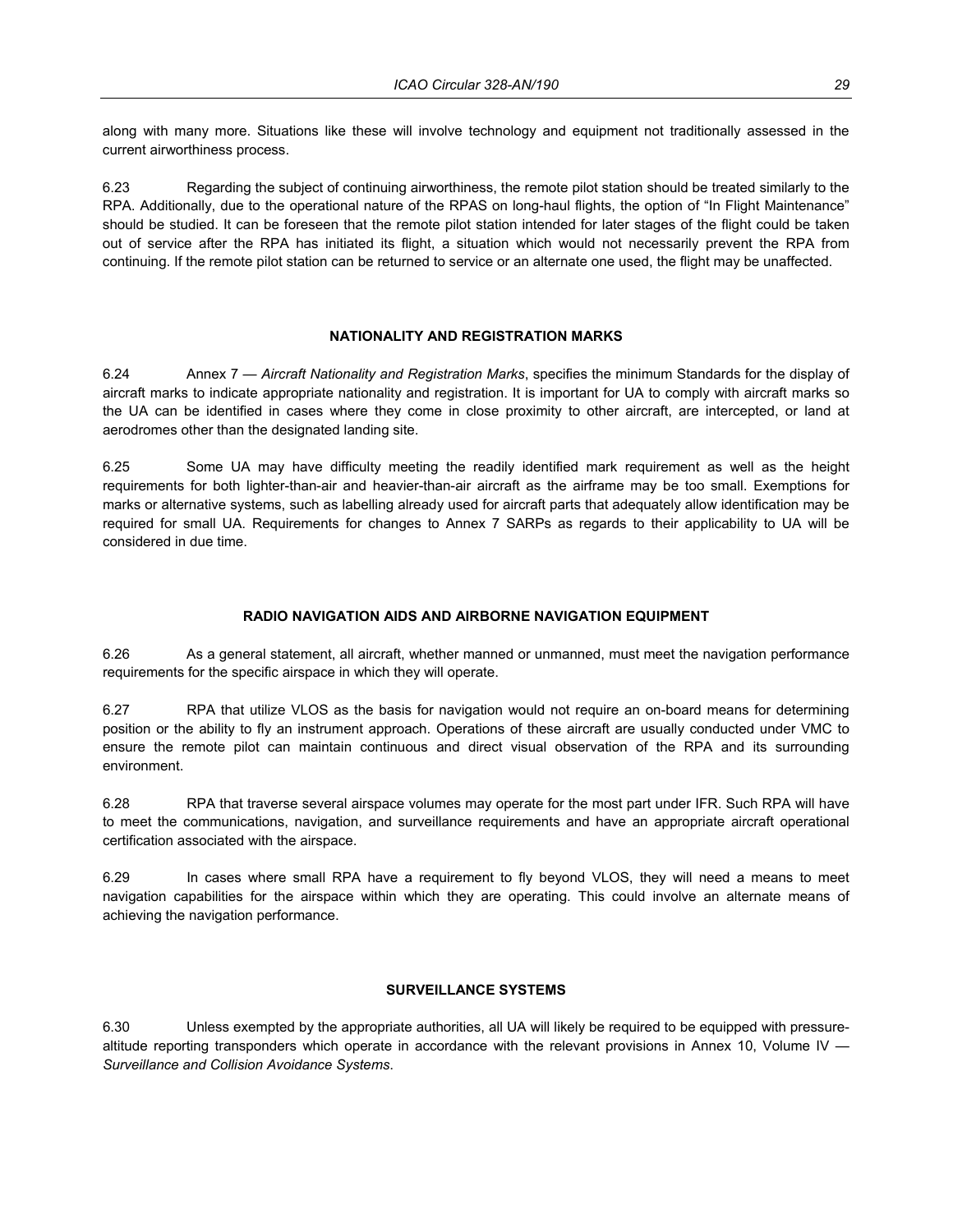along with many more. Situations like these will involve technology and equipment not traditionally assessed in the current airworthiness process.

6.23 Regarding the subject of continuing airworthiness, the remote pilot station should be treated similarly to the RPA. Additionally, due to the operational nature of the RPAS on long-haul flights, the option of "In Flight Maintenance" should be studied. It can be foreseen that the remote pilot station intended for later stages of the flight could be taken out of service after the RPA has initiated its flight, a situation which would not necessarily prevent the RPA from continuing. If the remote pilot station can be returned to service or an alternate one used, the flight may be unaffected.

## NATIONALITY AND REGISTRATION MARKS

6.24 Annex 7 — *Aircraft Nationality and Registration Marks*, specifies the minimum Standards for the display of aircraft marks to indicate appropriate nationality and registration. It is important for UA to comply with aircraft marks so the UA can be identified in cases where they come in close proximity to other aircraft, are intercepted, or land at aerodromes other than the designated landing site.

6.25 Some UA may have difficulty meeting the readily identified mark requirement as well as the height requirements for both lighter-than-air and heavier-than-air aircraft as the airframe may be too small. Exemptions for marks or alternative systems, such as labelling already used for aircraft parts that adequately allow identification may be required for small UA. Requirements for changes to Annex 7 SARPs as regards to their applicability to UA will be considered in due time.

## RADIO NAVIGATION AIDS AND AIRBORNE NAVIGATION EQUIPMENT

6.26 As a general statement, all aircraft, whether manned or unmanned, must meet the navigation performance requirements for the specific airspace in which they will operate.

6.27 RPA that utilize VLOS as the basis for navigation would not require an on-board means for determining position or the ability to fly an instrument approach. Operations of these aircraft are usually conducted under VMC to ensure the remote pilot can maintain continuous and direct visual observation of the RPA and its surrounding environment.

6.28 RPA that traverse several airspace volumes may operate for the most part under IFR. Such RPA will have to meet the communications, navigation, and surveillance requirements and have an appropriate aircraft operational certification associated with the airspace.

6.29 In cases where small RPA have a requirement to fly beyond VLOS, they will need a means to meet navigation capabilities for the airspace within which they are operating. This could involve an alternate means of achieving the navigation performance.

## SURVEILLANCE SYSTEMS

6.30 Unless exempted by the appropriate authorities, all UA will likely be required to be equipped with pressure-altitude reporting transponders which operate in accordance with the relevant provisions in Annex 10, Volume IV — *Surveillance and Collision Avoidance Systems*.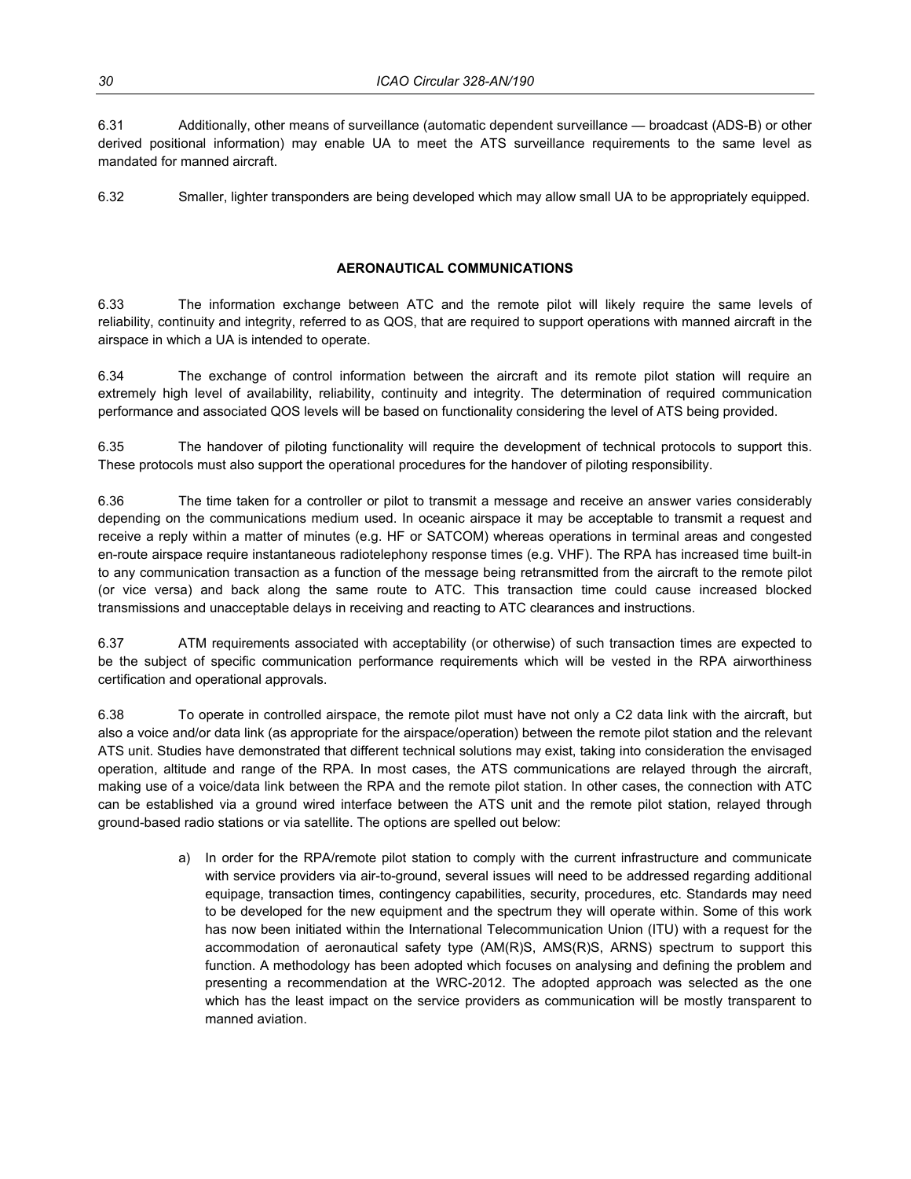6.31 Additionally, other means of surveillance (automatic dependent surveillance — broadcast (ADS-B) or other derived positional information) may enable UA to meet the ATS surveillance requirements to the same level as mandated for manned aircraft.

6.32 Smaller, lighter transponders are being developed which may allow small UA to be appropriately equipped.

## AERONAUTICAL COMMUNICATIONS

6.33 The information exchange between ATC and the remote pilot will likely require the same levels of reliability, continuity and integrity, referred to as QOS, that are required to support operations with manned aircraft in the airspace in which a UA is intended to operate.

6.34 The exchange of control information between the aircraft and its remote pilot station will require an extremely high level of availability, reliability, continuity and integrity. The determination of required communication performance and associated QOS levels will be based on functionality considering the level of ATS being provided.

6.35 The handover of piloting functionality will require the development of technical protocols to support this. These protocols must also support the operational procedures for the handover of piloting responsibility.

6.36 The time taken for a controller or pilot to transmit a message and receive an answer varies considerably depending on the communications medium used. In oceanic airspace it may be acceptable to transmit a request and receive a reply within a matter of minutes (e.g. HF or SATCOM) whereas operations in terminal areas and congested en-route airspace require instantaneous radiotelephony response times (e.g. VHF). The RPA has increased time built-in to any communication transaction as a function of the message being retransmitted from the aircraft to the remote pilot (or vice versa) and back along the same route to ATC. This transaction time could cause increased blocked transmissions and unacceptable delays in receiving and reacting to ATC clearances and instructions.

6.37 ATM requirements associated with acceptability (or otherwise) of such transaction times are expected to be the subject of specific communication performance requirements which will be vested in the RPA airworthiness certification and operational approvals.

6.38 To operate in controlled airspace, the remote pilot must have not only a C2 data link with the aircraft, but also a voice and/or data link (as appropriate for the airspace/operation) between the remote pilot station and the relevant ATS unit. Studies have demonstrated that different technical solutions may exist, taking into consideration the envisaged operation, altitude and range of the RPA. In most cases, the ATS communications are relayed through the aircraft, making use of a voice/data link between the RPA and the remote pilot station. In other cases, the connection with ATC can be established via a ground wired interface between the ATS unit and the remote pilot station, relayed through ground-based radio stations or via satellite. The options are spelled out below:

a) In order for the RPA/remote pilot station to comply with the current infrastructure and communicate with service providers via air-to-ground, several issues will need to be addressed regarding additional equipage, transaction times, contingency capabilities, security, procedures, etc. Standards may need to be developed for the new equipment and the spectrum they will operate within. Some of this work has now been initiated within the International Telecommunication Union (ITU) with a request for the accommodation of aeronautical safety type (AM(R)S, AMS(R)S, ARNS) spectrum to support this function. A methodology has been adopted which focuses on analysing and defining the problem and presenting a recommendation at the WRC-2012. The adopted approach was selected as the one which has the least impact on the service providers as communication will be mostly transparent to manned aviation.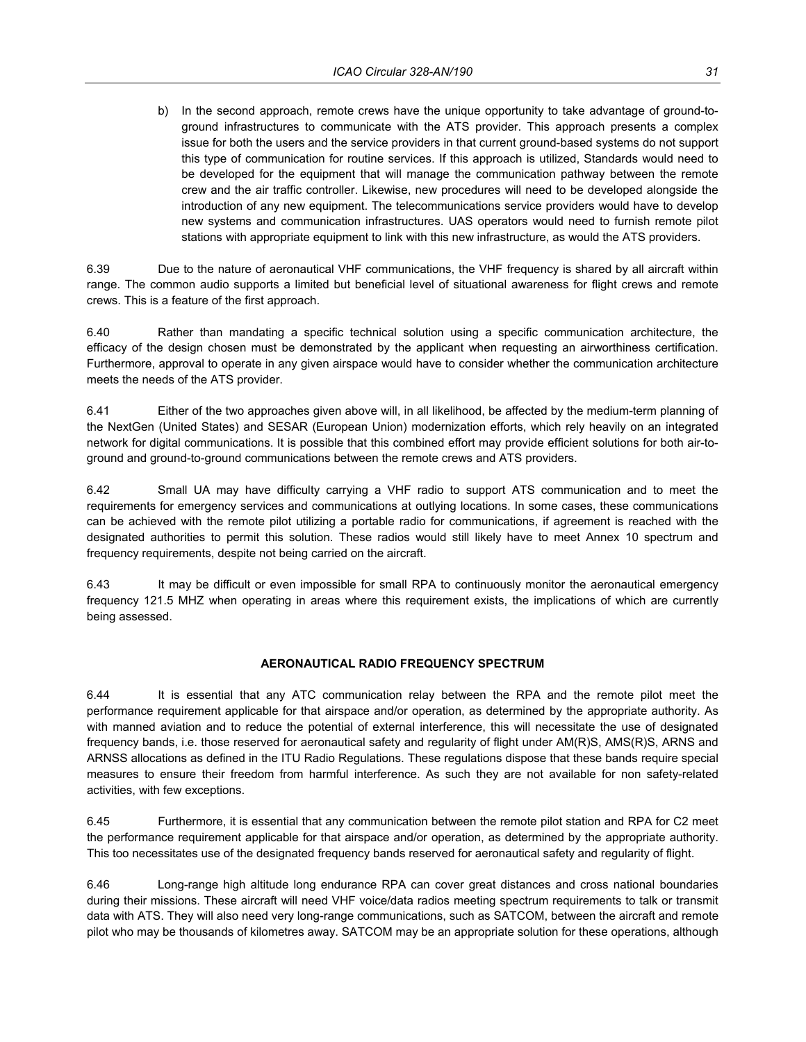b) In the second approach, remote crews have the unique opportunity to take advantage of ground-to-ground infrastructures to communicate with the ATS provider. This approach presents a complex issue for both the users and the service providers in that current ground-based systems do not support this type of communication for routine services. If this approach is utilized, Standards would need to be developed for the equipment that will manage the communication pathway between the remote crew and the air traffic controller. Likewise, new procedures will need to be developed alongside the introduction of any new equipment. The telecommunications service providers would have to develop new systems and communication infrastructures. UAS operators would need to furnish remote pilot stations with appropriate equipment to link with this new infrastructure, as would the ATS providers.

6.39 Due to the nature of aeronautical VHF communications, the VHF frequency is shared by all aircraft within range. The common audio supports a limited but beneficial level of situational awareness for flight crews and remote crews. This is a feature of the first approach.

6.40 Rather than mandating a specific technical solution using a specific communication architecture, the efficacy of the design chosen must be demonstrated by the applicant when requesting an airworthiness certification. Furthermore, approval to operate in any given airspace would have to consider whether the communication architecture meets the needs of the ATS provider.

6.41 Either of the two approaches given above will, in all likelihood, be affected by the medium-term planning of the NextGen (United States) and SESAR (European Union) modernization efforts, which rely heavily on an integrated network for digital communications. It is possible that this combined effort may provide efficient solutions for both air-to-ground and ground-to-ground communications between the remote crews and ATS providers.

6.42 Small UA may have difficulty carrying a VHF radio to support ATS communication and to meet the requirements for emergency services and communications at outlying locations. In some cases, these communications can be achieved with the remote pilot utilizing a portable radio for communications, if agreement is reached with the designated authorities to permit this solution. These radios would still likely have to meet Annex 10 spectrum and frequency requirements, despite not being carried on the aircraft.

6.43 It may be difficult or even impossible for small RPA to continuously monitor the aeronautical emergency frequency 121.5 MHZ when operating in areas where this requirement exists, the implications of which are currently being assessed.

## AERONAUTICAL RADIO FREQUENCY SPECTRUM

6.44 It is essential that any ATC communication relay between the RPA and the remote pilot meet the performance requirement applicable for that airspace and/or operation, as determined by the appropriate authority. As with manned aviation and to reduce the potential of external interference, this will necessitate the use of designated frequency bands, i.e. those reserved for aeronautical safety and regularity of flight under AM(R)S, AMS(R)S, ARNS and ARNSS allocations as defined in the ITU Radio Regulations. These regulations dispose that these bands require special measures to ensure their freedom from harmful interference. As such they are not available for non safety-related activities, with few exceptions.

6.45 Furthermore, it is essential that any communication between the remote pilot station and RPA for C2 meet the performance requirement applicable for that airspace and/or operation, as determined by the appropriate authority. This too necessitates use of the designated frequency bands reserved for aeronautical safety and regularity of flight.

6.46 Long-range high altitude long endurance RPA can cover great distances and cross national boundaries during their missions. These aircraft will need VHF voice/data radios meeting spectrum requirements to talk or transmit data with ATS. They will also need very long-range communications, such as SATCOM, between the aircraft and remote pilot who may be thousands of kilometres away. SATCOM may be an appropriate solution for these operations, although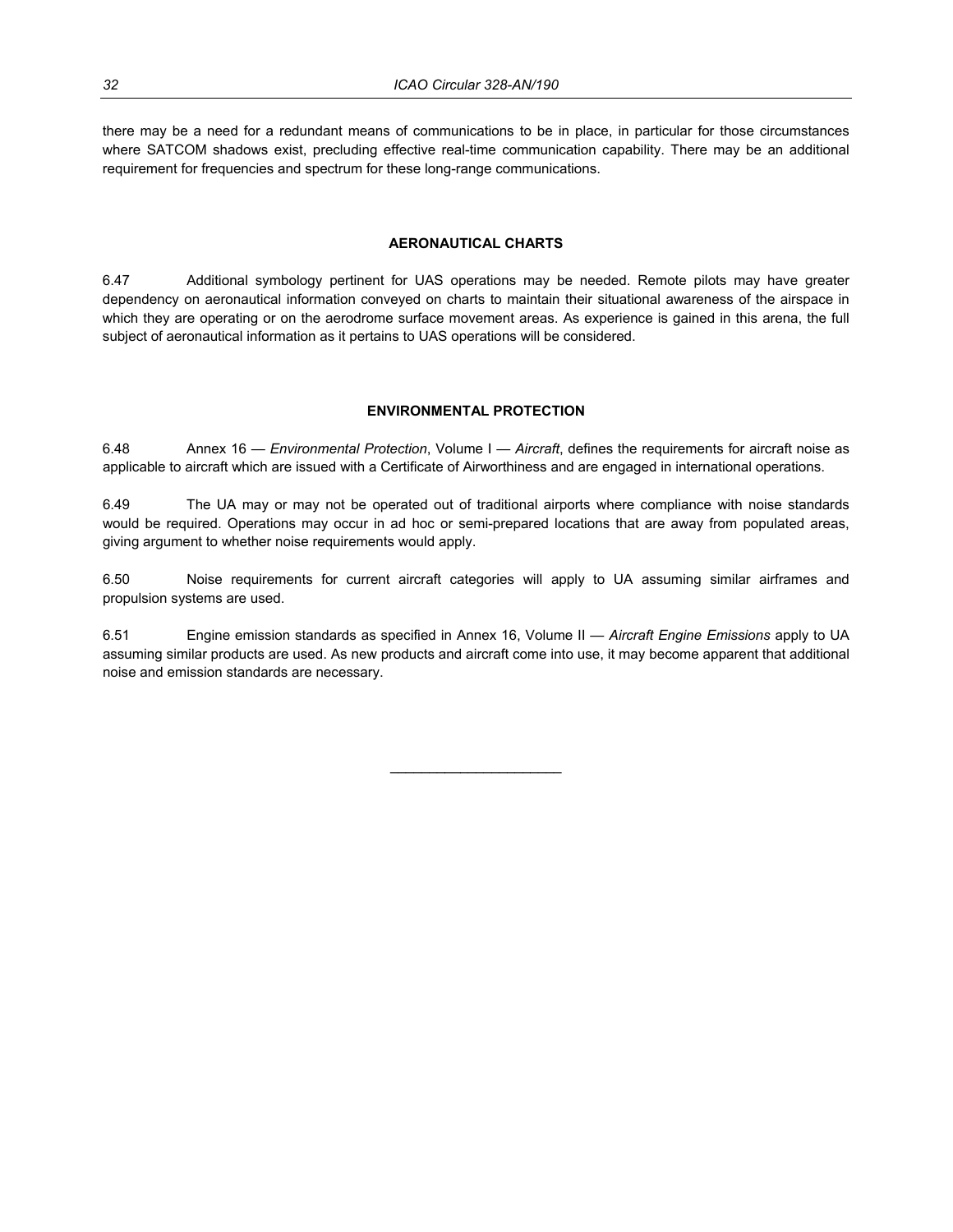there may be a need for a redundant means of communications to be in place, in particular for those circumstances where SATCOM shadows exist, precluding effective real-time communication capability. There may be an additional requirement for frequencies and spectrum for these long-range communications.

## AERONAUTICAL CHARTS

6.47 Additional symbology pertinent for UAS operations may be needed. Remote pilots may have greater dependency on aeronautical information conveyed on charts to maintain their situational awareness of the airspace in which they are operating or on the aerodrome surface movement areas. As experience is gained in this arena, the full subject of aeronautical information as it pertains to UAS operations will be considered.

## ENVIRONMENTAL PROTECTION

6.48 Annex 16 — *Environmental Protection*, Volume I — *Aircraft*, defines the requirements for aircraft noise as applicable to aircraft which are issued with a Certificate of Airworthiness and are engaged in international operations.

6.49 The UA may or may not be operated out of traditional airports where compliance with noise standards would be required. Operations may occur in ad hoc or semi-prepared locations that are away from populated areas, giving argument to whether noise requirements would apply.

6.50 Noise requirements for current aircraft categories will apply to UA assuming similar airframes and propulsion systems are used.

6.51 Engine emission standards as specified in Annex 16, Volume II — *Aircraft Engine Emissions* apply to UA assuming similar products are used. As new products and aircraft come into use, it may become apparent that additional noise and emission standards are necessary.

---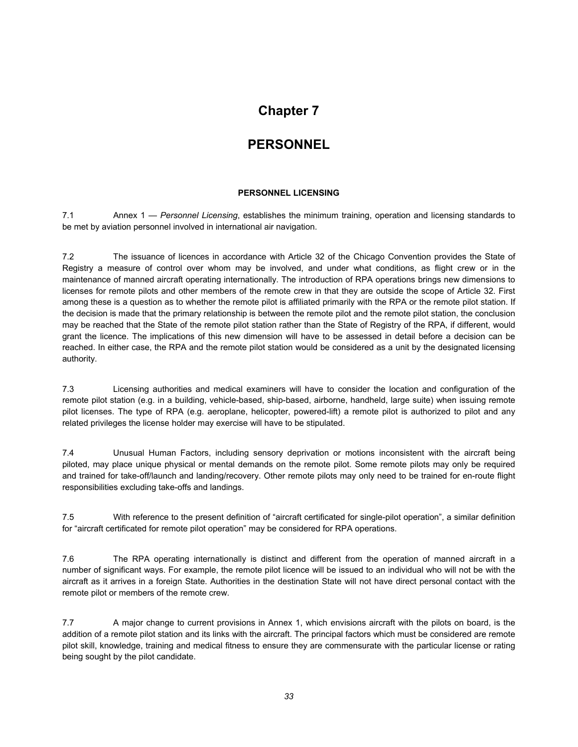# Chapter 7

# PERSONNEL

### PERSONNEL LICENSING

7.1 Annex 1 — *Personnel Licensing*, establishes the minimum training, operation and licensing standards to be met by aviation personnel involved in international air navigation.

7.2 The issuance of licences in accordance with Article 32 of the Chicago Convention provides the State of Registry a measure of control over whom may be involved, and under what conditions, as flight crew or in the maintenance of manned aircraft operating internationally. The introduction of RPA operations brings new dimensions to licenses for remote pilots and other members of the remote crew in that they are outside the scope of Article 32. First among these is a question as to whether the remote pilot is affiliated primarily with the RPA or the remote pilot station. If the decision is made that the primary relationship is between the remote pilot and the remote pilot station, the conclusion may be reached that the State of the remote pilot station rather than the State of Registry of the RPA, if different, would grant the licence. The implications of this new dimension will have to be assessed in detail before a decision can be reached. In either case, the RPA and the remote pilot station would be considered as a unit by the designated licensing authority.

7.3 Licensing authorities and medical examiners will have to consider the location and configuration of the remote pilot station (e.g. in a building, vehicle-based, ship-based, airborne, handheld, large suite) when issuing remote pilot licenses. The type of RPA (e.g. aeroplane, helicopter, powered-lift) a remote pilot is authorized to pilot and any related privileges the license holder may exercise will have to be stipulated.

7.4 Unusual Human Factors, including sensory deprivation or motions inconsistent with the aircraft being piloted, may place unique physical or mental demands on the remote pilot. Some remote pilots may only be required and trained for take-off/launch and landing/recovery. Other remote pilots may only need to be trained for en-route flight responsibilities excluding take-offs and landings.

7.5 With reference to the present definition of "aircraft certificated for single-pilot operation", a similar definition for "aircraft certificated for remote pilot operation" may be considered for RPA operations.

7.6 The RPA operating internationally is distinct and different from the operation of manned aircraft in a number of significant ways. For example, the remote pilot licence will be issued to an individual who will not be with the aircraft as it arrives in a foreign State. Authorities in the destination State will not have direct personal contact with the remote pilot or members of the remote crew.

7.7 A major change to current provisions in Annex 1, which envisions aircraft with the pilots on board, is the addition of a remote pilot station and its links with the aircraft. The principal factors which must be considered are remote pilot skill, knowledge, training and medical fitness to ensure they are commensurate with the particular license or rating being sought by the pilot candidate.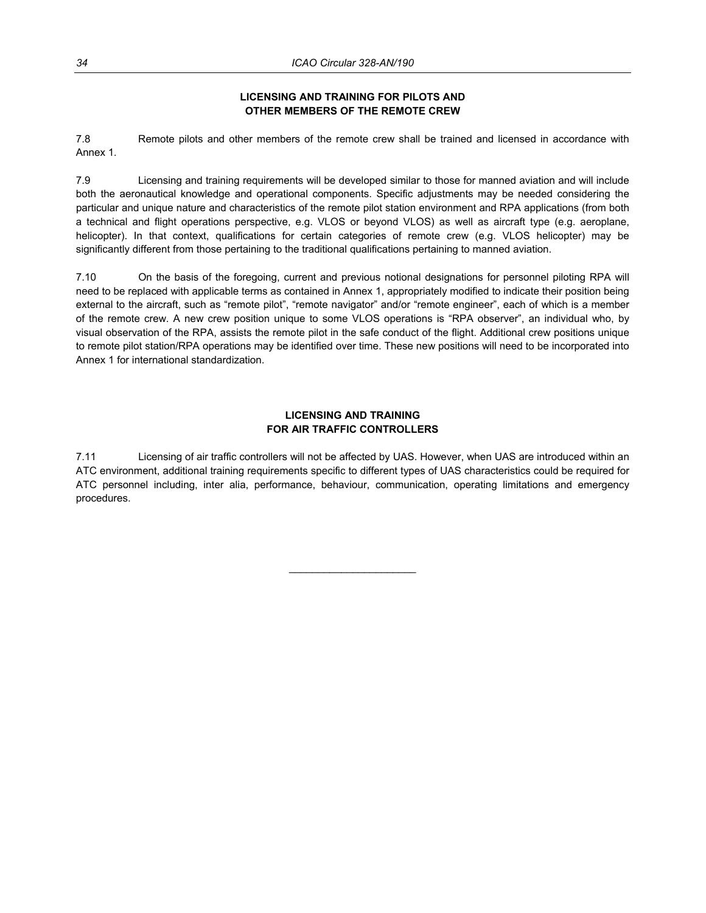## LICENSING AND TRAINING FOR PILOTS AND OTHER MEMBERS OF THE REMOTE CREW

7.8 Remote pilots and other members of the remote crew shall be trained and licensed in accordance with Annex 1.

7.9 Licensing and training requirements will be developed similar to those for manned aviation and will include both the aeronautical knowledge and operational components. Specific adjustments may be needed considering the particular and unique nature and characteristics of the remote pilot station environment and RPA applications (from both a technical and flight operations perspective, e.g. VLOS or beyond VLOS) as well as aircraft type (e.g. aeroplane, helicopter). In that context, qualifications for certain categories of remote crew (e.g. VLOS helicopter) may be significantly different from those pertaining to the traditional qualifications pertaining to manned aviation.

7.10 On the basis of the foregoing, current and previous notional designations for personnel piloting RPA will need to be replaced with applicable terms as contained in Annex 1, appropriately modified to indicate their position being external to the aircraft, such as "remote pilot", "remote navigator" and/or "remote engineer", each of which is a member of the remote crew. A new crew position unique to some VLOS operations is "RPA observer", an individual who, by visual observation of the RPA, assists the remote pilot in the safe conduct of the flight. Additional crew positions unique to remote pilot station/RPA operations may be identified over time. These new positions will need to be incorporated into Annex 1 for international standardization.

## LICENSING AND TRAINING FOR AIR TRAFFIC CONTROLLERS

7.11 Licensing of air traffic controllers will not be affected by UAS. However, when UAS are introduced within an ATC environment, additional training requirements specific to different types of UAS characteristics could be required for ATC personnel including, inter alia, performance, behaviour, communication, operating limitations and emergency procedures.

______________________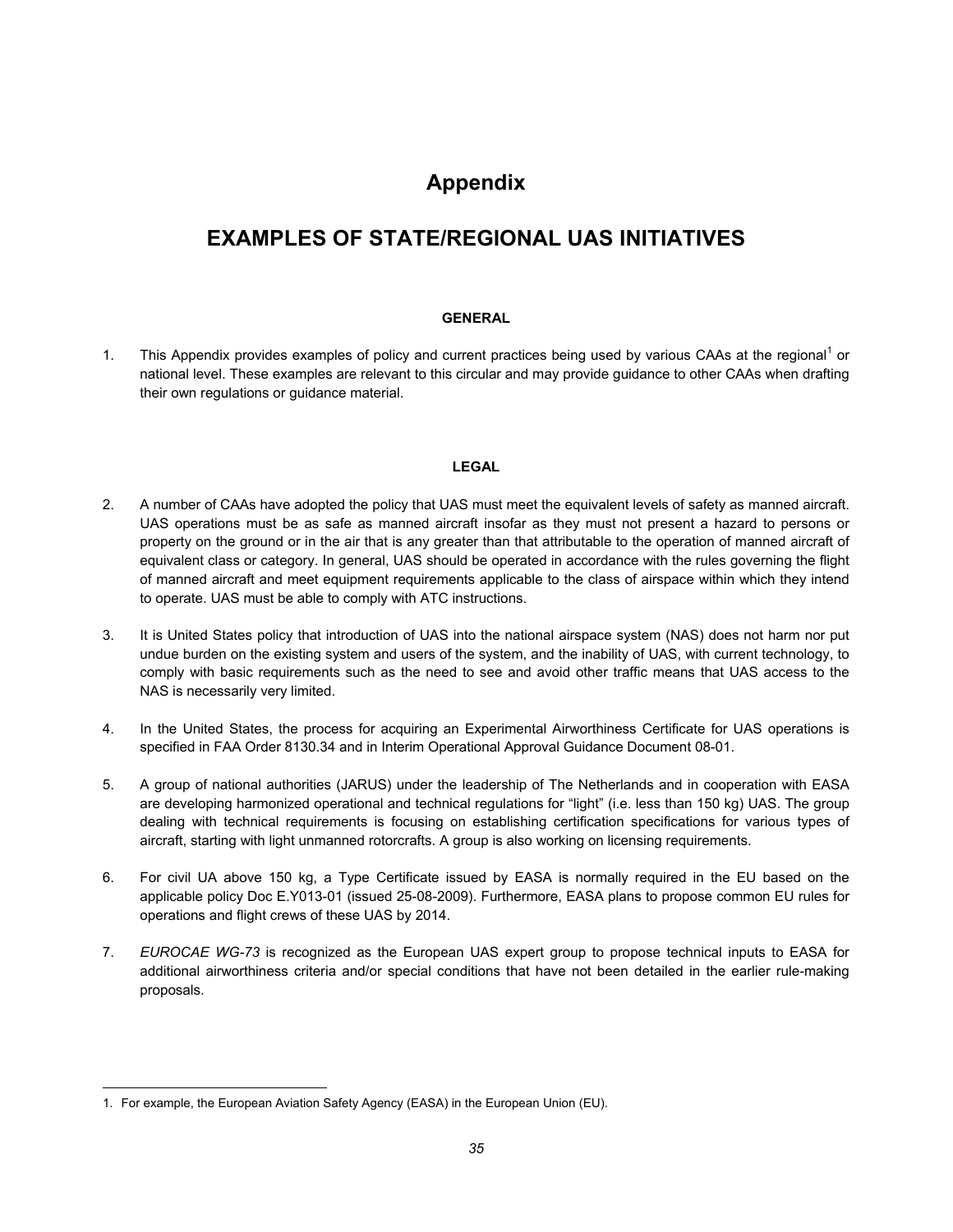# Appendix

# EXAMPLES OF STATE/REGIONAL UAS INITIATIVES

### GENERAL

1. This Appendix provides examples of policy and current practices being used by various CAAs at the regional[1] or national level. These examples are relevant to this circular and may provide guidance to other CAAs when drafting their own regulations or guidance material.

### LEGAL

2. A number of CAAs have adopted the policy that UAS must meet the equivalent levels of safety as manned aircraft. UAS operations must be as safe as manned aircraft insofar as they must not present a hazard to persons or property on the ground or in the air that is any greater than that attributable to the operation of manned aircraft of equivalent class or category. In general, UAS should be operated in accordance with the rules governing the flight of manned aircraft and meet equipment requirements applicable to the class of airspace within which they intend to operate. UAS must be able to comply with ATC instructions.

3. It is United States policy that introduction of UAS into the national airspace system (NAS) does not harm nor put undue burden on the existing system and users of the system, and the inability of UAS, with current technology, to comply with basic requirements such as the need to see and avoid other traffic means that UAS access to the NAS is necessarily very limited.

4. In the United States, the process for acquiring an Experimental Airworthiness Certificate for UAS operations is specified in FAA Order 8130.34 and in Interim Operational Approval Guidance Document 08-01.

5. A group of national authorities (JARUS) under the leadership of The Netherlands and in cooperation with EASA are developing harmonized operational and technical regulations for “light” (i.e. less than 150 kg) UAS. The group dealing with technical requirements is focusing on establishing certification specifications for various types of aircraft, starting with light unmanned rotorcrafts. A group is also working on licensing requirements.

6. For civil UA above 150 kg, a Type Certificate issued by EASA is normally required in the EU based on the applicable policy Doc E.Y013-01 (issued 25-08-2009). Furthermore, EASA plans to propose common EU rules for operations and flight crews of these UAS by 2014.

7. *EUROCAE WG-73* is recognized as the European UAS expert group to propose technical inputs to EASA for additional airworthiness criteria and/or special conditions that have not been detailed in the earlier rule-making proposals.

---

1. For example, the European Aviation Safety Agency (EASA) in the European Union (EU).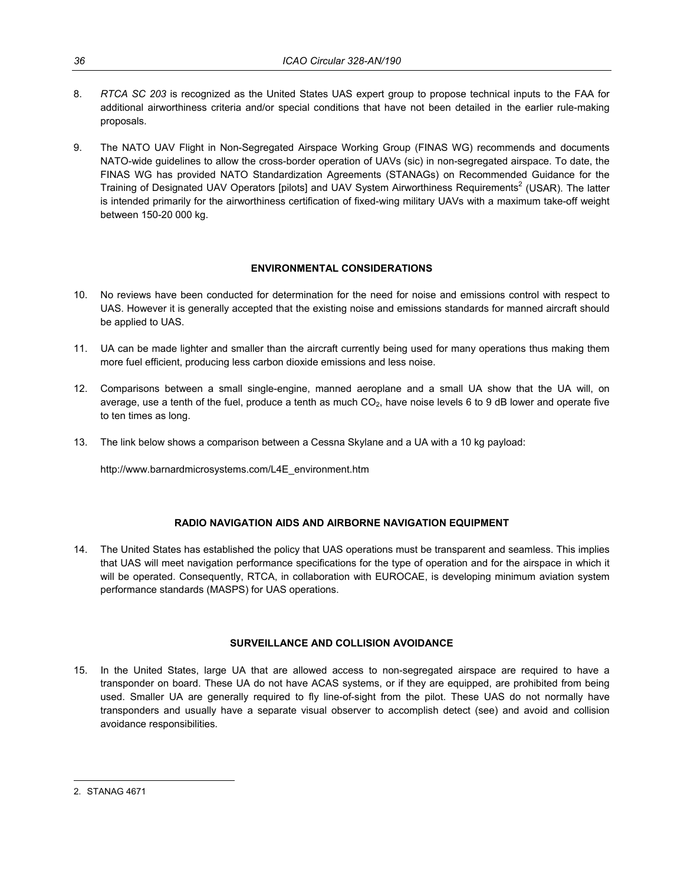8. *RTCA SC 203* is recognized as the United States UAS expert group to propose technical inputs to the FAA for additional airworthiness criteria and/or special conditions that have not been detailed in the earlier rule-making proposals.

9. The NATO UAV Flight in Non-Segregated Airspace Working Group (FINAS WG) recommends and documents NATO-wide guidelines to allow the cross-border operation of UAVs (sic) in non-segregated airspace. To date, the FINAS WG has provided NATO Standardization Agreements (STANAGs) on Recommended Guidance for the Training of Designated UAV Operators [pilots] and UAV System Airworthiness Requirements[2] (USAR). The latter is intended primarily for the airworthiness certification of fixed-wing military UAVs with a maximum take-off weight between 150-20 000 kg.

## ENVIRONMENTAL CONSIDERATIONS

10. No reviews have been conducted for determination for the need for noise and emissions control with respect to UAS. However it is generally accepted that the existing noise and emissions standards for manned aircraft should be applied to UAS.

11. UA can be made lighter and smaller than the aircraft currently being used for many operations thus making them more fuel efficient, producing less carbon dioxide emissions and less noise.

12. Comparisons between a small single-engine, manned aeroplane and a small UA show that the UA will, on average, use a tenth of the fuel, produce a tenth as much $CO_2$, have noise levels 6 to 9 dB lower and operate five to ten times as long.

13. The link below shows a comparison between a Cessna Skylane and a UA with a 10 kg payload:

    http://www.barnardmicrosystems.com/L4E_environment.htm

## RADIO NAVIGATION AIDS AND AIRBORNE NAVIGATION EQUIPMENT

14. The United States has established the policy that UAS operations must be transparent and seamless. This implies that UAS will meet navigation performance specifications for the type of operation and for the airspace in which it will be operated. Consequently, RTCA, in collaboration with EUROCAE, is developing minimum aviation system performance standards (MASPS) for UAS operations.

## SURVEILLANCE AND COLLISION AVOIDANCE

15. In the United States, large UA that are allowed access to non-segregated airspace are required to have a transponder on board. These UA do not have ACAS systems, or if they are equipped, are prohibited from being used. Smaller UA are generally required to fly line-of-sight from the pilot. These UAS do not normally have transponders and usually have a separate visual observer to accomplish detect (see) and avoid and collision avoidance responsibilities.

---

2. STANAG 4671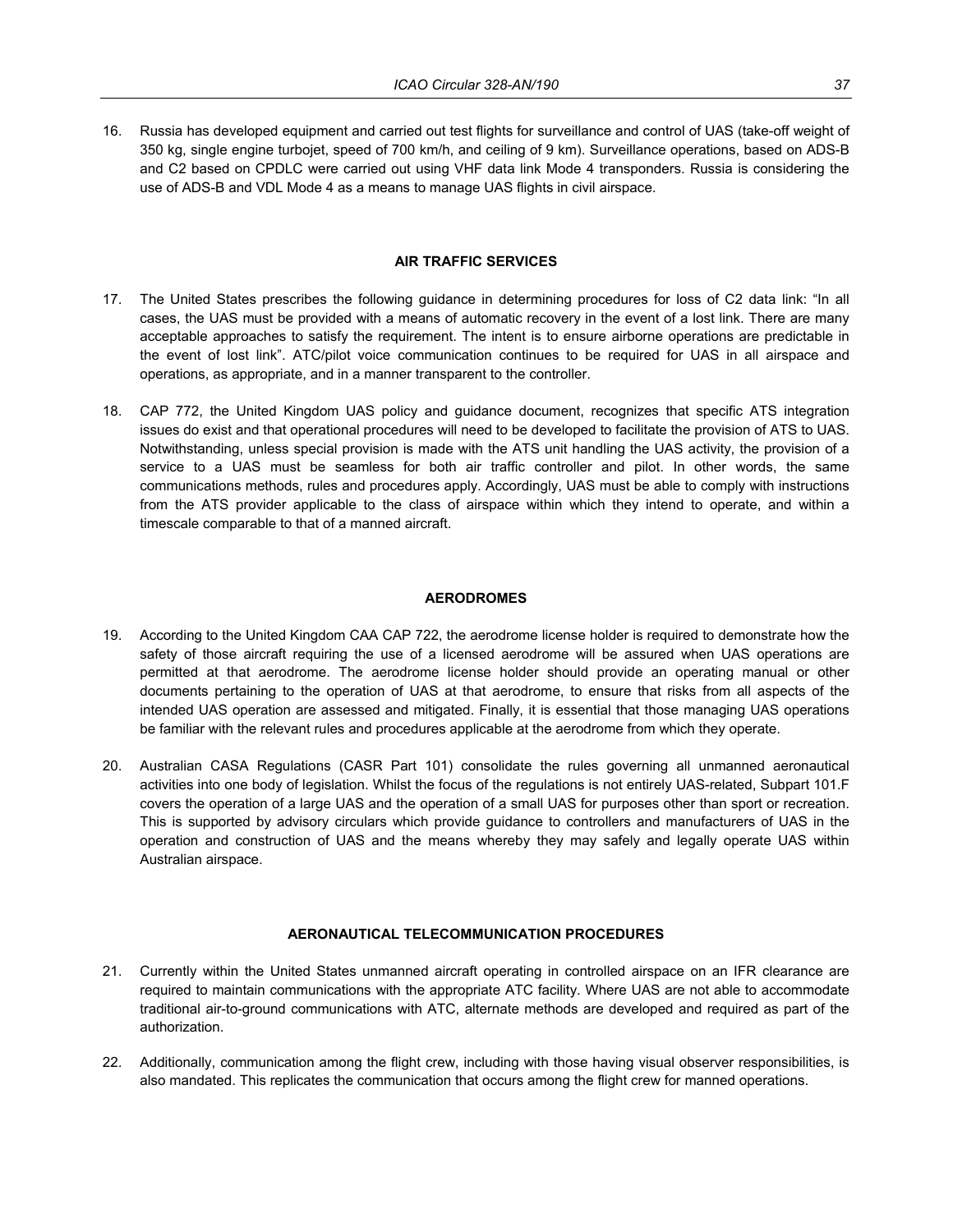16. Russia has developed equipment and carried out test flights for surveillance and control of UAS (take-off weight of 350 kg, single engine turbojet, speed of 700 km/h, and ceiling of 9 km). Surveillance operations, based on ADS-B and C2 based on CPDLC were carried out using VHF data link Mode 4 transponders. Russia is considering the use of ADS-B and VDL Mode 4 as a means to manage UAS flights in civil airspace.

## AIR TRAFFIC SERVICES

17. The United States prescribes the following guidance in determining procedures for loss of C2 data link: "In all cases, the UAS must be provided with a means of automatic recovery in the event of a lost link. There are many acceptable approaches to satisfy the requirement. The intent is to ensure airborne operations are predictable in the event of lost link". ATC/pilot voice communication continues to be required for UAS in all airspace and operations, as appropriate, and in a manner transparent to the controller.

18. CAP 772, the United Kingdom UAS policy and guidance document, recognizes that specific ATS integration issues do exist and that operational procedures will need to be developed to facilitate the provision of ATS to UAS. Notwithstanding, unless special provision is made with the ATS unit handling the UAS activity, the provision of a service to a UAS must be seamless for both air traffic controller and pilot. In other words, the same communications methods, rules and procedures apply. Accordingly, UAS must be able to comply with instructions from the ATS provider applicable to the class of airspace within which they intend to operate, and within a timescale comparable to that of a manned aircraft.

## AERODROMES

19. According to the United Kingdom CAA CAP 722, the aerodrome license holder is required to demonstrate how the safety of those aircraft requiring the use of a licensed aerodrome will be assured when UAS operations are permitted at that aerodrome. The aerodrome license holder should provide an operating manual or other documents pertaining to the operation of UAS at that aerodrome, to ensure that risks from all aspects of the intended UAS operation are assessed and mitigated. Finally, it is essential that those managing UAS operations be familiar with the relevant rules and procedures applicable at the aerodrome from which they operate.

20. Australian CASA Regulations (CASR Part 101) consolidate the rules governing all unmanned aeronautical activities into one body of legislation. Whilst the focus of the regulations is not entirely UAS-related, Subpart 101.F covers the operation of a large UAS and the operation of a small UAS for purposes other than sport or recreation. This is supported by advisory circulars which provide guidance to controllers and manufacturers of UAS in the operation and construction of UAS and the means whereby they may safely and legally operate UAS within Australian airspace.

## AERONAUTICAL TELECOMMUNICATION PROCEDURES

21. Currently within the United States unmanned aircraft operating in controlled airspace on an IFR clearance are required to maintain communications with the appropriate ATC facility. Where UAS are not able to accommodate traditional air-to-ground communications with ATC, alternate methods are developed and required as part of the authorization.

22. Additionally, communication among the flight crew, including with those having visual observer responsibilities, is also mandated. This replicates the communication that occurs among the flight crew for manned operations.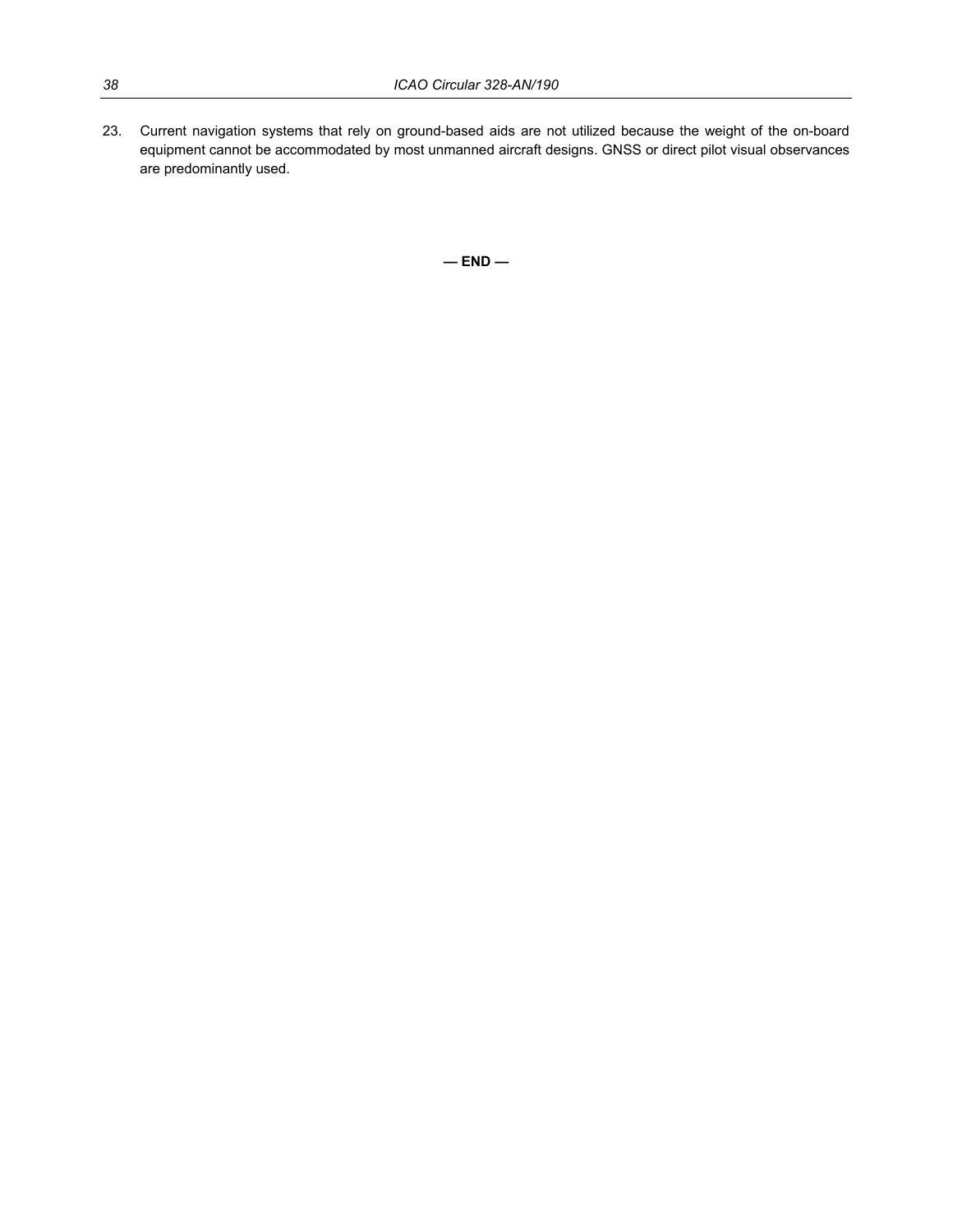23. Current navigation systems that rely on ground-based aids are not utilized because the weight of the on-board equipment cannot be accommodated by most unmanned aircraft designs. GNSS or direct pilot visual observances are predominantly used.

**— END —**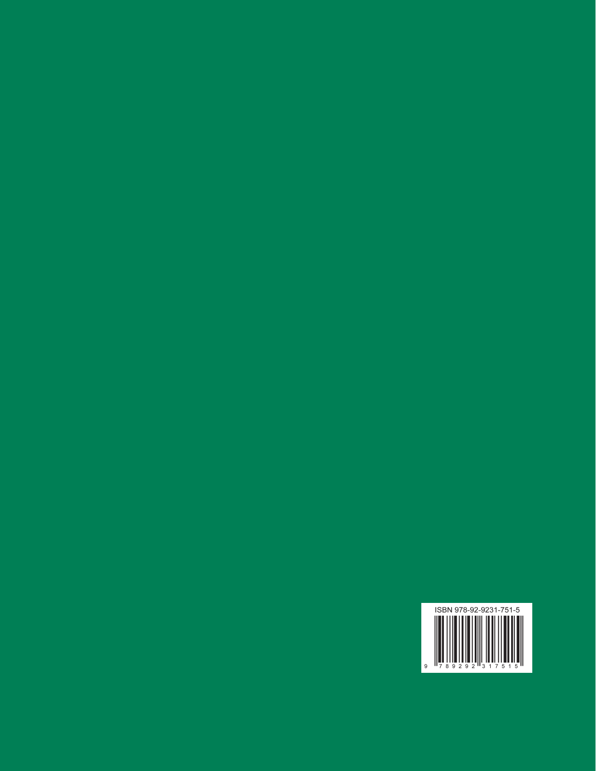ISBN 978-92-9231-751-5

9 789292 317515